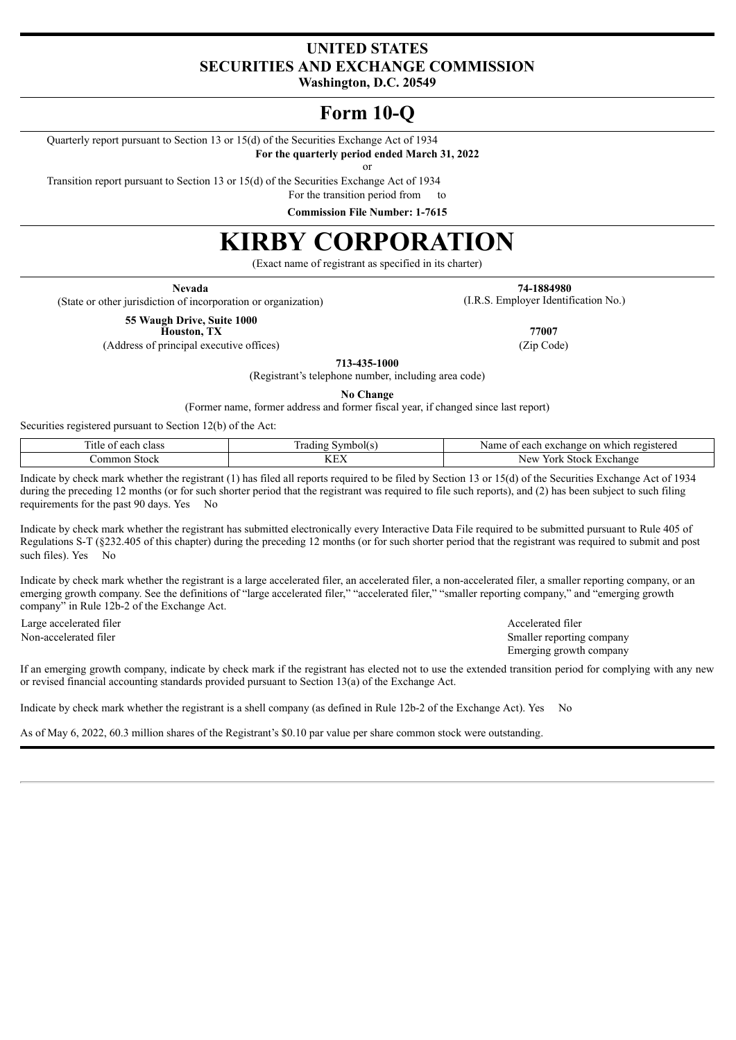# UNITED STATES
# SECURITIES AND EXCHANGE COMMISSION
**Washington, D.C. 20549**

# Form 10-Q

Quarterly report pursuant to Section 13 or 15(d) of the Securities Exchange Act of 1934

**For the quarterly period ended March 31, 2022**

or

Transition report pursuant to Section 13 or 15(d) of the Securities Exchange Act of 1934

For the transition period from to

**Commission File Number: 1-7615**

# KIRBY CORPORATION

(Exact name of registrant as specified in its charter)

**Nevada**
(State or other jurisdiction of incorporation or organization)

**74-1884980**
(I.R.S. Employer Identification No.)

**55 Waugh Drive, Suite 1000**
**Houston, TX**
(Address of principal executive offices)

**77007**
(Zip Code)

**713-435-1000**
(Registrant's telephone number, including area code)

**No Change**
(Former name, former address and former fiscal year, if changed since last report)

Securities registered pursuant to Section 12(b) of the Act:

| Title of each class | Trading Symbol(s) | Name of each exchange on which registered |
|---|---|---|
| Common Stock | KEX | New York Stock Exchange |

Indicate by check mark whether the registrant (1) has filed all reports required to be filed by Section 13 or 15(d) of the Securities Exchange Act of 1934 during the preceding 12 months (or for such shorter period that the registrant was required to file such reports), and (2) has been subject to such filing requirements for the past 90 days. Yes No

Indicate by check mark whether the registrant has submitted electronically every Interactive Data File required to be submitted pursuant to Rule 405 of Regulations S-T (§232.405 of this chapter) during the preceding 12 months (or for such shorter period that the registrant was required to submit and post such files). Yes No

Indicate by check mark whether the registrant is a large accelerated filer, an accelerated filer, a non-accelerated filer, a smaller reporting company, or an emerging growth company. See the definitions of "large accelerated filer," "accelerated filer," "smaller reporting company," and "emerging growth company" in Rule 12b-2 of the Exchange Act.

Large accelerated filer
Accelerated filer
Non-accelerated filer
Smaller reporting company
Emerging growth company

If an emerging growth company, indicate by check mark if the registrant has elected not to use the extended transition period for complying with any new or revised financial accounting standards provided pursuant to Section 13(a) of the Exchange Act.

Indicate by check mark whether the registrant is a shell company (as defined in Rule 12b-2 of the Exchange Act). Yes No

As of May 6, 2022, 60.3 million shares of the Registrant's $0.10 par value per share common stock were outstanding.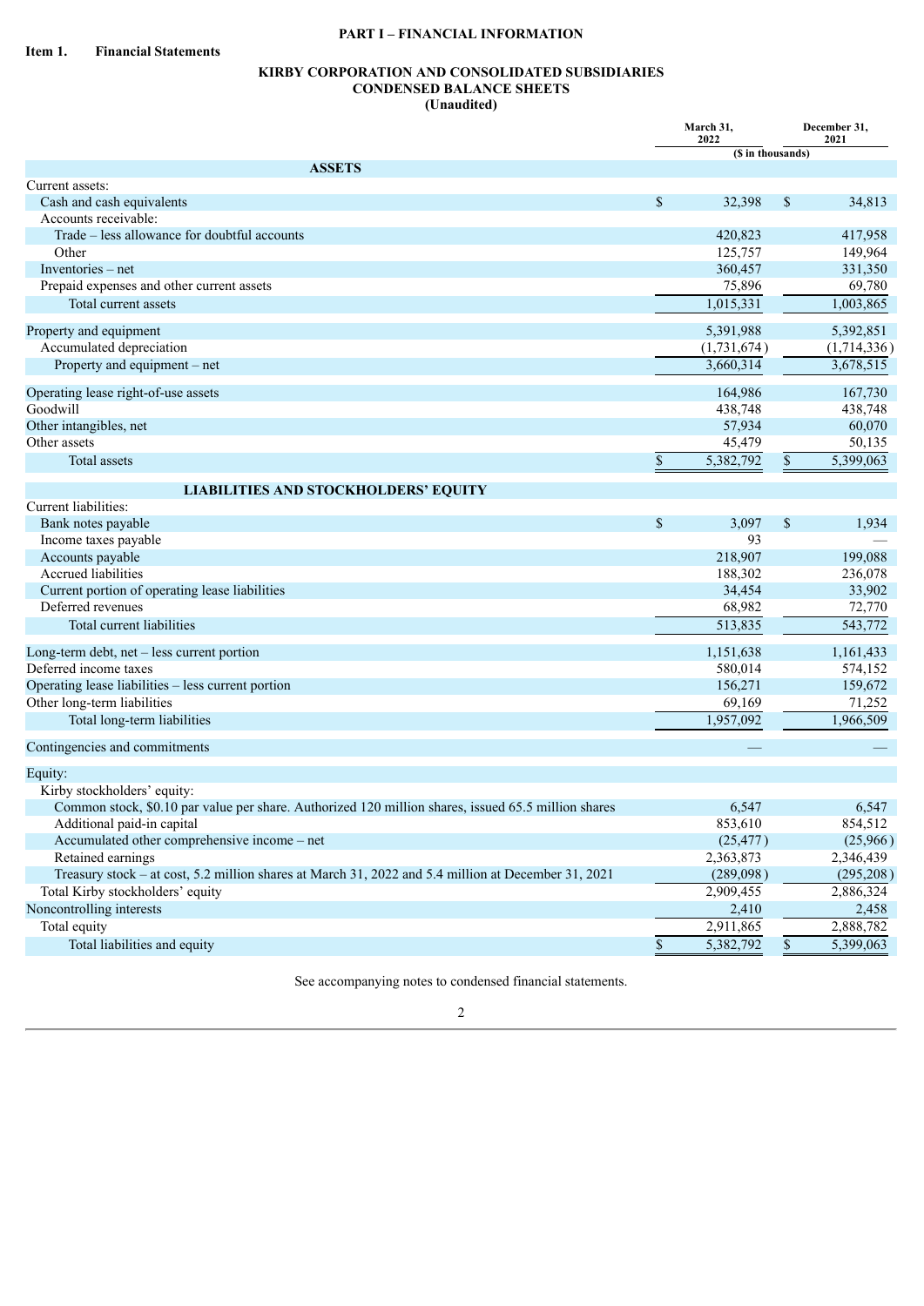# PART I – FINANCIAL INFORMATION

## Item 1. Financial Statements

### KIRBY CORPORATION AND CONSOLIDATED SUBSIDIARIES
### CONDENSED BALANCE SHEETS
### (Unaudited)

| | March 31, 2022 | December 31, 2021 |
|---|---|---|
| | ($ in thousands) | |
| **ASSETS** | | |
| Current assets: | | |
| Cash and cash equivalents | $ 32,398 | $ 34,813 |
| Accounts receivable: | | |
| Trade – less allowance for doubtful accounts | 420,823 | 417,958 |
| Other | 125,757 | 149,964 |
| Inventories – net | 360,457 | 331,350 |
| Prepaid expenses and other current assets | 75,896 | 69,780 |
| Total current assets | 1,015,331 | 1,003,865 |
| Property and equipment | 5,391,988 | 5,392,851 |
| Accumulated depreciation | (1,731,674) | (1,714,336) |
| Property and equipment – net | 3,660,314 | 3,678,515 |
| Operating lease right-of-use assets | 164,986 | 167,730 |
| Goodwill | 438,748 | 438,748 |
| Other intangibles, net | 57,934 | 60,070 |
| Other assets | 45,479 | 50,135 |
| Total assets | $ 5,382,792 | $ 5,399,063 |
| **LIABILITIES AND STOCKHOLDERS' EQUITY** | | |
| Current liabilities: | | |
| Bank notes payable | $ 3,097 | $ 1,934 |
| Income taxes payable | 93 | — |
| Accounts payable | 218,907 | 199,088 |
| Accrued liabilities | 188,302 | 236,078 |
| Current portion of operating lease liabilities | 34,454 | 33,902 |
| Deferred revenues | 68,982 | 72,770 |
| Total current liabilities | 513,835 | 543,772 |
| Long-term debt, net – less current portion | 1,151,638 | 1,161,433 |
| Deferred income taxes | 580,014 | 574,152 |
| Operating lease liabilities – less current portion | 156,271 | 159,672 |
| Other long-term liabilities | 69,169 | 71,252 |
| Total long-term liabilities | 1,957,092 | 1,966,509 |
| Contingencies and commitments | — | — |
| Equity: | | |
| Kirby stockholders' equity: | | |
| Common stock, $0.10 par value per share. Authorized 120 million shares, issued 65.5 million shares | 6,547 | 6,547 |
| Additional paid-in capital | 853,610 | 854,512 |
| Accumulated other comprehensive income – net | (25,477) | (25,966) |
| Retained earnings | 2,363,873 | 2,346,439 |
| Treasury stock – at cost, 5.2 million shares at March 31, 2022 and 5.4 million at December 31, 2021 | (289,098) | (295,208) |
| Total Kirby stockholders' equity | 2,909,455 | 2,886,324 |
| Noncontrolling interests | 2,410 | 2,458 |
| Total equity | 2,911,865 | 2,888,782 |
| Total liabilities and equity | $ 5,382,792 | $ 5,399,063 |

See accompanying notes to condensed financial statements.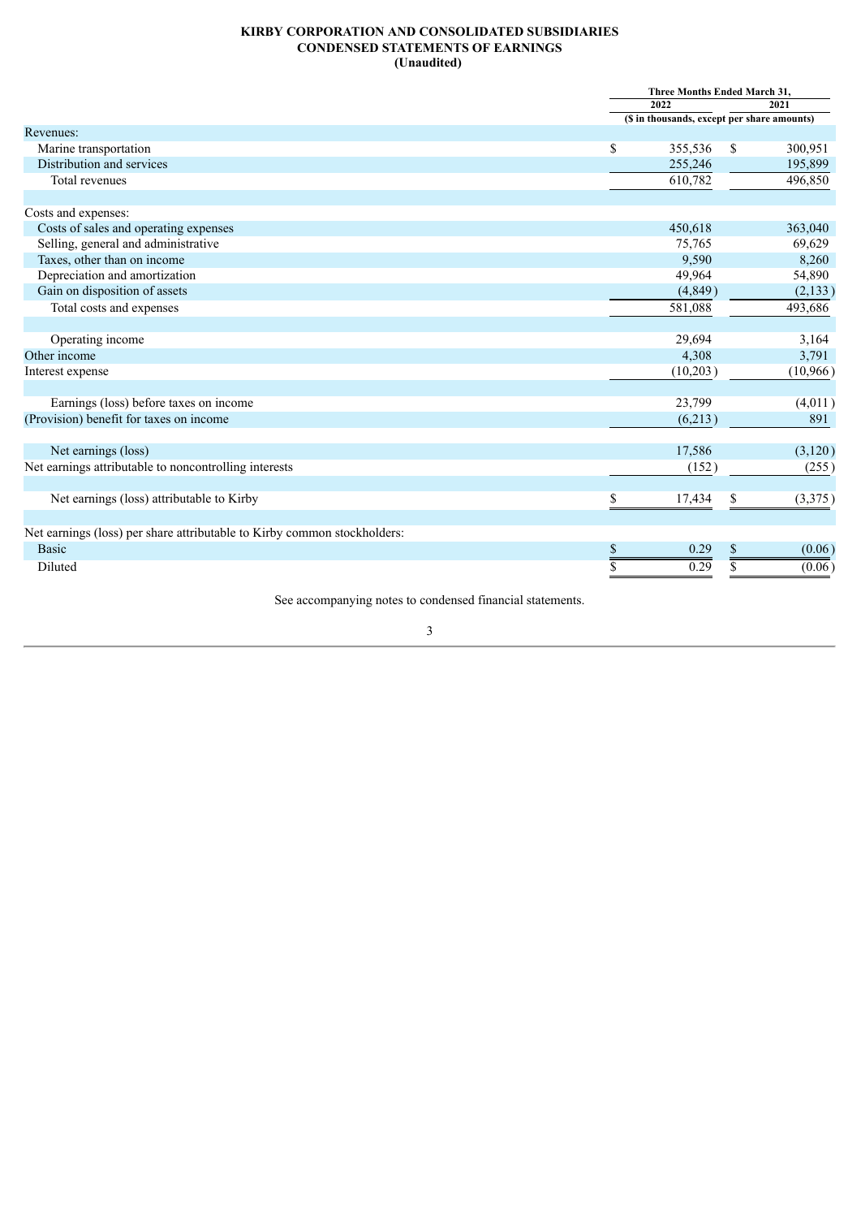**KIRBY CORPORATION AND CONSOLIDATED SUBSIDIARIES**
**CONDENSED STATEMENTS OF EARNINGS**
**(Unaudited)**

| | Three Months Ended March 31, | |
|---|---|---|
| | 2022 | 2021 |
| | ($ in thousands, except per share amounts) | |
| Revenues: | | |
| Marine transportation | $ 355,536 | $ 300,951 |
| Distribution and services | 255,246 | 195,899 |
| Total revenues | 610,782 | 496,850 |
| | | |
| Costs and expenses: | | |
| Costs of sales and operating expenses | 450,618 | 363,040 |
| Selling, general and administrative | 75,765 | 69,629 |
| Taxes, other than on income | 9,590 | 8,260 |
| Depreciation and amortization | 49,964 | 54,890 |
| Gain on disposition of assets | (4,849) | (2,133) |
| Total costs and expenses | 581,088 | 493,686 |
| | | |
| Operating income | 29,694 | 3,164 |
| Other income | 4,308 | 3,791 |
| Interest expense | (10,203) | (10,966) |
| | | |
| Earnings (loss) before taxes on income | 23,799 | (4,011) |
| (Provision) benefit for taxes on income | (6,213) | 891 |
| | | |
| Net earnings (loss) | 17,586 | (3,120) |
| Net earnings attributable to noncontrolling interests | (152) | (255) |
| | | |
| Net earnings (loss) attributable to Kirby | $ 17,434 | $ (3,375) |
| | | |
| Net earnings (loss) per share attributable to Kirby common stockholders: | | |
| Basic | $ 0.29 | $ (0.06) |
| Diluted | $ 0.29 | $ (0.06) |

See accompanying notes to condensed financial statements.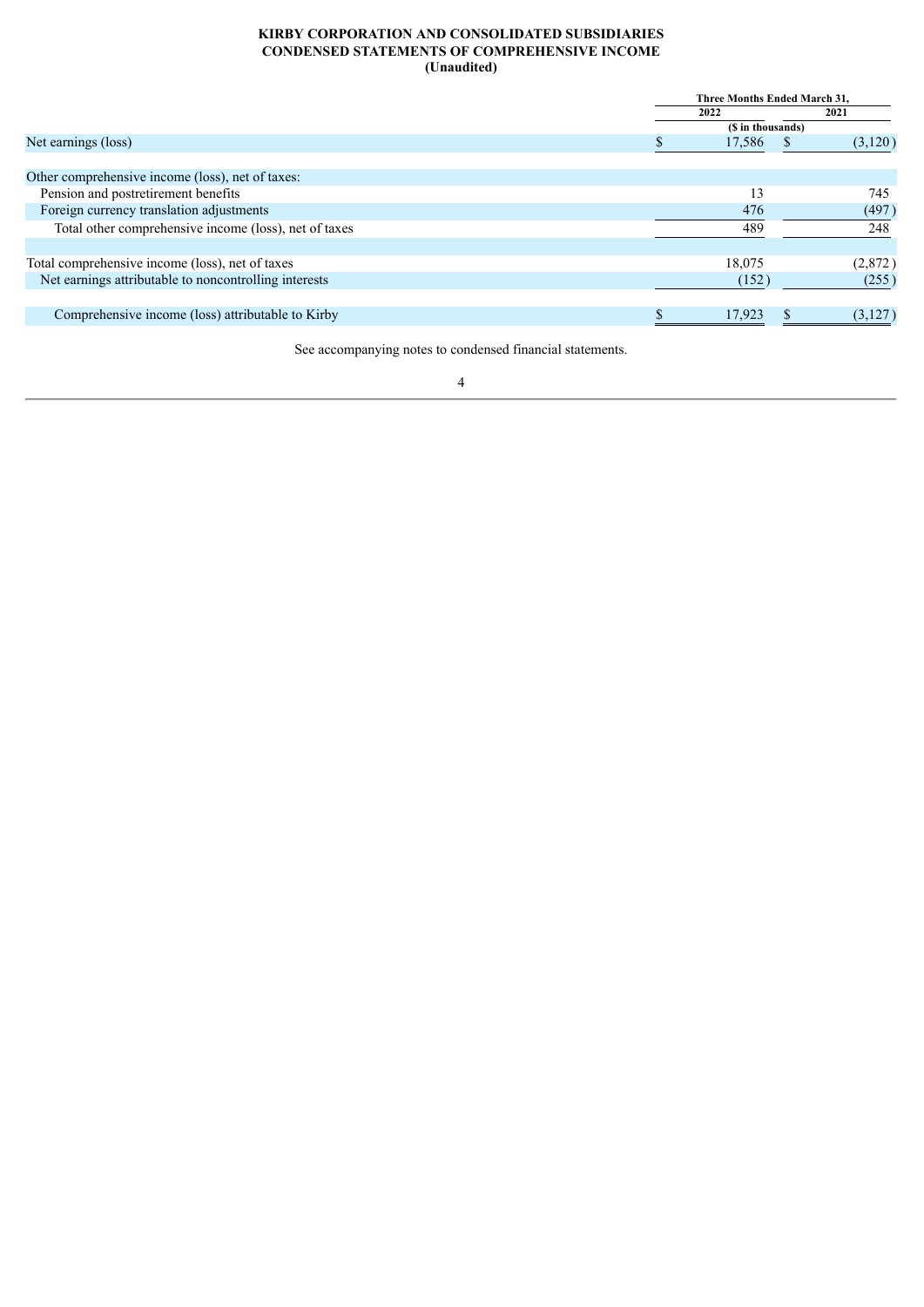**KIRBY CORPORATION AND CONSOLIDATED SUBSIDIARIES**
**CONDENSED STATEMENTS OF COMPREHENSIVE INCOME**
**(Unaudited)**

| | Three Months Ended March 31, | |
|---|---|---|
| | 2022 | 2021 |
| | ($ in thousands) | |
| Net earnings (loss) | $ 17,586 | $ (3,120) |
| Other comprehensive income (loss), net of taxes: | | |
| Pension and postretirement benefits | 13 | 745 |
| Foreign currency translation adjustments | 476 | (497) |
| Total other comprehensive income (loss), net of taxes | 489 | 248 |
| Total comprehensive income (loss), net of taxes | 18,075 | (2,872) |
| Net earnings attributable to noncontrolling interests | (152) | (255) |
| Comprehensive income (loss) attributable to Kirby | $ 17,923 | $ (3,127) |

See accompanying notes to condensed financial statements.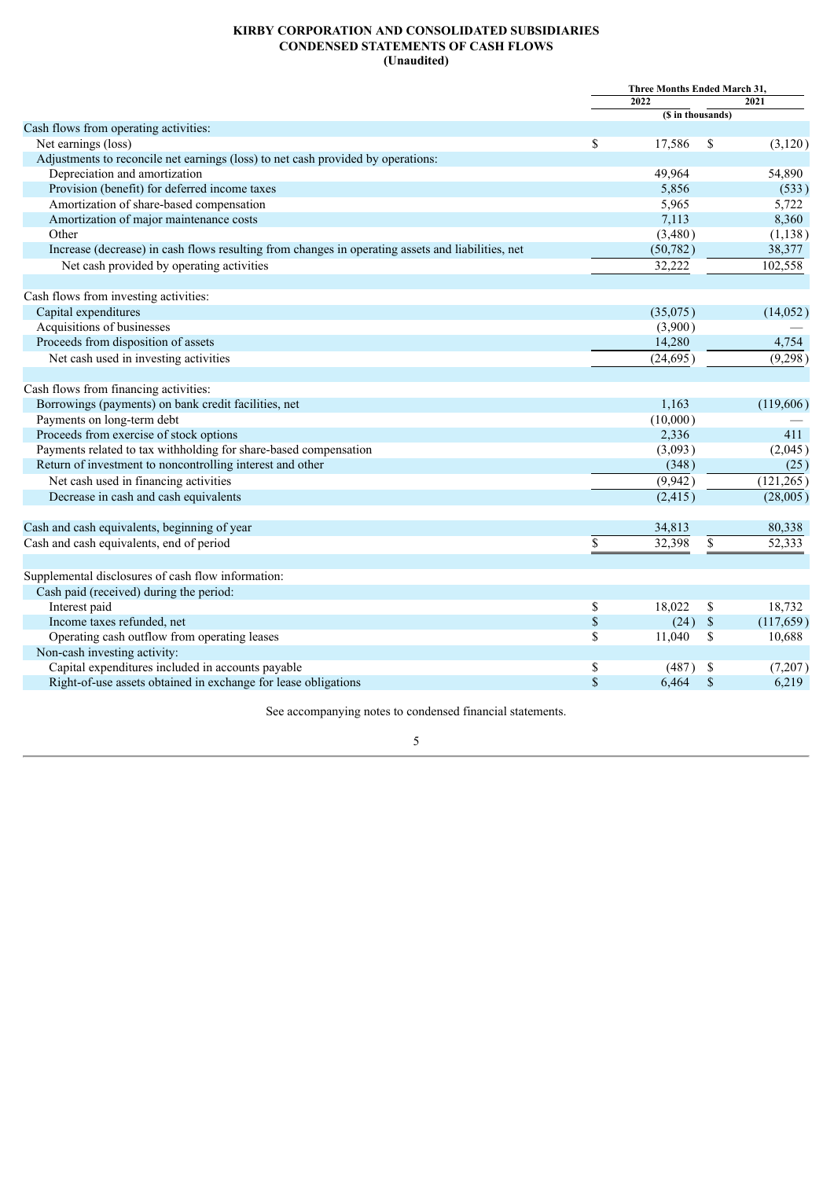**KIRBY CORPORATION AND CONSOLIDATED SUBSIDIARIES**
**CONDENSED STATEMENTS OF CASH FLOWS**
**(Unaudited)**

| | Three Months Ended March 31, | |
|---|---|---|
| | 2022 | 2021 |
| | ($ in thousands) | |
| Cash flows from operating activities: | | |
| Net earnings (loss) | $ 17,586 | $ (3,120) |
| Adjustments to reconcile net earnings (loss) to net cash provided by operations: | | |
| Depreciation and amortization | 49,964 | 54,890 |
| Provision (benefit) for deferred income taxes | 5,856 | (533) |
| Amortization of share-based compensation | 5,965 | 5,722 |
| Amortization of major maintenance costs | 7,113 | 8,360 |
| Other | (3,480) | (1,138) |
| Increase (decrease) in cash flows resulting from changes in operating assets and liabilities, net | (50,782) | 38,377 |
| Net cash provided by operating activities | 32,222 | 102,558 |
| | | |
| Cash flows from investing activities: | | |
| Capital expenditures | (35,075) | (14,052) |
| Acquisitions of businesses | (3,900) | — |
| Proceeds from disposition of assets | 14,280 | 4,754 |
| Net cash used in investing activities | (24,695) | (9,298) |
| | | |
| Cash flows from financing activities: | | |
| Borrowings (payments) on bank credit facilities, net | 1,163 | (119,606) |
| Payments on long-term debt | (10,000) | — |
| Proceeds from exercise of stock options | 2,336 | 411 |
| Payments related to tax withholding for share-based compensation | (3,093) | (2,045) |
| Return of investment to noncontrolling interest and other | (348) | (25) |
| Net cash used in financing activities | (9,942) | (121,265) |
| Decrease in cash and cash equivalents | (2,415) | (28,005) |
| | | |
| Cash and cash equivalents, beginning of year | 34,813 | 80,338 |
| Cash and cash equivalents, end of period | $ 32,398 | $ 52,333 |
| | | |
| Supplemental disclosures of cash flow information: | | |
| Cash paid (received) during the period: | | |
| Interest paid | $ 18,022 | $ 18,732 |
| Income taxes refunded, net | $ (24) | $ (117,659) |
| Operating cash outflow from operating leases | $ 11,040 | $ 10,688 |
| Non-cash investing activity: | | |
| Capital expenditures included in accounts payable | $ (487) | $ (7,207) |
| Right-of-use assets obtained in exchange for lease obligations | $ 6,464 | $ 6,219 |

See accompanying notes to condensed financial statements.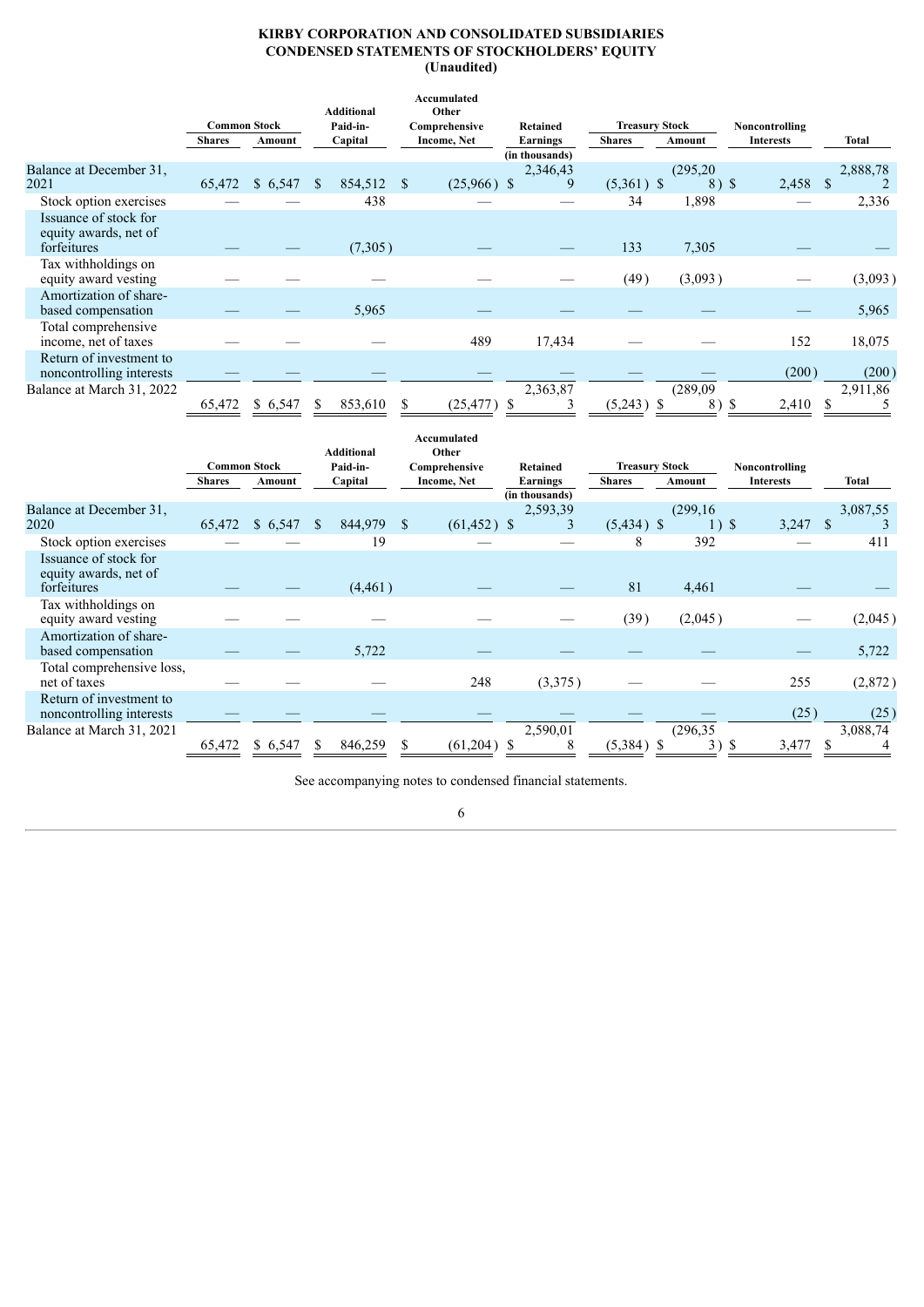**KIRBY CORPORATION AND CONSOLIDATED SUBSIDIARIES**
**CONDENSED STATEMENTS OF STOCKHOLDERS' EQUITY**
**(Unaudited)**

| | Common Stock | | Additional Paid-in-Capital | Accumulated Other Comprehensive Income, Net | Retained Earnings | Treasury Stock | | Noncontrolling Interests | Total |
|---|---|---|---|---|---|---|---|---|---|
| | Shares | Amount | | | | Shares | Amount | | |
| | | | | | (in thousands) | | | | |
| Balance at December 31, 2021 | 65,472 | $ 6,547 | $ 854,512 | $ (25,966) | $ 2,346,439 | (5,361) | $ (295,208) | $ 2,458 | $ 2,888,782 |
| Stock option exercises | — | — | 438 | — | — | 34 | 1,898 | — | 2,336 |
| Issuance of stock for equity awards, net of forfeitures | — | — | (7,305) | — | — | 133 | 7,305 | — | — |
| Tax withholdings on equity award vesting | — | — | — | — | — | (49) | (3,093) | — | (3,093) |
| Amortization of share-based compensation | — | — | 5,965 | — | — | — | — | — | 5,965 |
| Total comprehensive income, net of taxes | — | — | — | 489 | 17,434 | — | — | 152 | 18,075 |
| Return of investment to noncontrolling interests | — | — | — | — | — | — | — | (200) | (200) |
| Balance at March 31, 2022 | 65,472 | $ 6,547 | $ 853,610 | $ (25,477) | $ 2,363,873 | (5,243) | $ (289,098) | $ 2,410 | $ 2,911,865 |

| | Common Stock | | Additional Paid-in-Capital | Accumulated Other Comprehensive Income, Net | Retained Earnings | Treasury Stock | | Noncontrolling Interests | Total |
|---|---|---|---|---|---|---|---|---|---|
| | Shares | Amount | | | | Shares | Amount | | |
| | | | | | (in thousands) | | | | |
| Balance at December 31, 2020 | 65,472 | $ 6,547 | $ 844,979 | $ (61,452) | $ 2,593,393 | (5,434) | $ (299,161) | $ 3,247 | $ 3,087,553 |
| Stock option exercises | — | — | 19 | — | — | 8 | 392 | — | 411 |
| Issuance of stock for equity awards, net of forfeitures | — | — | (4,461) | — | — | 81 | 4,461 | — | — |
| Tax withholdings on equity award vesting | — | — | — | — | — | (39) | (2,045) | — | (2,045) |
| Amortization of share-based compensation | — | — | 5,722 | — | — | — | — | — | 5,722 |
| Total comprehensive loss, net of taxes | — | — | — | 248 | (3,375) | — | — | 255 | (2,872) |
| Return of investment to noncontrolling interests | — | — | — | — | — | — | — | (25) | (25) |
| Balance at March 31, 2021 | 65,472 | $ 6,547 | $ 846,259 | $ (61,204) | $ 2,590,018 | (5,384) | $ (296,353) | $ 3,477 | $ 3,088,744 |

See accompanying notes to condensed financial statements.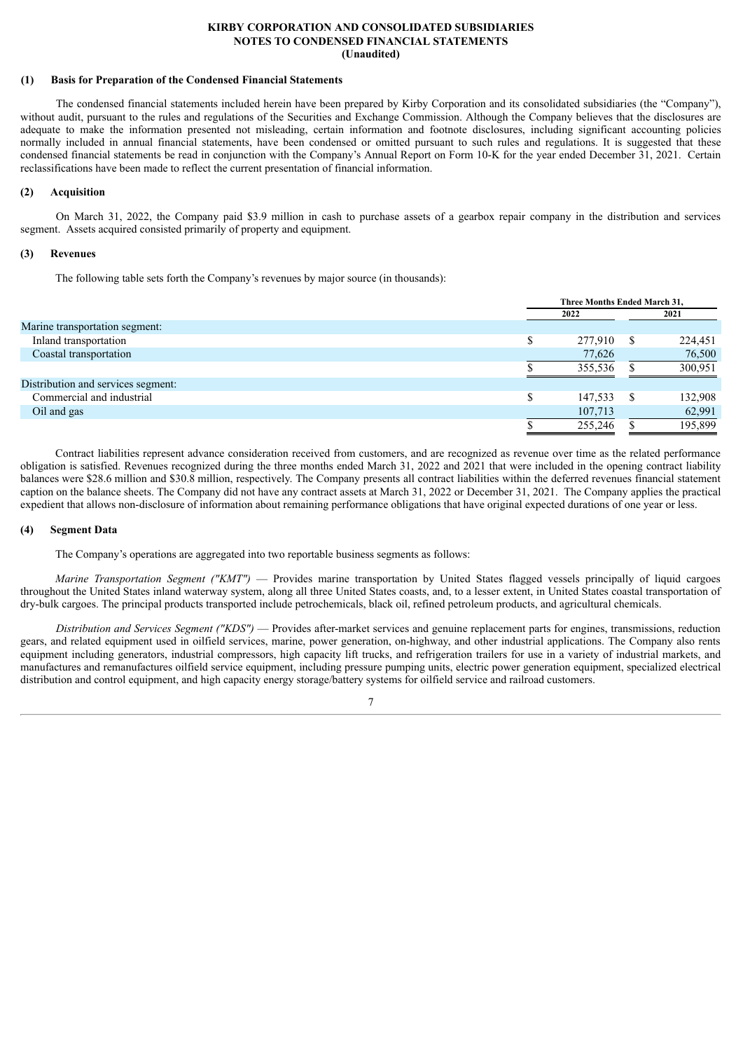**KIRBY CORPORATION AND CONSOLIDATED SUBSIDIARIES**
**NOTES TO CONDENSED FINANCIAL STATEMENTS**
**(Unaudited)**

## (1) Basis for Preparation of the Condensed Financial Statements

The condensed financial statements included herein have been prepared by Kirby Corporation and its consolidated subsidiaries (the "Company"), without audit, pursuant to the rules and regulations of the Securities and Exchange Commission. Although the Company believes that the disclosures are adequate to make the information presented not misleading, certain information and footnote disclosures, including significant accounting policies normally included in annual financial statements, have been condensed or omitted pursuant to such rules and regulations. It is suggested that these condensed financial statements be read in conjunction with the Company's Annual Report on Form 10-K for the year ended December 31, 2021. Certain reclassifications have been made to reflect the current presentation of financial information.

## (2) Acquisition

On March 31, 2022, the Company paid $3.9 million in cash to purchase assets of a gearbox repair company in the distribution and services segment. Assets acquired consisted primarily of property and equipment.

## (3) Revenues

The following table sets forth the Company's revenues by major source (in thousands):

| | Three Months Ended March 31, | |
|---|---|---|
| | 2022 | 2021 |
| Marine transportation segment: | | |
| Inland transportation | $ 277,910 | $ 224,451 |
| Coastal transportation | 77,626 | 76,500 |
| | $ 355,536 | $ 300,951 |
| Distribution and services segment: | | |
| Commercial and industrial | $ 147,533 | $ 132,908 |
| Oil and gas | 107,713 | 62,991 |
| | $ 255,246 | $ 195,899 |

Contract liabilities represent advance consideration received from customers, and are recognized as revenue over time as the related performance obligation is satisfied. Revenues recognized during the three months ended March 31, 2022 and 2021 that were included in the opening contract liability balances were $28.6 million and $30.8 million, respectively. The Company presents all contract liabilities within the deferred revenues financial statement caption on the balance sheets. The Company did not have any contract assets at March 31, 2022 or December 31, 2021. The Company applies the practical expedient that allows non-disclosure of information about remaining performance obligations that have original expected durations of one year or less.

## (4) Segment Data

The Company's operations are aggregated into two reportable business segments as follows:

*Marine Transportation Segment ("KMT")* — Provides marine transportation by United States flagged vessels principally of liquid cargoes throughout the United States inland waterway system, along all three United States coasts, and, to a lesser extent, in United States coastal transportation of dry-bulk cargoes. The principal products transported include petrochemicals, black oil, refined petroleum products, and agricultural chemicals.

*Distribution and Services Segment ("KDS")* — Provides after-market services and genuine replacement parts for engines, transmissions, reduction gears, and related equipment used in oilfield services, marine, power generation, on-highway, and other industrial applications. The Company also rents equipment including generators, industrial compressors, high capacity lift trucks, and refrigeration trailers for use in a variety of industrial markets, and manufactures and remanufactures oilfield service equipment, including pressure pumping units, electric power generation equipment, specialized electrical distribution and control equipment, and high capacity energy storage/battery systems for oilfield service and railroad customers.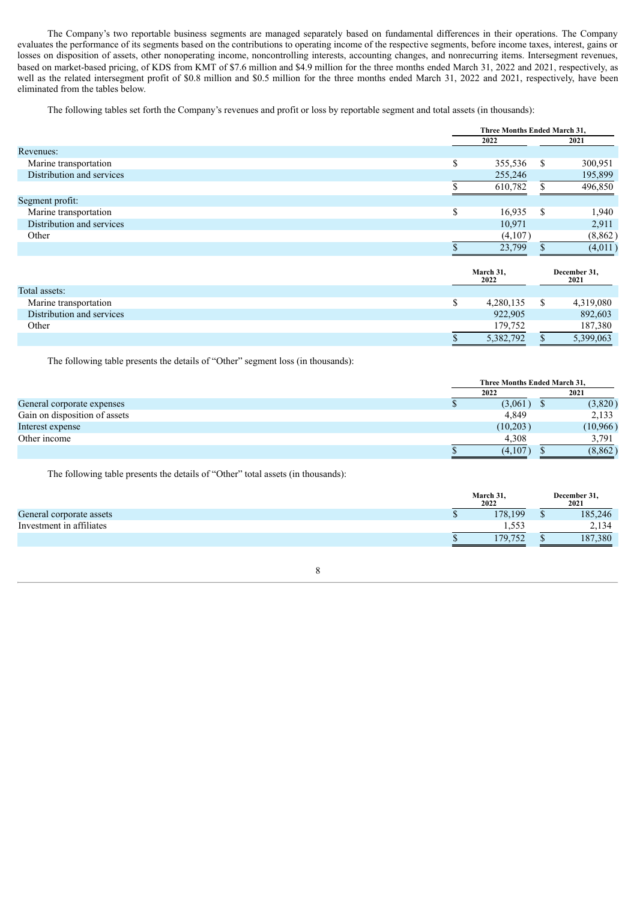The Company's two reportable business segments are managed separately based on fundamental differences in their operations. The Company evaluates the performance of its segments based on the contributions to operating income of the respective segments, before income taxes, interest, gains or losses on disposition of assets, other nonoperating income, noncontrolling interests, accounting changes, and nonrecurring items. Intersegment revenues, based on market-based pricing, of KDS from KMT of $7.6 million and $4.9 million for the three months ended March 31, 2022 and 2021, respectively, as well as the related intersegment profit of $0.8 million and $0.5 million for the three months ended March 31, 2022 and 2021, respectively, have been eliminated from the tables below.

The following tables set forth the Company's revenues and profit or loss by reportable segment and total assets (in thousands):

| | Three Months Ended March 31, | |
|---|---|---|
| | 2022 | 2021 |
| Revenues: | | |
| Marine transportation | $ 355,536 | $ 300,951 |
| Distribution and services | 255,246 | 195,899 |
| | $ 610,782 | $ 496,850 |
| Segment profit: | | |
| Marine transportation | $ 16,935 | $ 1,940 |
| Distribution and services | 10,971 | 2,911 |
| Other | (4,107) | (8,862) |
| | $ 23,799 | $ (4,011) |

| | March 31, 2022 | December 31, 2021 |
|---|---|---|
| Total assets: | | |
| Marine transportation | $ 4,280,135 | $ 4,319,080 |
| Distribution and services | 922,905 | 892,603 |
| Other | 179,752 | 187,380 |
| | $ 5,382,792 | $ 5,399,063 |

The following table presents the details of "Other" segment loss (in thousands):

| | Three Months Ended March 31, | |
|---|---|---|
| | 2022 | 2021 |
| General corporate expenses | $ (3,061) | $ (3,820) |
| Gain on disposition of assets | 4,849 | 2,133 |
| Interest expense | (10,203) | (10,966) |
| Other income | 4,308 | 3,791 |
| | $ (4,107) | $ (8,862) |

The following table presents the details of "Other" total assets (in thousands):

| | March 31, 2022 | December 31, 2021 |
|---|---|---|
| General corporate assets | $ 178,199 | $ 185,246 |
| Investment in affiliates | 1,553 | 2,134 |
| | $ 179,752 | $ 187,380 |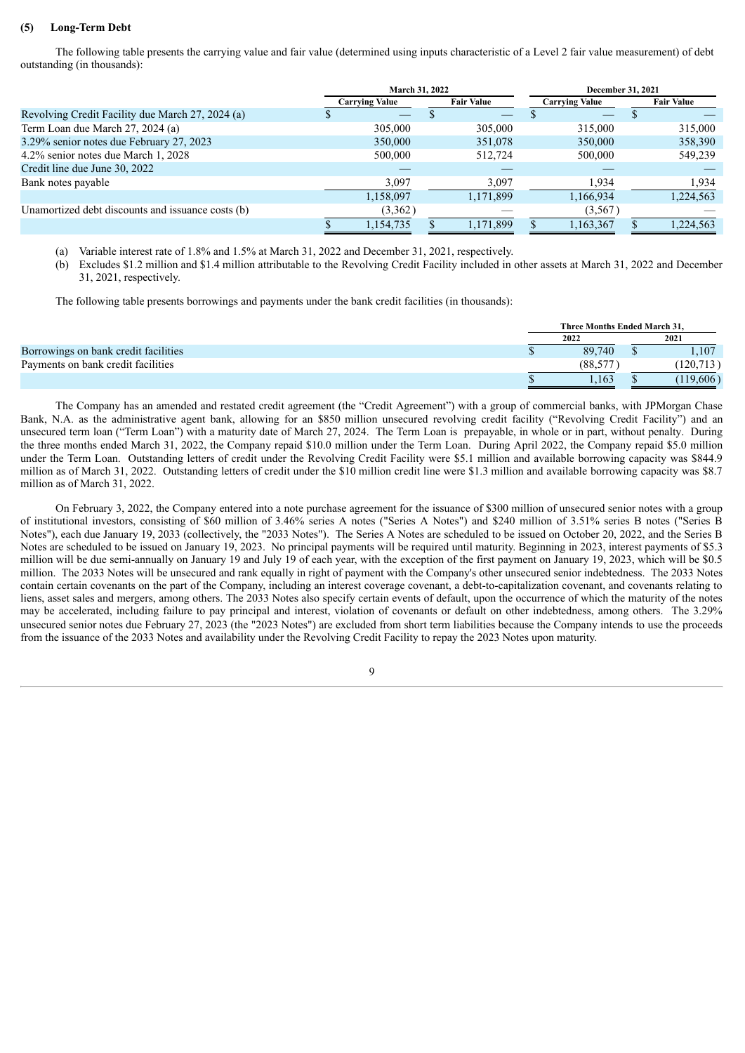## (5) Long-Term Debt

The following table presents the carrying value and fair value (determined using inputs characteristic of a Level 2 fair value measurement) of debt outstanding (in thousands):

| | March 31, 2022 | | December 31, 2021 | |
|---|---|---|---|---|
| | Carrying Value | Fair Value | Carrying Value | Fair Value |
| Revolving Credit Facility due March 27, 2024 (a) | $ — | $ — | $ — | $ — |
| Term Loan due March 27, 2024 (a) | 305,000 | 305,000 | 315,000 | 315,000 |
| 3.29% senior notes due February 27, 2023 | 350,000 | 351,078 | 350,000 | 358,390 |
| 4.2% senior notes due March 1, 2028 | 500,000 | 512,724 | 500,000 | 549,239 |
| Credit line due June 30, 2022 | — | — | — | — |
| Bank notes payable | 3,097 | 3,097 | 1,934 | 1,934 |
| | 1,158,097 | 1,171,899 | 1,166,934 | 1,224,563 |
| Unamortized debt discounts and issuance costs (b) | (3,362) | — | (3,567) | — |
| | $ 1,154,735 | $ 1,171,899 | $ 1,163,367 | $ 1,224,563 |

(a) Variable interest rate of 1.8% and 1.5% at March 31, 2022 and December 31, 2021, respectively.

(b) Excludes $1.2 million and $1.4 million attributable to the Revolving Credit Facility included in other assets at March 31, 2022 and December 31, 2021, respectively.

The following table presents borrowings and payments under the bank credit facilities (in thousands):

| | Three Months Ended March 31, | |
|---|---|---|
| | 2022 | 2021 |
| Borrowings on bank credit facilities | $ 89,740 | $ 1,107 |
| Payments on bank credit facilities | (88,577) | (120,713) |
| | $ 1,163 | $ (119,606) |

The Company has an amended and restated credit agreement (the "Credit Agreement") with a group of commercial banks, with JPMorgan Chase Bank, N.A. as the administrative agent bank, allowing for an $850 million unsecured revolving credit facility ("Revolving Credit Facility") and an unsecured term loan ("Term Loan") with a maturity date of March 27, 2024. The Term Loan is prepayable, in whole or in part, without penalty. During the three months ended March 31, 2022, the Company repaid $10.0 million under the Term Loan. During April 2022, the Company repaid $5.0 million under the Term Loan. Outstanding letters of credit under the Revolving Credit Facility were $5.1 million and available borrowing capacity was $844.9 million as of March 31, 2022. Outstanding letters of credit under the $10 million credit line were $1.3 million and available borrowing capacity was $8.7 million as of March 31, 2022.

On February 3, 2022, the Company entered into a note purchase agreement for the issuance of $300 million of unsecured senior notes with a group of institutional investors, consisting of $60 million of 3.46% series A notes ("Series A Notes") and $240 million of 3.51% series B notes ("Series B Notes"), each due January 19, 2033 (collectively, the "2033 Notes"). The Series A Notes are scheduled to be issued on October 20, 2022, and the Series B Notes are scheduled to be issued on January 19, 2023. No principal payments will be required until maturity. Beginning in 2023, interest payments of $5.3 million will be due semi-annually on January 19 and July 19 of each year, with the exception of the first payment on January 19, 2023, which will be $0.5 million. The 2033 Notes will be unsecured and rank equally in right of payment with the Company's other unsecured senior indebtedness. The 2033 Notes contain certain covenants on the part of the Company, including an interest coverage covenant, a debt-to-capitalization covenant, and covenants relating to liens, asset sales and mergers, among others. The 2033 Notes also specify certain events of default, upon the occurrence of which the maturity of the notes may be accelerated, including failure to pay principal and interest, violation of covenants or default on other indebtedness, among others. The 3.29% unsecured senior notes due February 27, 2023 (the "2023 Notes") are excluded from short term liabilities because the Company intends to use the proceeds from the issuance of the 2033 Notes and availability under the Revolving Credit Facility to repay the 2023 Notes upon maturity.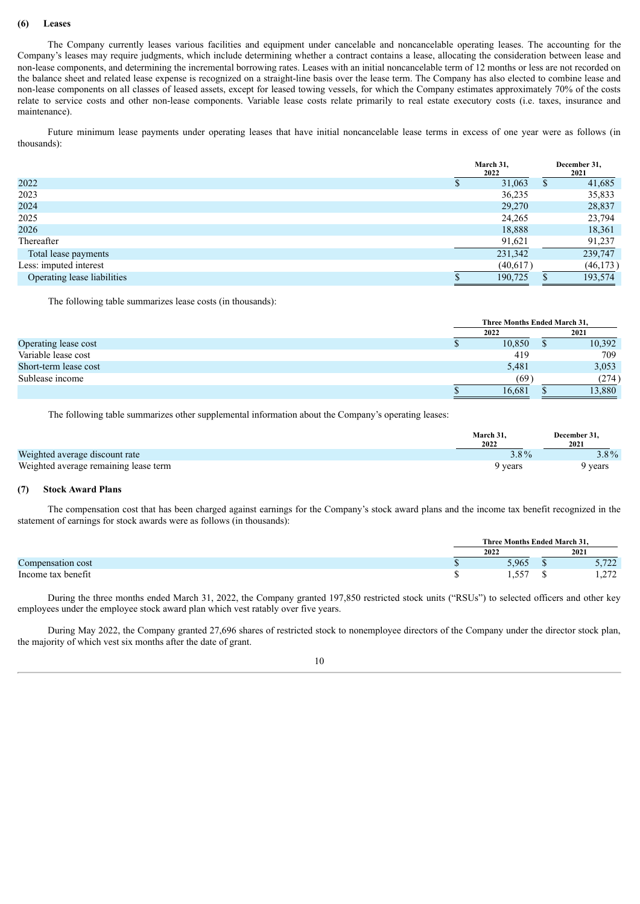### (6) Leases

The Company currently leases various facilities and equipment under cancelable and noncancelable operating leases. The accounting for the Company's leases may require judgments, which include determining whether a contract contains a lease, allocating the consideration between lease and non-lease components, and determining the incremental borrowing rates. Leases with an initial noncancelable term of 12 months or less are not recorded on the balance sheet and related lease expense is recognized on a straight-line basis over the lease term. The Company has also elected to combine lease and non-lease components on all classes of leased assets, except for leased towing vessels, for which the Company estimates approximately 70% of the costs relate to service costs and other non-lease components. Variable lease costs relate primarily to real estate executory costs (i.e. taxes, insurance and maintenance).

Future minimum lease payments under operating leases that have initial noncancelable lease terms in excess of one year were as follows (in thousands):

| | March 31, 2022 | December 31, 2021 |
|---|---|---|
| 2022 | $ 31,063 | $ 41,685 |
| 2023 | 36,235 | 35,833 |
| 2024 | 29,270 | 28,837 |
| 2025 | 24,265 | 23,794 |
| 2026 | 18,888 | 18,361 |
| Thereafter | 91,621 | 91,237 |
| Total lease payments | 231,342 | 239,747 |
| Less: imputed interest | (40,617) | (46,173) |
| Operating lease liabilities | $ 190,725 | $ 193,574 |

The following table summarizes lease costs (in thousands):

| | Three Months Ended March 31, | |
|---|---|---|
| | 2022 | 2021 |
| Operating lease cost | $ 10,850 | $ 10,392 |
| Variable lease cost | 419 | 709 |
| Short-term lease cost | 5,481 | 3,053 |
| Sublease income | (69) | (274) |
| | $ 16,681 | $ 13,880 |

The following table summarizes other supplemental information about the Company's operating leases:

| | March 31, 2022 | December 31, 2021 |
|---|---|---|
| Weighted average discount rate | 3.8% | 3.8% |
| Weighted average remaining lease term | 9 years | 9 years |

### (7) Stock Award Plans

The compensation cost that has been charged against earnings for the Company's stock award plans and the income tax benefit recognized in the statement of earnings for stock awards were as follows (in thousands):

| | Three Months Ended March 31, | |
|---|---|---|
| | 2022 | 2021 |
| Compensation cost | $ 5,965 | $ 5,722 |
| Income tax benefit | $ 1,557 | $ 1,272 |

During the three months ended March 31, 2022, the Company granted 197,850 restricted stock units ("RSUs") to selected officers and other key employees under the employee stock award plan which vest ratably over five years.

During May 2022, the Company granted 27,696 shares of restricted stock to nonemployee directors of the Company under the director stock plan, the majority of which vest six months after the date of grant.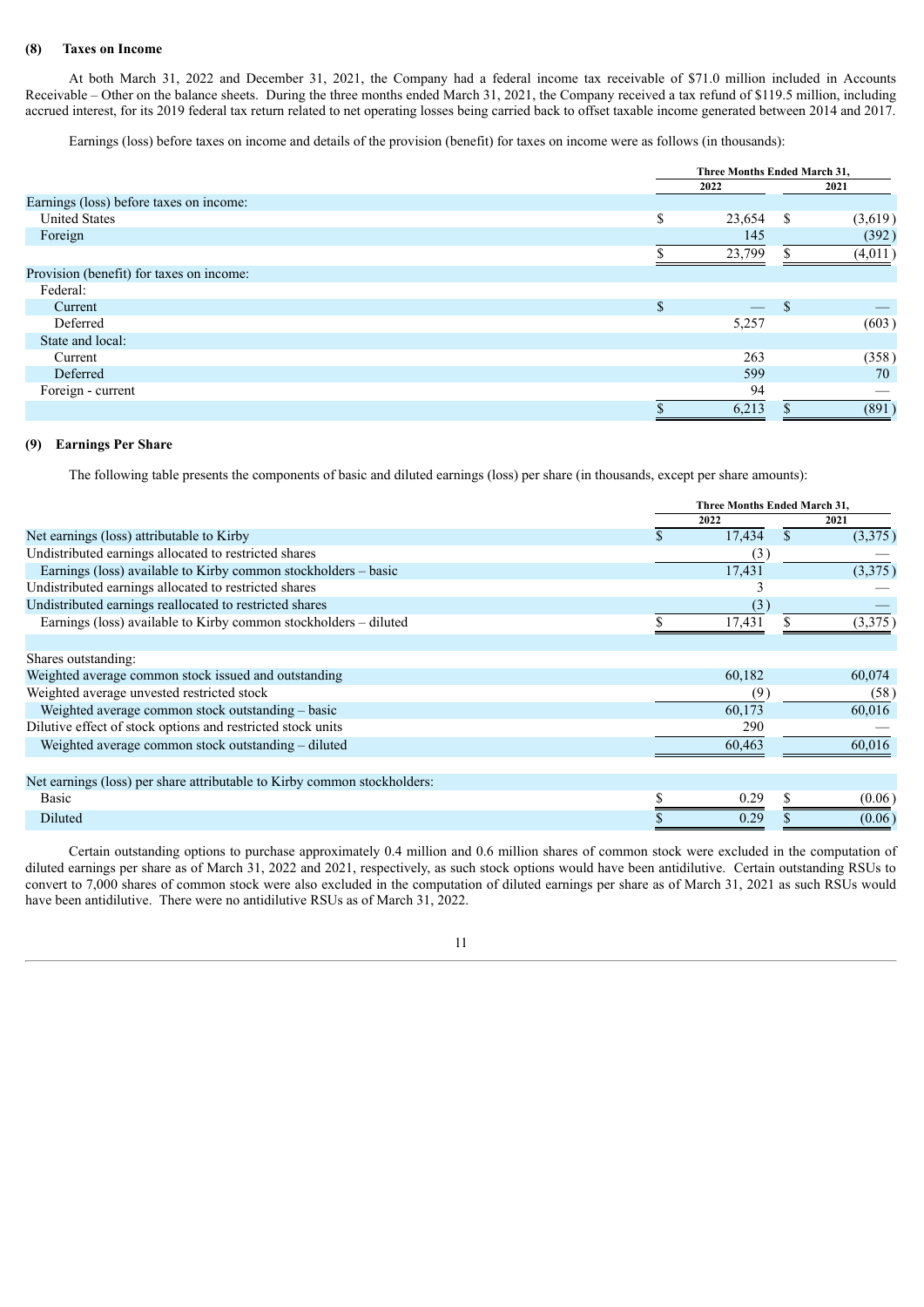### (8) Taxes on Income

At both March 31, 2022 and December 31, 2021, the Company had a federal income tax receivable of $71.0 million included in Accounts Receivable – Other on the balance sheets. During the three months ended March 31, 2021, the Company received a tax refund of $119.5 million, including accrued interest, for its 2019 federal tax return related to net operating losses being carried back to offset taxable income generated between 2014 and 2017.

Earnings (loss) before taxes on income and details of the provision (benefit) for taxes on income were as follows (in thousands):

| | Three Months Ended March 31, | |
|---|---|---|
| | 2022 | 2021 |
| Earnings (loss) before taxes on income: | | |
| United States | $ 23,654 | $ (3,619) |
| Foreign | 145 | (392) |
| | $ 23,799 | $ (4,011) |
| Provision (benefit) for taxes on income: | | |
| Federal: | | |
| Current | $ — | $ — |
| Deferred | 5,257 | (603) |
| State and local: | | |
| Current | 263 | (358) |
| Deferred | 599 | 70 |
| Foreign - current | 94 | — |
| | $ 6,213 | $ (891) |

### (9) Earnings Per Share

The following table presents the components of basic and diluted earnings (loss) per share (in thousands, except per share amounts):

| | Three Months Ended March 31, | |
|---|---|---|
| | 2022 | 2021 |
| Net earnings (loss) attributable to Kirby | $ 17,434 | $ (3,375) |
| Undistributed earnings allocated to restricted shares | (3) | — |
| Earnings (loss) available to Kirby common stockholders – basic | 17,431 | (3,375) |
| Undistributed earnings allocated to restricted shares | 3 | — |
| Undistributed earnings reallocated to restricted shares | (3) | — |
| Earnings (loss) available to Kirby common stockholders – diluted | $ 17,431 | $ (3,375) |
| | | |
| Shares outstanding: | | |
| Weighted average common stock issued and outstanding | 60,182 | 60,074 |
| Weighted average unvested restricted stock | (9) | (58) |
| Weighted average common stock outstanding – basic | 60,173 | 60,016 |
| Dilutive effect of stock options and restricted stock units | 290 | — |
| Weighted average common stock outstanding – diluted | 60,463 | 60,016 |
| | | |
| Net earnings (loss) per share attributable to Kirby common stockholders: | | |
| Basic | $ 0.29 | $ (0.06) |
| Diluted | $ 0.29 | $ (0.06) |

Certain outstanding options to purchase approximately 0.4 million and 0.6 million shares of common stock were excluded in the computation of diluted earnings per share as of March 31, 2022 and 2021, respectively, as such stock options would have been antidilutive. Certain outstanding RSUs to convert to 7,000 shares of common stock were also excluded in the computation of diluted earnings per share as of March 31, 2021 as such RSUs would have been antidilutive. There were no antidilutive RSUs as of March 31, 2022.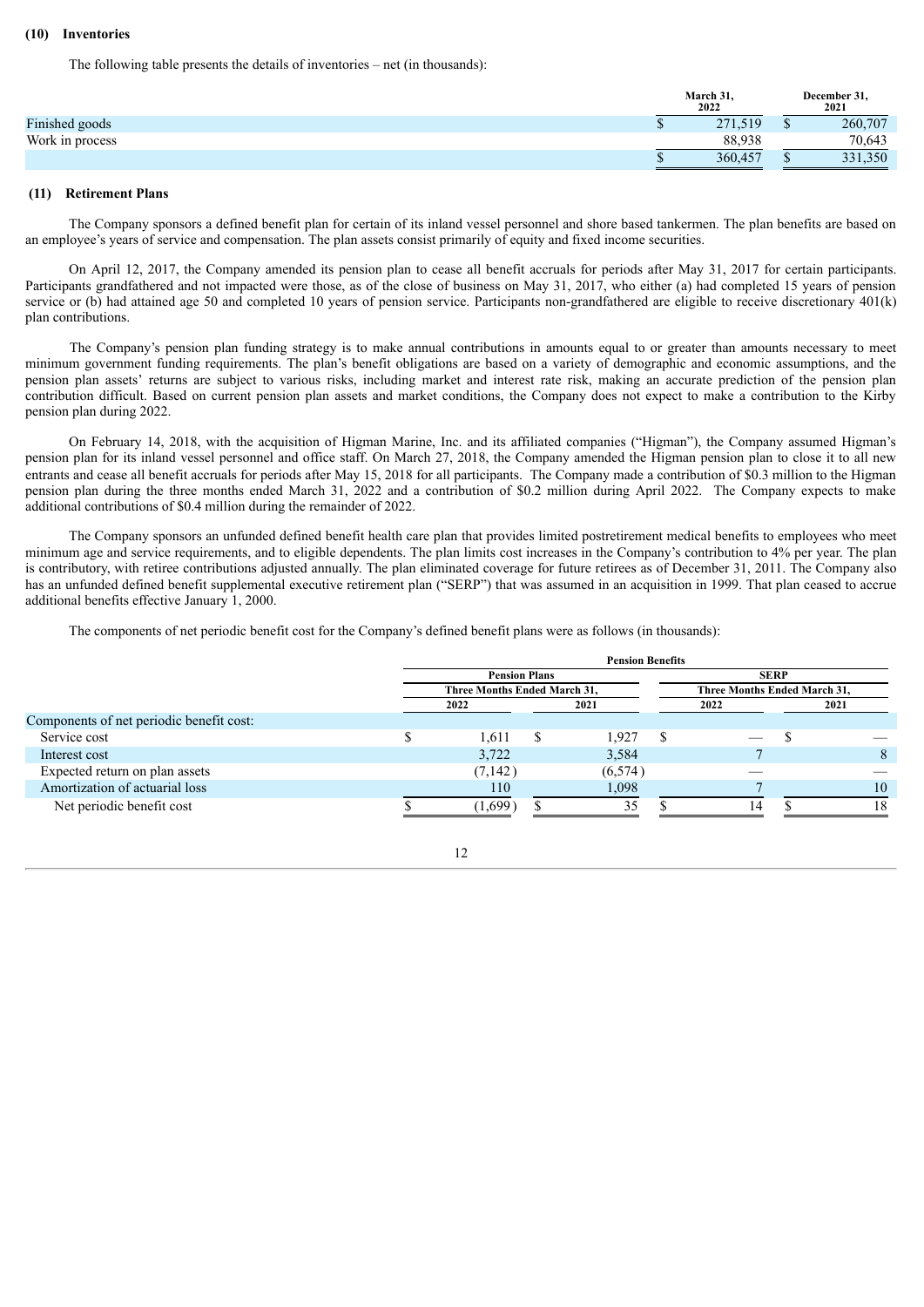### (10) Inventories

The following table presents the details of inventories – net (in thousands):

| | March 31, 2022 | December 31, 2021 |
|---|---|---|
| Finished goods | $ 271,519 | $ 260,707 |
| Work in process | 88,938 | 70,643 |
| | $ 360,457 | $ 331,350 |

### (11) Retirement Plans

The Company sponsors a defined benefit plan for certain of its inland vessel personnel and shore based tankermen. The plan benefits are based on an employee's years of service and compensation. The plan assets consist primarily of equity and fixed income securities.

On April 12, 2017, the Company amended its pension plan to cease all benefit accruals for periods after May 31, 2017 for certain participants. Participants grandfathered and not impacted were those, as of the close of business on May 31, 2017, who either (a) had completed 15 years of pension service or (b) had attained age 50 and completed 10 years of pension service. Participants non-grandfathered are eligible to receive discretionary 401(k) plan contributions.

The Company's pension plan funding strategy is to make annual contributions in amounts equal to or greater than amounts necessary to meet minimum government funding requirements. The plan's benefit obligations are based on a variety of demographic and economic assumptions, and the pension plan assets' returns are subject to various risks, including market and interest rate risk, making an accurate prediction of the pension plan contribution difficult. Based on current pension plan assets and market conditions, the Company does not expect to make a contribution to the Kirby pension plan during 2022.

On February 14, 2018, with the acquisition of Higman Marine, Inc. and its affiliated companies ("Higman"), the Company assumed Higman's pension plan for its inland vessel personnel and office staff. On March 27, 2018, the Company amended the Higman pension plan to close it to all new entrants and cease all benefit accruals for periods after May 15, 2018 for all participants. The Company made a contribution of $0.3 million to the Higman pension plan during the three months ended March 31, 2022 and a contribution of $0.2 million during April 2022. The Company expects to make additional contributions of $0.4 million during the remainder of 2022.

The Company sponsors an unfunded defined benefit health care plan that provides limited postretirement medical benefits to employees who meet minimum age and service requirements, and to eligible dependents. The plan limits cost increases in the Company's contribution to 4% per year. The plan is contributory, with retiree contributions adjusted annually. The plan eliminated coverage for future retirees as of December 31, 2011. The Company also has an unfunded defined benefit supplemental executive retirement plan ("SERP") that was assumed in an acquisition in 1999. That plan ceased to accrue additional benefits effective January 1, 2000.

The components of net periodic benefit cost for the Company's defined benefit plans were as follows (in thousands):

| | Pension Benefits | | | |
|---|---|---|---|---|
| | Pension Plans | | SERP | |
| | Three Months Ended March 31, | | Three Months Ended March 31, | |
| | 2022 | 2021 | 2022 | 2021 |
| Components of net periodic benefit cost: | | | | |
| Service cost | $ 1,611 | $ 1,927 | $ — | $ — |
| Interest cost | 3,722 | 3,584 | 7 | 8 |
| Expected return on plan assets | (7,142) | (6,574) | — | — |
| Amortization of actuarial loss | 110 | 1,098 | 7 | 10 |
| Net periodic benefit cost | $ (1,699) | $ 35 | $ 14 | $ 18 |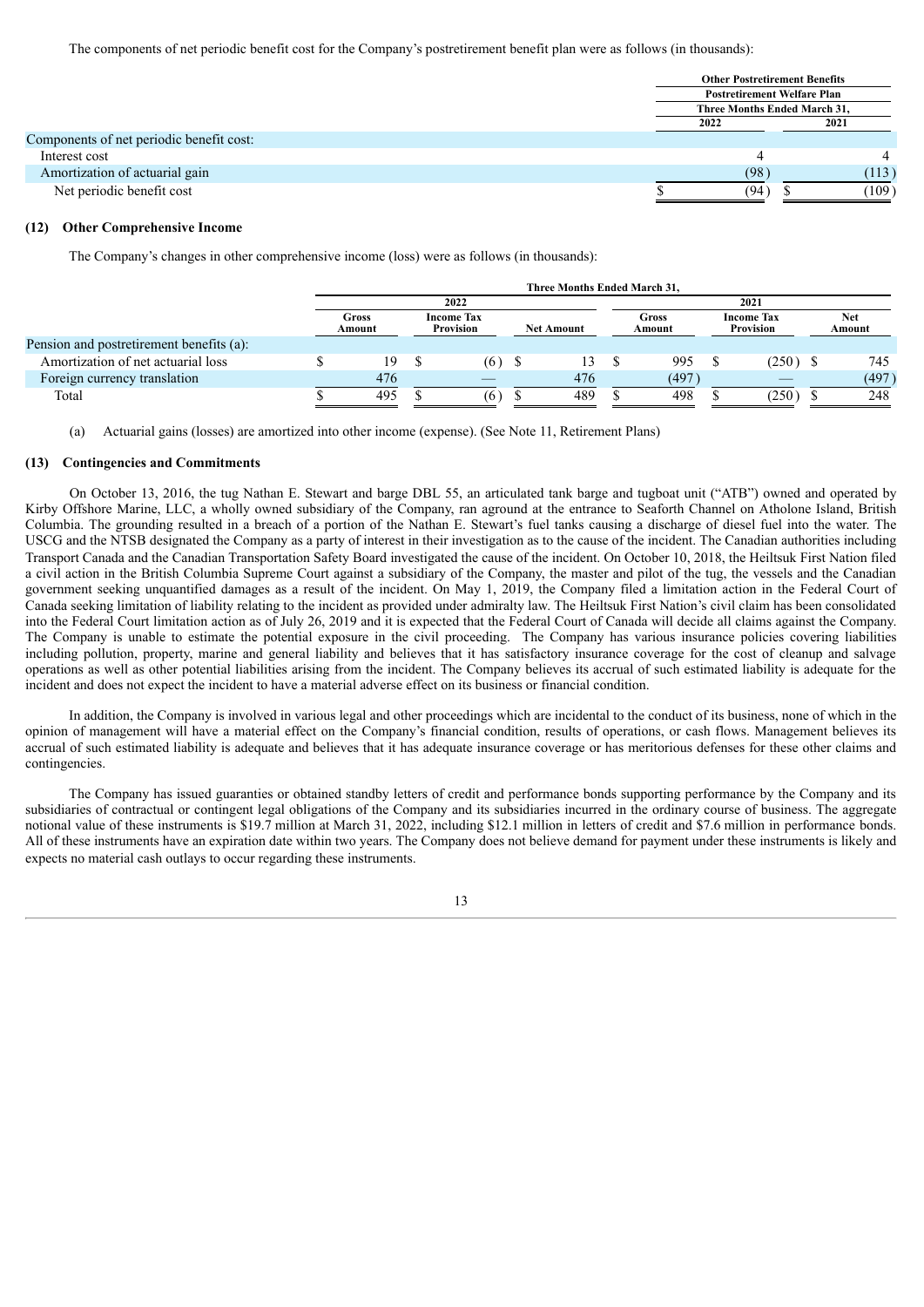The components of net periodic benefit cost for the Company's postretirement benefit plan were as follows (in thousands):

| | Other Postretirement Benefits | |
|---|---|---|
| | Postretirement Welfare Plan | |
| | Three Months Ended March 31, | |
| | 2022 | 2021 |
| Components of net periodic benefit cost: | | |
| Interest cost | 4 | 4 |
| Amortization of actuarial gain | (98) | (113) |
| Net periodic benefit cost | $ (94) | $ (109) |

**(12) Other Comprehensive Income**

The Company's changes in other comprehensive income (loss) were as follows (in thousands):

| | Three Months Ended March 31, | | | | | |
|---|---|---|---|---|---|---|
| | 2022 | | | 2021 | | |
| | Gross Amount | Income Tax Provision | Net Amount | Gross Amount | Income Tax Provision | Net Amount |
| Pension and postretirement benefits (a): | | | | | | |
| Amortization of net actuarial loss | $ 19 | $ (6) | $ 13 | $ 995 | $ (250) | $ 745 |
| Foreign currency translation | 476 | — | 476 | (497) | — | (497) |
| Total | $ 495 | $ (6) | $ 489 | $ 498 | $ (250) | $ 248 |

(a) Actuarial gains (losses) are amortized into other income (expense). (See Note 11, Retirement Plans)

**(13) Contingencies and Commitments**

On October 13, 2016, the tug Nathan E. Stewart and barge DBL 55, an articulated tank barge and tugboat unit ("ATB") owned and operated by Kirby Offshore Marine, LLC, a wholly owned subsidiary of the Company, ran aground at the entrance to Seaforth Channel on Atholone Island, British Columbia. The grounding resulted in a breach of a portion of the Nathan E. Stewart's fuel tanks causing a discharge of diesel fuel into the water. The USCG and the NTSB designated the Company as a party of interest in their investigation as to the cause of the incident. The Canadian authorities including Transport Canada and the Canadian Transportation Safety Board investigated the cause of the incident. On October 10, 2018, the Heiltsuk First Nation filed a civil action in the British Columbia Supreme Court against a subsidiary of the Company, the master and pilot of the tug, the vessels and the Canadian government seeking unquantified damages as a result of the incident. On May 1, 2019, the Company filed a limitation action in the Federal Court of Canada seeking limitation of liability relating to the incident as provided under admiralty law. The Heiltsuk First Nation's civil claim has been consolidated into the Federal Court limitation action as of July 26, 2019 and it is expected that the Federal Court of Canada will decide all claims against the Company. The Company is unable to estimate the potential exposure in the civil proceeding. The Company has various insurance policies covering liabilities including pollution, property, marine and general liability and believes that it has satisfactory insurance coverage for the cost of cleanup and salvage operations as well as other potential liabilities arising from the incident. The Company believes its accrual of such estimated liability is adequate for the incident and does not expect the incident to have a material adverse effect on its business or financial condition.

In addition, the Company is involved in various legal and other proceedings which are incidental to the conduct of its business, none of which in the opinion of management will have a material effect on the Company's financial condition, results of operations, or cash flows. Management believes its accrual of such estimated liability is adequate and believes that it has adequate insurance coverage or has meritorious defenses for these other claims and contingencies.

The Company has issued guaranties or obtained standby letters of credit and performance bonds supporting performance by the Company and its subsidiaries of contractual or contingent legal obligations of the Company and its subsidiaries incurred in the ordinary course of business. The aggregate notional value of these instruments is $19.7 million at March 31, 2022, including $12.1 million in letters of credit and $7.6 million in performance bonds. All of these instruments have an expiration date within two years. The Company does not believe demand for payment under these instruments is likely and expects no material cash outlays to occur regarding these instruments.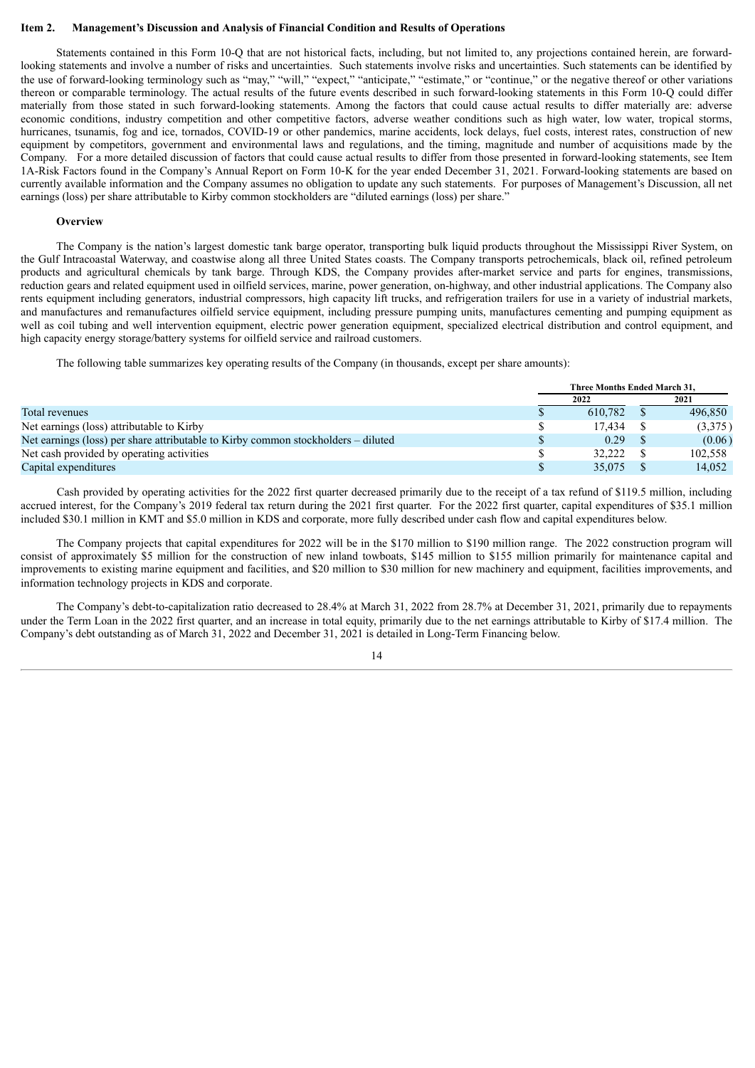## Item 2. Management's Discussion and Analysis of Financial Condition and Results of Operations

Statements contained in this Form 10-Q that are not historical facts, including, but not limited to, any projections contained herein, are forward-looking statements and involve a number of risks and uncertainties. Such statements involve risks and uncertainties. Such statements can be identified by the use of forward-looking terminology such as "may," "will," "expect," "anticipate," "estimate," or "continue," or the negative thereof or other variations thereon or comparable terminology. The actual results of the future events described in such forward-looking statements in this Form 10-Q could differ materially from those stated in such forward-looking statements. Among the factors that could cause actual results to differ materially are: adverse economic conditions, industry competition and other competitive factors, adverse weather conditions such as high water, low water, tropical storms, hurricanes, tsunamis, fog and ice, tornados, COVID-19 or other pandemics, marine accidents, lock delays, fuel costs, interest rates, construction of new equipment by competitors, government and environmental laws and regulations, and the timing, magnitude and number of acquisitions made by the Company. For a more detailed discussion of factors that could cause actual results to differ from those presented in forward-looking statements, see Item 1A-Risk Factors found in the Company's Annual Report on Form 10-K for the year ended December 31, 2021. Forward-looking statements are based on currently available information and the Company assumes no obligation to update any such statements. For purposes of Management's Discussion, all net earnings (loss) per share attributable to Kirby common stockholders are "diluted earnings (loss) per share."

### Overview

The Company is the nation's largest domestic tank barge operator, transporting bulk liquid products throughout the Mississippi River System, on the Gulf Intracoastal Waterway, and coastwise along all three United States coasts. The Company transports petrochemicals, black oil, refined petroleum products and agricultural chemicals by tank barge. Through KDS, the Company provides after-market service and parts for engines, transmissions, reduction gears and related equipment used in oilfield services, marine, power generation, on-highway, and other industrial applications. The Company also rents equipment including generators, industrial compressors, high capacity lift trucks, and refrigeration trailers for use in a variety of industrial markets, and manufactures and remanufactures oilfield service equipment, including pressure pumping units, manufactures cementing and pumping equipment as well as coil tubing and well intervention equipment, electric power generation equipment, specialized electrical distribution and control equipment, and high capacity energy storage/battery systems for oilfield service and railroad customers.

The following table summarizes key operating results of the Company (in thousands, except per share amounts):

| | Three Months Ended March 31, | |
|---|---|---|
| | 2022 | 2021 |
| Total revenues | $ 610,782 | $ 496,850 |
| Net earnings (loss) attributable to Kirby | $ 17,434 | $ (3,375) |
| Net earnings (loss) per share attributable to Kirby common stockholders – diluted | $ 0.29 | $ (0.06) |
| Net cash provided by operating activities | $ 32,222 | $ 102,558 |
| Capital expenditures | $ 35,075 | $ 14,052 |

Cash provided by operating activities for the 2022 first quarter decreased primarily due to the receipt of a tax refund of $119.5 million, including accrued interest, for the Company's 2019 federal tax return during the 2021 first quarter. For the 2022 first quarter, capital expenditures of $35.1 million included $30.1 million in KMT and $5.0 million in KDS and corporate, more fully described under cash flow and capital expenditures below.

The Company projects that capital expenditures for 2022 will be in the $170 million to $190 million range. The 2022 construction program will consist of approximately $5 million for the construction of new inland towboats, $145 million to $155 million primarily for maintenance capital and improvements to existing marine equipment and facilities, and $20 million to $30 million for new machinery and equipment, facilities improvements, and information technology projects in KDS and corporate.

The Company's debt-to-capitalization ratio decreased to 28.4% at March 31, 2022 from 28.7% at December 31, 2021, primarily due to repayments under the Term Loan in the 2022 first quarter, and an increase in total equity, primarily due to the net earnings attributable to Kirby of $17.4 million. The Company's debt outstanding as of March 31, 2022 and December 31, 2021 is detailed in Long-Term Financing below.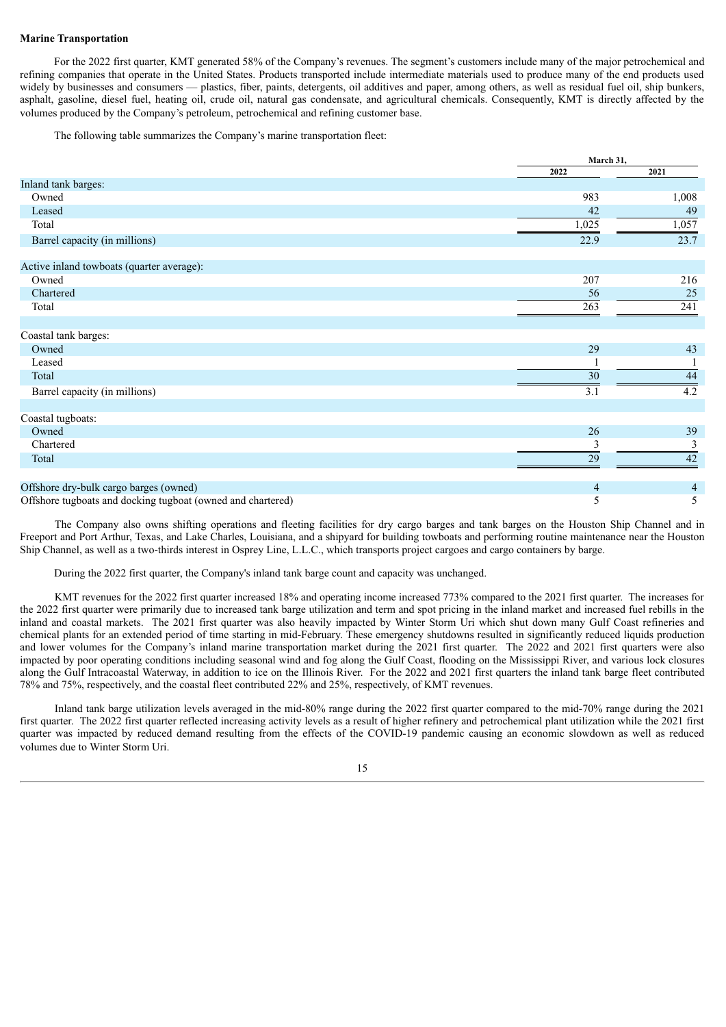**Marine Transportation**

For the 2022 first quarter, KMT generated 58% of the Company's revenues. The segment's customers include many of the major petrochemical and refining companies that operate in the United States. Products transported include intermediate materials used to produce many of the end products used widely by businesses and consumers — plastics, fiber, paints, detergents, oil additives and paper, among others, as well as residual fuel oil, ship bunkers, asphalt, gasoline, diesel fuel, heating oil, crude oil, natural gas condensate, and agricultural chemicals. Consequently, KMT is directly affected by the volumes produced by the Company's petroleum, petrochemical and refining customer base.

The following table summarizes the Company's marine transportation fleet:

| | March 31, | |
|---|---|---|
| | 2022 | 2021 |
| Inland tank barges: | | |
| Owned | 983 | 1,008 |
| Leased | 42 | 49 |
| Total | 1,025 | 1,057 |
| Barrel capacity (in millions) | 22.9 | 23.7 |
| | | |
| Active inland towboats (quarter average): | | |
| Owned | 207 | 216 |
| Chartered | 56 | 25 |
| Total | 263 | 241 |
| | | |
| Coastal tank barges: | | |
| Owned | 29 | 43 |
| Leased | 1 | 1 |
| Total | 30 | 44 |
| Barrel capacity (in millions) | 3.1 | 4.2 |
| | | |
| Coastal tugboats: | | |
| Owned | 26 | 39 |
| Chartered | 3 | 3 |
| Total | 29 | 42 |
| | | |
| Offshore dry-bulk cargo barges (owned) | 4 | 4 |
| Offshore tugboats and docking tugboat (owned and chartered) | 5 | 5 |

The Company also owns shifting operations and fleeting facilities for dry cargo barges and tank barges on the Houston Ship Channel and in Freeport and Port Arthur, Texas, and Lake Charles, Louisiana, and a shipyard for building towboats and performing routine maintenance near the Houston Ship Channel, as well as a two-thirds interest in Osprey Line, L.L.C., which transports project cargoes and cargo containers by barge.

During the 2022 first quarter, the Company's inland tank barge count and capacity was unchanged.

KMT revenues for the 2022 first quarter increased 18% and operating income increased 773% compared to the 2021 first quarter. The increases for the 2022 first quarter were primarily due to increased tank barge utilization and term and spot pricing in the inland market and increased fuel rebills in the inland and coastal markets. The 2021 first quarter was also heavily impacted by Winter Storm Uri which shut down many Gulf Coast refineries and chemical plants for an extended period of time starting in mid-February. These emergency shutdowns resulted in significantly reduced liquids production and lower volumes for the Company's inland marine transportation market during the 2021 first quarter. The 2022 and 2021 first quarters were also impacted by poor operating conditions including seasonal wind and fog along the Gulf Coast, flooding on the Mississippi River, and various lock closures along the Gulf Intracoastal Waterway, in addition to ice on the Illinois River. For the 2022 and 2021 first quarters the inland tank barge fleet contributed 78% and 75%, respectively, and the coastal fleet contributed 22% and 25%, respectively, of KMT revenues.

Inland tank barge utilization levels averaged in the mid-80% range during the 2022 first quarter compared to the mid-70% range during the 2021 first quarter. The 2022 first quarter reflected increasing activity levels as a result of higher refinery and petrochemical plant utilization while the 2021 first quarter was impacted by reduced demand resulting from the effects of the COVID-19 pandemic causing an economic slowdown as well as reduced volumes due to Winter Storm Uri.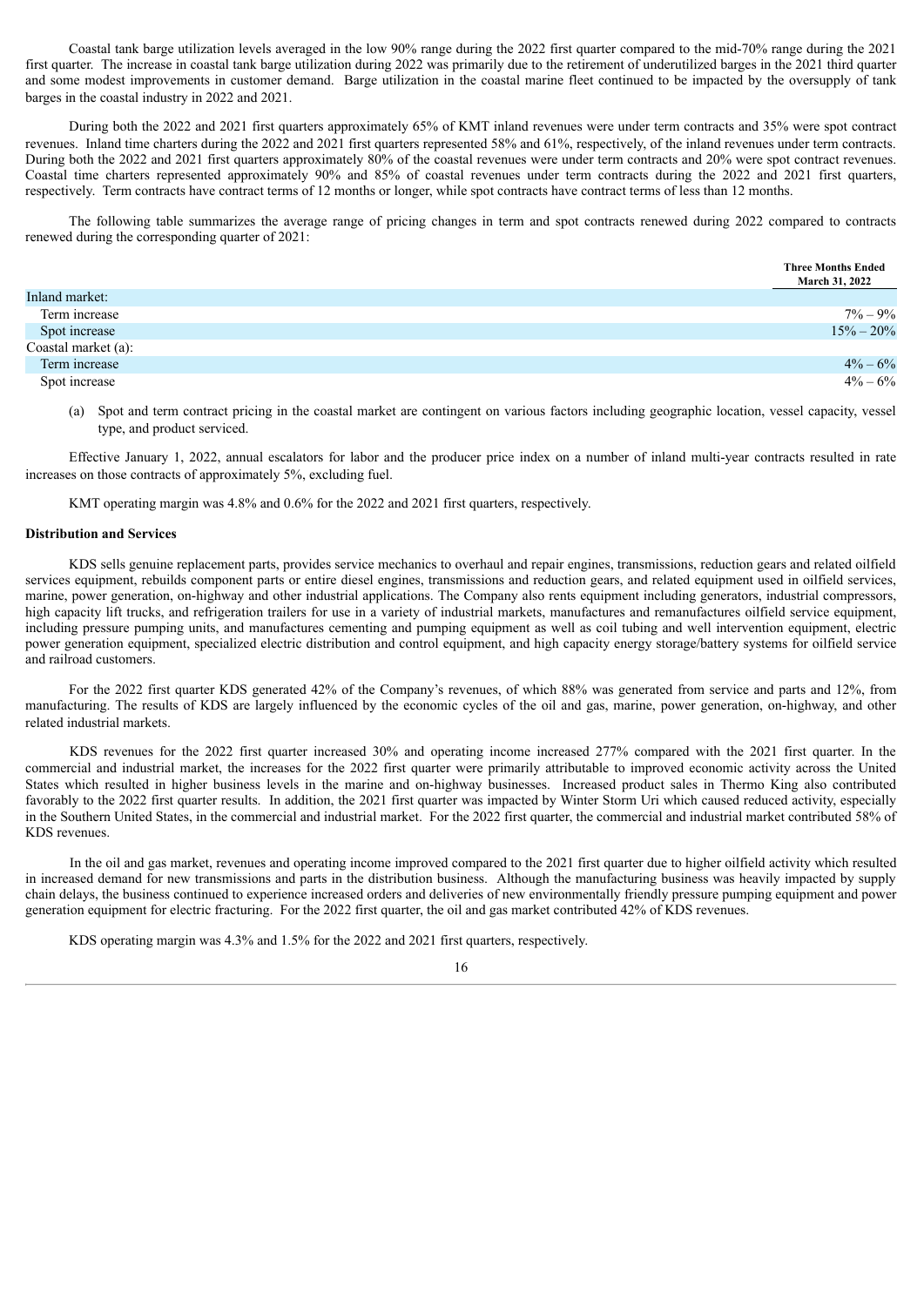Coastal tank barge utilization levels averaged in the low 90% range during the 2022 first quarter compared to the mid-70% range during the 2021 first quarter. The increase in coastal tank barge utilization during 2022 was primarily due to the retirement of underutilized barges in the 2021 third quarter and some modest improvements in customer demand. Barge utilization in the coastal marine fleet continued to be impacted by the oversupply of tank barges in the coastal industry in 2022 and 2021.

During both the 2022 and 2021 first quarters approximately 65% of KMT inland revenues were under term contracts and 35% were spot contract revenues. Inland time charters during the 2022 and 2021 first quarters represented 58% and 61%, respectively, of the inland revenues under term contracts. During both the 2022 and 2021 first quarters approximately 80% of the coastal revenues were under term contracts and 20% were spot contract revenues. Coastal time charters represented approximately 90% and 85% of coastal revenues under term contracts during the 2022 and 2021 first quarters, respectively. Term contracts have contract terms of 12 months or longer, while spot contracts have contract terms of less than 12 months.

The following table summarizes the average range of pricing changes in term and spot contracts renewed during 2022 compared to contracts renewed during the corresponding quarter of 2021:

| | Three Months Ended March 31, 2022 |
|---|---|
| Inland market: | |
| Term increase | 7% – 9% |
| Spot increase | 15% – 20% |
| Coastal market (a): | |
| Term increase | 4% – 6% |
| Spot increase | 4% – 6% |

(a) Spot and term contract pricing in the coastal market are contingent on various factors including geographic location, vessel capacity, vessel type, and product serviced.

Effective January 1, 2022, annual escalators for labor and the producer price index on a number of inland multi-year contracts resulted in rate increases on those contracts of approximately 5%, excluding fuel.

KMT operating margin was 4.8% and 0.6% for the 2022 and 2021 first quarters, respectively.

**Distribution and Services**

KDS sells genuine replacement parts, provides service mechanics to overhaul and repair engines, transmissions, reduction gears and related oilfield services equipment, rebuilds component parts or entire diesel engines, transmissions and reduction gears, and related equipment used in oilfield services, marine, power generation, on-highway and other industrial applications. The Company also rents equipment including generators, industrial compressors, high capacity lift trucks, and refrigeration trailers for use in a variety of industrial markets, manufactures and remanufactures oilfield service equipment, including pressure pumping units, and manufactures cementing and pumping equipment as well as coil tubing and well intervention equipment, electric power generation equipment, specialized electric distribution and control equipment, and high capacity energy storage/battery systems for oilfield service and railroad customers.

For the 2022 first quarter KDS generated 42% of the Company's revenues, of which 88% was generated from service and parts and 12%, from manufacturing. The results of KDS are largely influenced by the economic cycles of the oil and gas, marine, power generation, on-highway, and other related industrial markets.

KDS revenues for the 2022 first quarter increased 30% and operating income increased 277% compared with the 2021 first quarter. In the commercial and industrial market, the increases for the 2022 first quarter were primarily attributable to improved economic activity across the United States which resulted in higher business levels in the marine and on-highway businesses. Increased product sales in Thermo King also contributed favorably to the 2022 first quarter results. In addition, the 2021 first quarter was impacted by Winter Storm Uri which caused reduced activity, especially in the Southern United States, in the commercial and industrial market. For the 2022 first quarter, the commercial and industrial market contributed 58% of KDS revenues.

In the oil and gas market, revenues and operating income improved compared to the 2021 first quarter due to higher oilfield activity which resulted in increased demand for new transmissions and parts in the distribution business. Although the manufacturing business was heavily impacted by supply chain delays, the business continued to experience increased orders and deliveries of new environmentally friendly pressure pumping equipment and power generation equipment for electric fracturing. For the 2022 first quarter, the oil and gas market contributed 42% of KDS revenues.

KDS operating margin was 4.3% and 1.5% for the 2022 and 2021 first quarters, respectively.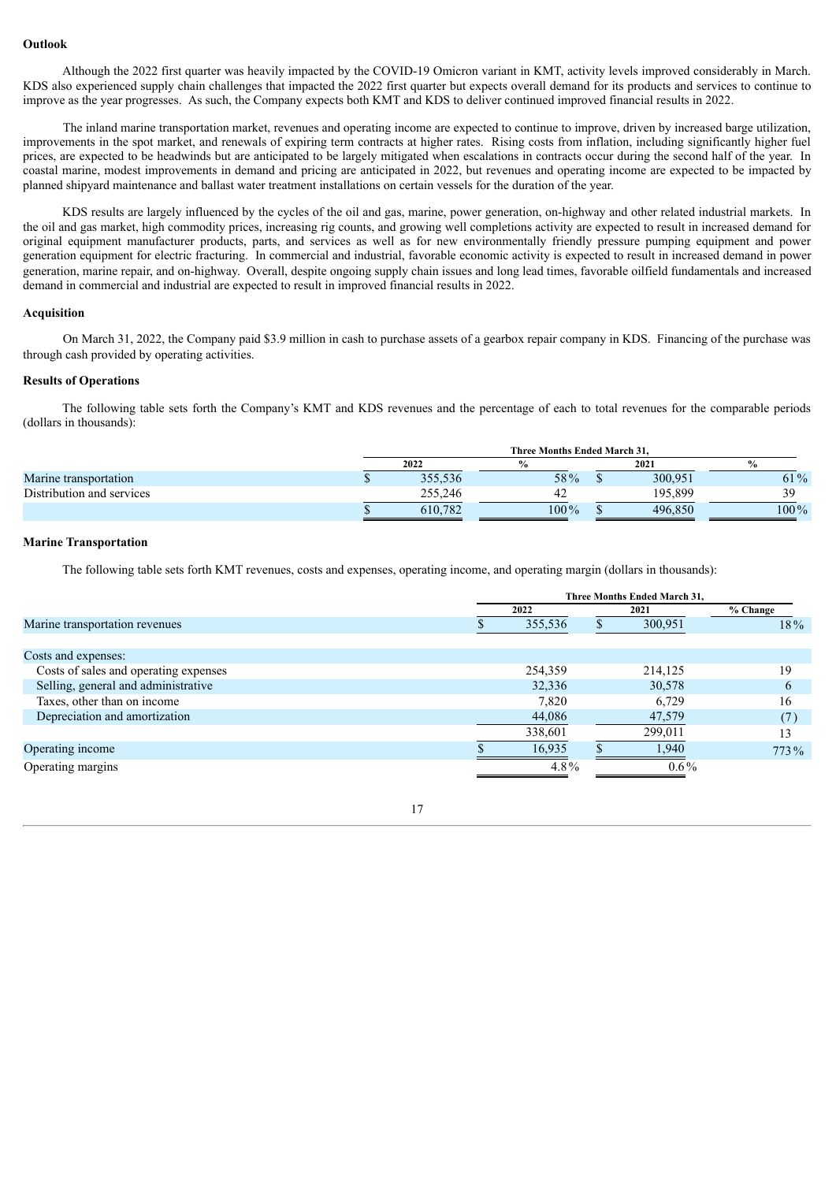**Outlook**

Although the 2022 first quarter was heavily impacted by the COVID-19 Omicron variant in KMT, activity levels improved considerably in March. KDS also experienced supply chain challenges that impacted the 2022 first quarter but expects overall demand for its products and services to continue to improve as the year progresses. As such, the Company expects both KMT and KDS to deliver continued improved financial results in 2022.

The inland marine transportation market, revenues and operating income are expected to continue to improve, driven by increased barge utilization, improvements in the spot market, and renewals of expiring term contracts at higher rates. Rising costs from inflation, including significantly higher fuel prices, are expected to be headwinds but are anticipated to be largely mitigated when escalations in contracts occur during the second half of the year. In coastal marine, modest improvements in demand and pricing are anticipated in 2022, but revenues and operating income are expected to be impacted by planned shipyard maintenance and ballast water treatment installations on certain vessels for the duration of the year.

KDS results are largely influenced by the cycles of the oil and gas, marine, power generation, on-highway and other related industrial markets. In the oil and gas market, high commodity prices, increasing rig counts, and growing well completions activity are expected to result in increased demand for original equipment manufacturer products, parts, and services as well as for new environmentally friendly pressure pumping equipment and power generation equipment for electric fracturing. In commercial and industrial, favorable economic activity is expected to result in increased demand in power generation, marine repair, and on-highway. Overall, despite ongoing supply chain issues and long lead times, favorable oilfield fundamentals and increased demand in commercial and industrial are expected to result in improved financial results in 2022.

**Acquisition**

On March 31, 2022, the Company paid $3.9 million in cash to purchase assets of a gearbox repair company in KDS. Financing of the purchase was through cash provided by operating activities.

**Results of Operations**

The following table sets forth the Company's KMT and KDS revenues and the percentage of each to total revenues for the comparable periods (dollars in thousands):

| | Three Months Ended March 31, | | | |
|---|---|---|---|---|
| | 2022 | % | 2021 | % |
| Marine transportation | $ 355,536 | 58% | $ 300,951 | 61% |
| Distribution and services | 255,246 | 42 | 195,899 | 39 |
| | $ 610,782 | 100% | $ 496,850 | 100% |

**Marine Transportation**

The following table sets forth KMT revenues, costs and expenses, operating income, and operating margin (dollars in thousands):

| | Three Months Ended March 31, | | |
|---|---|---|---|
| | 2022 | 2021 | % Change |
| Marine transportation revenues | $ 355,536 | $ 300,951 | 18% |
| | | | |
| Costs and expenses: | | | |
| Costs of sales and operating expenses | 254,359 | 214,125 | 19 |
| Selling, general and administrative | 32,336 | 30,578 | 6 |
| Taxes, other than on income | 7,820 | 6,729 | 16 |
| Depreciation and amortization | 44,086 | 47,579 | (7) |
| | 338,601 | 299,011 | 13 |
| Operating income | $ 16,935 | $ 1,940 | 773% |
| Operating margins | 4.8% | 0.6% | |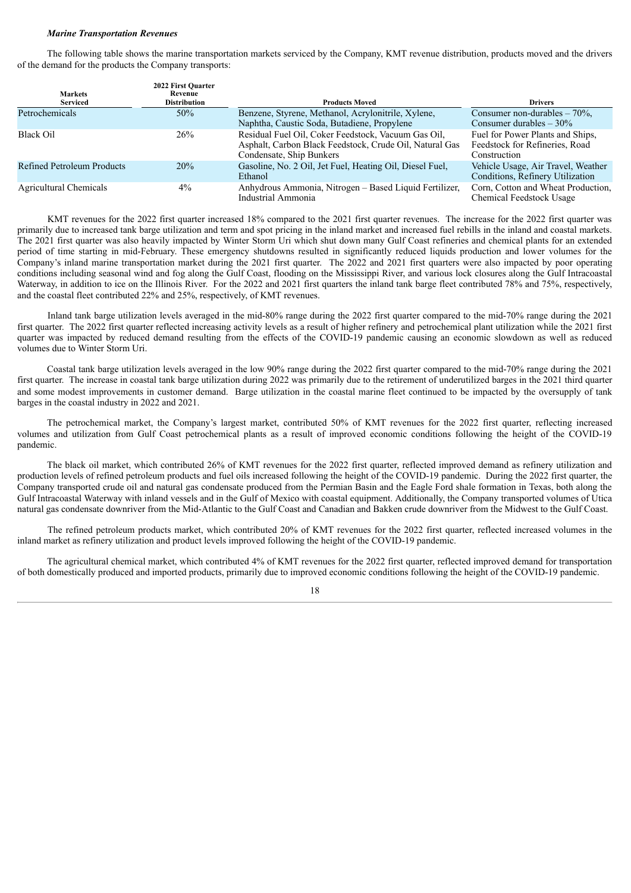### *Marine Transportation Revenues*

The following table shows the marine transportation markets serviced by the Company, KMT revenue distribution, products moved and the drivers of the demand for the products the Company transports:

| Markets Serviced | 2022 First Quarter Revenue Distribution | Products Moved | Drivers |
|---|---|---|---|
| Petrochemicals | 50% | Benzene, Styrene, Methanol, Acrylonitrile, Xylene, Naphtha, Caustic Soda, Butadiene, Propylene | Consumer non-durables – 70%, Consumer durables – 30% |
| Black Oil | 26% | Residual Fuel Oil, Coker Feedstock, Vacuum Gas Oil, Asphalt, Carbon Black Feedstock, Crude Oil, Natural Gas Condensate, Ship Bunkers | Fuel for Power Plants and Ships, Feedstock for Refineries, Road Construction |
| Refined Petroleum Products | 20% | Gasoline, No. 2 Oil, Jet Fuel, Heating Oil, Diesel Fuel, Ethanol | Vehicle Usage, Air Travel, Weather Conditions, Refinery Utilization |
| Agricultural Chemicals | 4% | Anhydrous Ammonia, Nitrogen – Based Liquid Fertilizer, Industrial Ammonia | Corn, Cotton and Wheat Production, Chemical Feedstock Usage |

KMT revenues for the 2022 first quarter increased 18% compared to the 2021 first quarter revenues. The increase for the 2022 first quarter was primarily due to increased tank barge utilization and term and spot pricing in the inland market and increased fuel rebills in the inland and coastal markets. The 2021 first quarter was also heavily impacted by Winter Storm Uri which shut down many Gulf Coast refineries and chemical plants for an extended period of time starting in mid-February. These emergency shutdowns resulted in significantly reduced liquids production and lower volumes for the Company's inland marine transportation market during the 2021 first quarter. The 2022 and 2021 first quarters were also impacted by poor operating conditions including seasonal wind and fog along the Gulf Coast, flooding on the Mississippi River, and various lock closures along the Gulf Intracoastal Waterway, in addition to ice on the Illinois River. For the 2022 and 2021 first quarters the inland tank barge fleet contributed 78% and 75%, respectively, and the coastal fleet contributed 22% and 25%, respectively, of KMT revenues.

Inland tank barge utilization levels averaged in the mid-80% range during the 2022 first quarter compared to the mid-70% range during the 2021 first quarter. The 2022 first quarter reflected increasing activity levels as a result of higher refinery and petrochemical plant utilization while the 2021 first quarter was impacted by reduced demand resulting from the effects of the COVID-19 pandemic causing an economic slowdown as well as reduced volumes due to Winter Storm Uri.

Coastal tank barge utilization levels averaged in the low 90% range during the 2022 first quarter compared to the mid-70% range during the 2021 first quarter. The increase in coastal tank barge utilization during 2022 was primarily due to the retirement of underutilized barges in the 2021 third quarter and some modest improvements in customer demand. Barge utilization in the coastal marine fleet continued to be impacted by the oversupply of tank barges in the coastal industry in 2022 and 2021.

The petrochemical market, the Company's largest market, contributed 50% of KMT revenues for the 2022 first quarter, reflecting increased volumes and utilization from Gulf Coast petrochemical plants as a result of improved economic conditions following the height of the COVID-19 pandemic.

The black oil market, which contributed 26% of KMT revenues for the 2022 first quarter, reflected improved demand as refinery utilization and production levels of refined petroleum products and fuel oils increased following the height of the COVID-19 pandemic. During the 2022 first quarter, the Company transported crude oil and natural gas condensate produced from the Permian Basin and the Eagle Ford shale formation in Texas, both along the Gulf Intracoastal Waterway with inland vessels and in the Gulf of Mexico with coastal equipment. Additionally, the Company transported volumes of Utica natural gas condensate downriver from the Mid-Atlantic to the Gulf Coast and Canadian and Bakken crude downriver from the Midwest to the Gulf Coast.

The refined petroleum products market, which contributed 20% of KMT revenues for the 2022 first quarter, reflected increased volumes in the inland market as refinery utilization and product levels improved following the height of the COVID-19 pandemic.

The agricultural chemical market, which contributed 4% of KMT revenues for the 2022 first quarter, reflected improved demand for transportation of both domestically produced and imported products, primarily due to improved economic conditions following the height of the COVID-19 pandemic.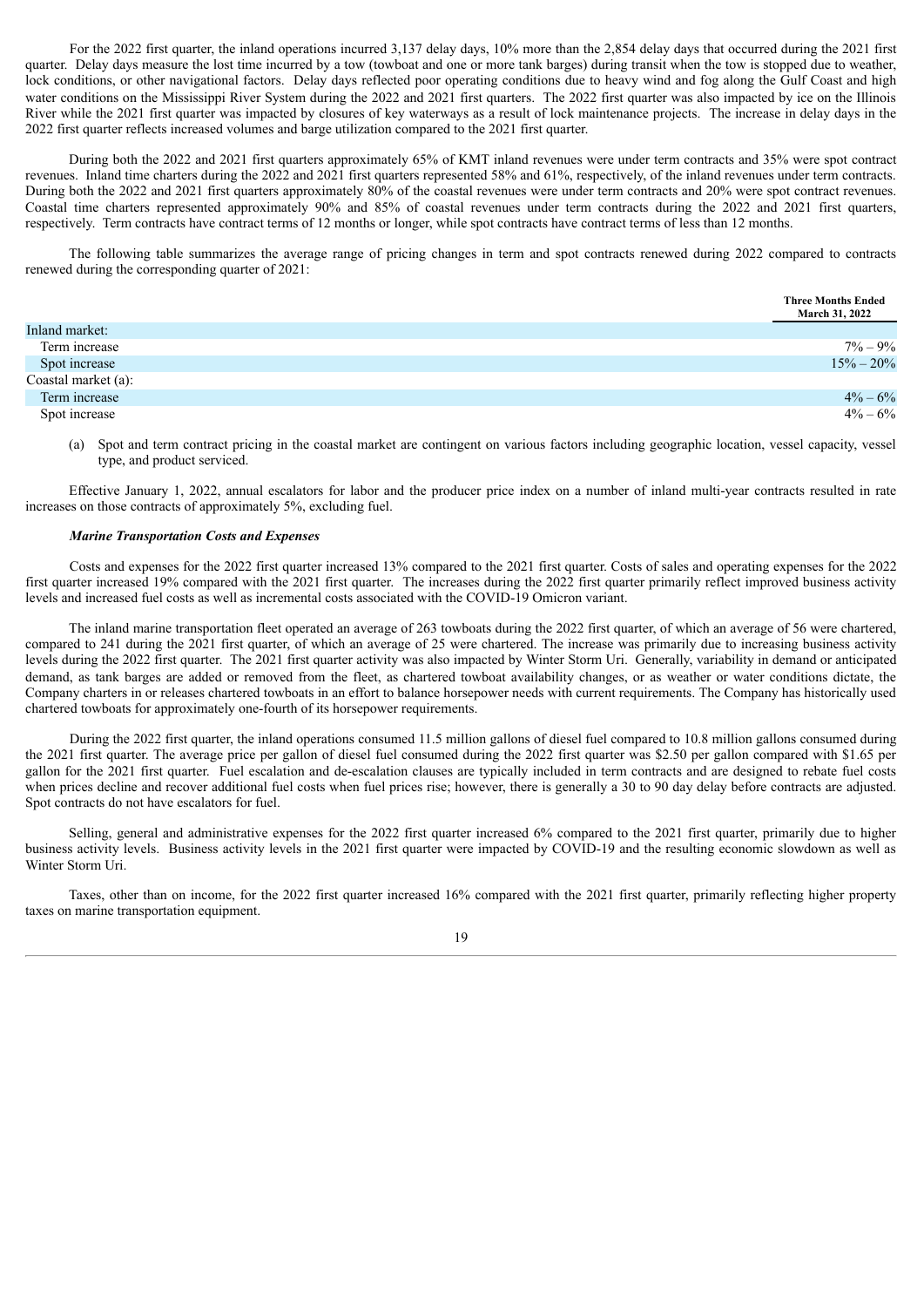For the 2022 first quarter, the inland operations incurred 3,137 delay days, 10% more than the 2,854 delay days that occurred during the 2021 first quarter. Delay days measure the lost time incurred by a tow (towboat and one or more tank barges) during transit when the tow is stopped due to weather, lock conditions, or other navigational factors. Delay days reflected poor operating conditions due to heavy wind and fog along the Gulf Coast and high water conditions on the Mississippi River System during the 2022 and 2021 first quarters. The 2022 first quarter was also impacted by ice on the Illinois River while the 2021 first quarter was impacted by closures of key waterways as a result of lock maintenance projects. The increase in delay days in the 2022 first quarter reflects increased volumes and barge utilization compared to the 2021 first quarter.

During both the 2022 and 2021 first quarters approximately 65% of KMT inland revenues were under term contracts and 35% were spot contract revenues. Inland time charters during the 2022 and 2021 first quarters represented 58% and 61%, respectively, of the inland revenues under term contracts. During both the 2022 and 2021 first quarters approximately 80% of the coastal revenues were under term contracts and 20% were spot contract revenues. Coastal time charters represented approximately 90% and 85% of coastal revenues under term contracts during the 2022 and 2021 first quarters, respectively. Term contracts have contract terms of 12 months or longer, while spot contracts have contract terms of less than 12 months.

The following table summarizes the average range of pricing changes in term and spot contracts renewed during 2022 compared to contracts renewed during the corresponding quarter of 2021:

| | Three Months Ended March 31, 2022 |
|---|---|
| Inland market: | |
| Term increase | 7% – 9% |
| Spot increase | 15% – 20% |
| Coastal market (a): | |
| Term increase | 4% – 6% |
| Spot increase | 4% – 6% |

(a) Spot and term contract pricing in the coastal market are contingent on various factors including geographic location, vessel capacity, vessel type, and product serviced.

Effective January 1, 2022, annual escalators for labor and the producer price index on a number of inland multi-year contracts resulted in rate increases on those contracts of approximately 5%, excluding fuel.

***Marine Transportation Costs and Expenses***

Costs and expenses for the 2022 first quarter increased 13% compared to the 2021 first quarter. Costs of sales and operating expenses for the 2022 first quarter increased 19% compared with the 2021 first quarter. The increases during the 2022 first quarter primarily reflect improved business activity levels and increased fuel costs as well as incremental costs associated with the COVID-19 Omicron variant.

The inland marine transportation fleet operated an average of 263 towboats during the 2022 first quarter, of which an average of 56 were chartered, compared to 241 during the 2021 first quarter, of which an average of 25 were chartered. The increase was primarily due to increasing business activity levels during the 2022 first quarter. The 2021 first quarter activity was also impacted by Winter Storm Uri. Generally, variability in demand or anticipated demand, as tank barges are added or removed from the fleet, as chartered towboat availability changes, or as weather or water conditions dictate, the Company charters in or releases chartered towboats in an effort to balance horsepower needs with current requirements. The Company has historically used chartered towboats for approximately one-fourth of its horsepower requirements.

During the 2022 first quarter, the inland operations consumed 11.5 million gallons of diesel fuel compared to 10.8 million gallons consumed during the 2021 first quarter. The average price per gallon of diesel fuel consumed during the 2022 first quarter was $2.50 per gallon compared with $1.65 per gallon for the 2021 first quarter. Fuel escalation and de-escalation clauses are typically included in term contracts and are designed to rebate fuel costs when prices decline and recover additional fuel costs when fuel prices rise; however, there is generally a 30 to 90 day delay before contracts are adjusted. Spot contracts do not have escalators for fuel.

Selling, general and administrative expenses for the 2022 first quarter increased 6% compared to the 2021 first quarter, primarily due to higher business activity levels. Business activity levels in the 2021 first quarter were impacted by COVID-19 and the resulting economic slowdown as well as Winter Storm Uri.

Taxes, other than on income, for the 2022 first quarter increased 16% compared with the 2021 first quarter, primarily reflecting higher property taxes on marine transportation equipment.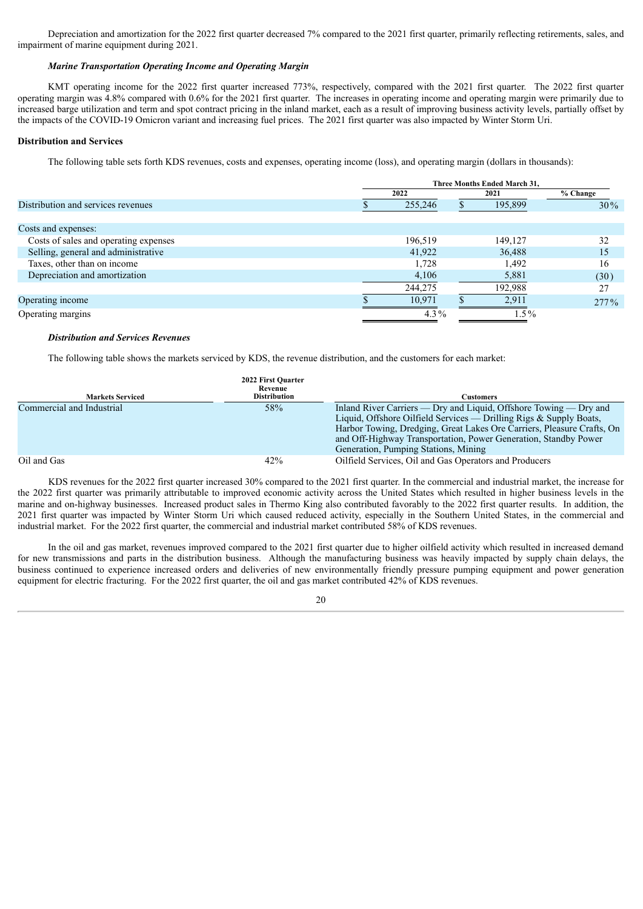Depreciation and amortization for the 2022 first quarter decreased 7% compared to the 2021 first quarter, primarily reflecting retirements, sales, and impairment of marine equipment during 2021.

#### *Marine Transportation Operating Income and Operating Margin*

KMT operating income for the 2022 first quarter increased 773%, respectively, compared with the 2021 first quarter. The 2022 first quarter operating margin was 4.8% compared with 0.6% for the 2021 first quarter. The increases in operating income and operating margin were primarily due to increased barge utilization and term and spot contract pricing in the inland market, each as a result of improving business activity levels, partially offset by the impacts of the COVID-19 Omicron variant and increasing fuel prices. The 2021 first quarter was also impacted by Winter Storm Uri.

### Distribution and Services

The following table sets forth KDS revenues, costs and expenses, operating income (loss), and operating margin (dollars in thousands):

| | Three Months Ended March 31, | | |
|---|---|---|---|
| | 2022 | 2021 | % Change |
| Distribution and services revenues | $ 255,246 | $ 195,899 | 30% |
| Costs and expenses: | | | |
| Costs of sales and operating expenses | 196,519 | 149,127 | 32 |
| Selling, general and administrative | 41,922 | 36,488 | 15 |
| Taxes, other than on income | 1,728 | 1,492 | 16 |
| Depreciation and amortization | 4,106 | 5,881 | (30) |
| | 244,275 | 192,988 | 27 |
| Operating income | $ 10,971 | $ 2,911 | 277% |
| Operating margins | 4.3% | 1.5% | |

#### *Distribution and Services Revenues*

The following table shows the markets serviced by KDS, the revenue distribution, and the customers for each market:

| Markets Serviced | 2022 First Quarter Revenue Distribution | Customers |
|---|---|---|
| Commercial and Industrial | 58% | Inland River Carriers — Dry and Liquid, Offshore Towing — Dry and Liquid, Offshore Oilfield Services — Drilling Rigs & Supply Boats, Harbor Towing, Dredging, Great Lakes Ore Carriers, Pleasure Crafts, On and Off-Highway Transportation, Power Generation, Standby Power Generation, Pumping Stations, Mining |
| Oil and Gas | 42% | Oilfield Services, Oil and Gas Operators and Producers |

KDS revenues for the 2022 first quarter increased 30% compared to the 2021 first quarter. In the commercial and industrial market, the increase for the 2022 first quarter was primarily attributable to improved economic activity across the United States which resulted in higher business levels in the marine and on-highway businesses. Increased product sales in Thermo King also contributed favorably to the 2022 first quarter results. In addition, the 2021 first quarter was impacted by Winter Storm Uri which caused reduced activity, especially in the Southern United States, in the commercial and industrial market. For the 2022 first quarter, the commercial and industrial market contributed 58% of KDS revenues.

In the oil and gas market, revenues improved compared to the 2021 first quarter due to higher oilfield activity which resulted in increased demand for new transmissions and parts in the distribution business. Although the manufacturing business was heavily impacted by supply chain delays, the business continued to experience increased orders and deliveries of new environmentally friendly pressure pumping equipment and power generation equipment for electric fracturing. For the 2022 first quarter, the oil and gas market contributed 42% of KDS revenues.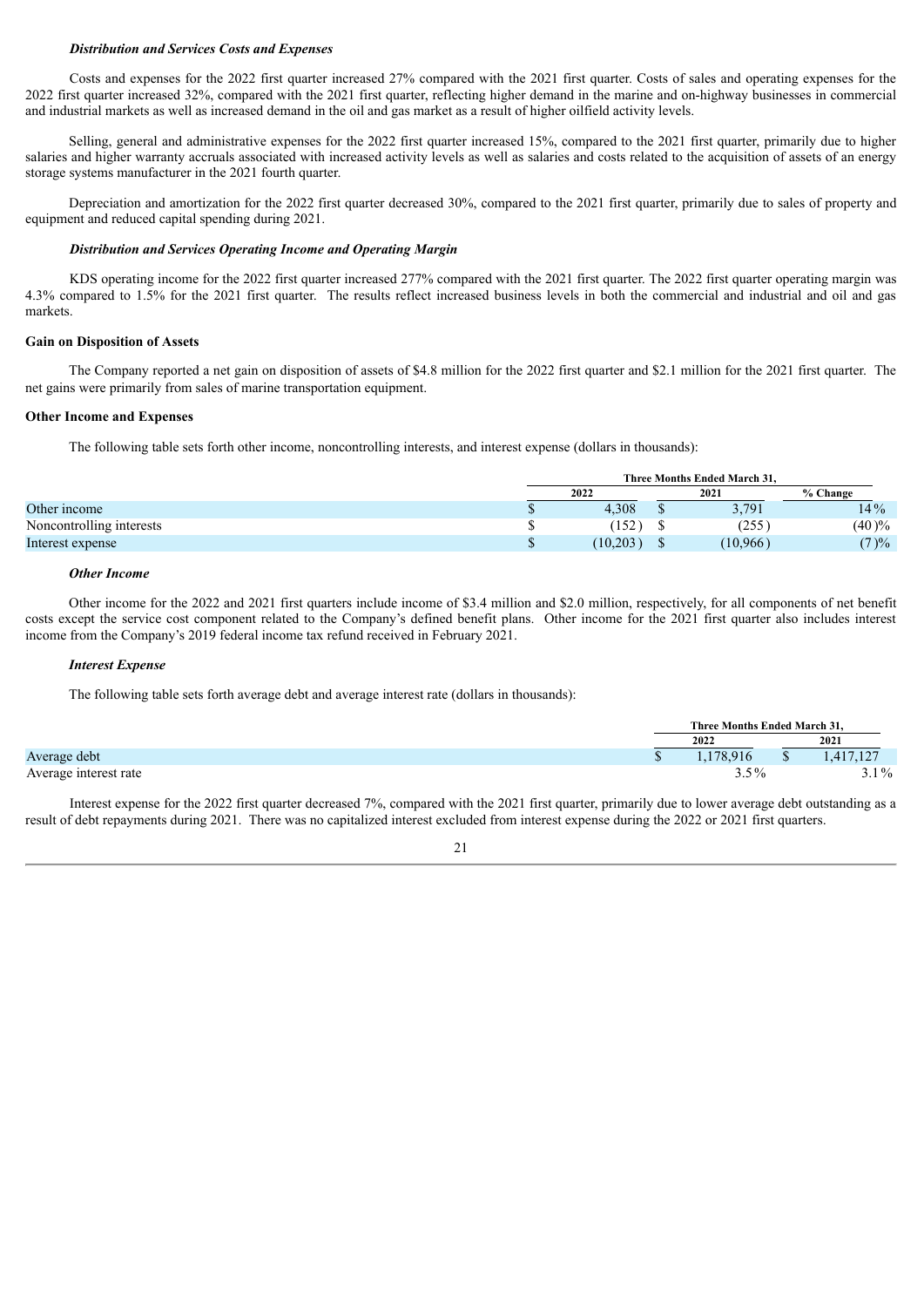***Distribution and Services Costs and Expenses***

Costs and expenses for the 2022 first quarter increased 27% compared with the 2021 first quarter. Costs of sales and operating expenses for the 2022 first quarter increased 32%, compared with the 2021 first quarter, reflecting higher demand in the marine and on-highway businesses in commercial and industrial markets as well as increased demand in the oil and gas market as a result of higher oilfield activity levels.

Selling, general and administrative expenses for the 2022 first quarter increased 15%, compared to the 2021 first quarter, primarily due to higher salaries and higher warranty accruals associated with increased activity levels as well as salaries and costs related to the acquisition of assets of an energy storage systems manufacturer in the 2021 fourth quarter.

Depreciation and amortization for the 2022 first quarter decreased 30%, compared to the 2021 first quarter, primarily due to sales of property and equipment and reduced capital spending during 2021.

***Distribution and Services Operating Income and Operating Margin***

KDS operating income for the 2022 first quarter increased 277% compared with the 2021 first quarter. The 2022 first quarter operating margin was 4.3% compared to 1.5% for the 2021 first quarter. The results reflect increased business levels in both the commercial and industrial and oil and gas markets.

**Gain on Disposition of Assets**

The Company reported a net gain on disposition of assets of $4.8 million for the 2022 first quarter and $2.1 million for the 2021 first quarter. The net gains were primarily from sales of marine transportation equipment.

**Other Income and Expenses**

The following table sets forth other income, noncontrolling interests, and interest expense (dollars in thousands):

| | Three Months Ended March 31, | | |
|---|---|---|---|
| | 2022 | 2021 | % Change |
| Other income | $ 4,308 | $ 3,791 | 14 % |
| Noncontrolling interests | $ (152) | $ (255) | (40)% |
| Interest expense | $ (10,203) | $ (10,966) | (7)% |

***Other Income***

Other income for the 2022 and 2021 first quarters include income of $3.4 million and $2.0 million, respectively, for all components of net benefit costs except the service cost component related to the Company's defined benefit plans. Other income for the 2021 first quarter also includes interest income from the Company's 2019 federal income tax refund received in February 2021.

***Interest Expense***

The following table sets forth average debt and average interest rate (dollars in thousands):

| | Three Months Ended March 31, | |
|---|---|---|
| | 2022 | 2021 |
| Average debt | $ 1,178,916 | $ 1,417,127 |
| Average interest rate | 3.5 % | 3.1 % |

Interest expense for the 2022 first quarter decreased 7%, compared with the 2021 first quarter, primarily due to lower average debt outstanding as a result of debt repayments during 2021. There was no capitalized interest excluded from interest expense during the 2022 or 2021 first quarters.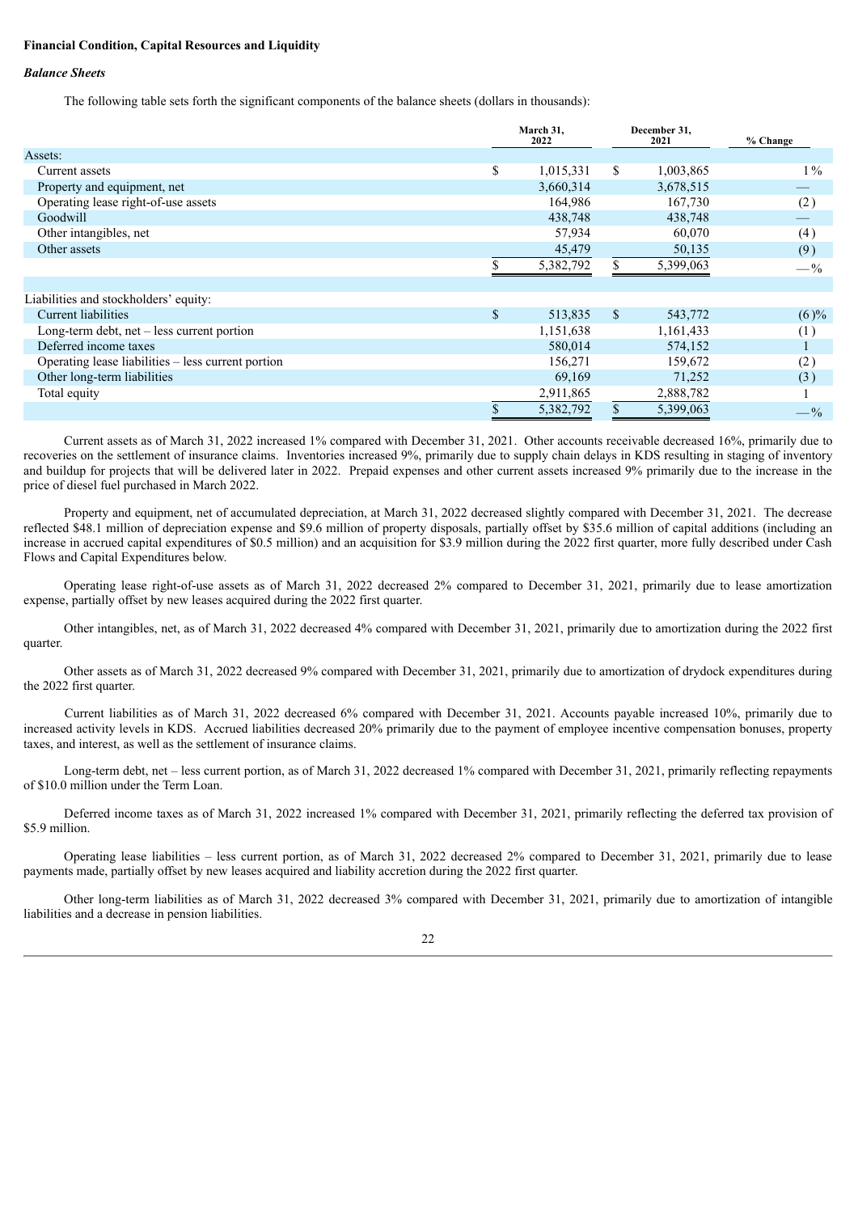**Financial Condition, Capital Resources and Liquidity**

***Balance Sheets***

The following table sets forth the significant components of the balance sheets (dollars in thousands):

| | March 31, 2022 | December 31, 2021 | % Change |
|---|---|---|---|
| Assets: | | | |
| Current assets | $ 1,015,331 | $ 1,003,865 | 1 % |
| Property and equipment, net | 3,660,314 | 3,678,515 | — |
| Operating lease right-of-use assets | 164,986 | 167,730 | (2 ) |
| Goodwill | 438,748 | 438,748 | — |
| Other intangibles, net | 57,934 | 60,070 | (4 ) |
| Other assets | 45,479 | 50,135 | (9 ) |
| | $ 5,382,792 | $ 5,399,063 | — % |
| Liabilities and stockholders' equity: | | | |
| Current liabilities | $ 513,835 | $ 543,772 | (6 )% |
| Long-term debt, net – less current portion | 1,151,638 | 1,161,433 | (1 ) |
| Deferred income taxes | 580,014 | 574,152 | 1 |
| Operating lease liabilities – less current portion | 156,271 | 159,672 | (2 ) |
| Other long-term liabilities | 69,169 | 71,252 | (3 ) |
| Total equity | 2,911,865 | 2,888,782 | 1 |
| | $ 5,382,792 | $ 5,399,063 | — % |

Current assets as of March 31, 2022 increased 1% compared with December 31, 2021. Other accounts receivable decreased 16%, primarily due to recoveries on the settlement of insurance claims. Inventories increased 9%, primarily due to supply chain delays in KDS resulting in staging of inventory and buildup for projects that will be delivered later in 2022. Prepaid expenses and other current assets increased 9% primarily due to the increase in the price of diesel fuel purchased in March 2022.

Property and equipment, net of accumulated depreciation, at March 31, 2022 decreased slightly compared with December 31, 2021. The decrease reflected $48.1 million of depreciation expense and $9.6 million of property disposals, partially offset by $35.6 million of capital additions (including an increase in accrued capital expenditures of $0.5 million) and an acquisition for $3.9 million during the 2022 first quarter, more fully described under Cash Flows and Capital Expenditures below.

Operating lease right-of-use assets as of March 31, 2022 decreased 2% compared to December 31, 2021, primarily due to lease amortization expense, partially offset by new leases acquired during the 2022 first quarter.

Other intangibles, net, as of March 31, 2022 decreased 4% compared with December 31, 2021, primarily due to amortization during the 2022 first quarter.

Other assets as of March 31, 2022 decreased 9% compared with December 31, 2021, primarily due to amortization of drydock expenditures during the 2022 first quarter.

Current liabilities as of March 31, 2022 decreased 6% compared with December 31, 2021. Accounts payable increased 10%, primarily due to increased activity levels in KDS. Accrued liabilities decreased 20% primarily due to the payment of employee incentive compensation bonuses, property taxes, and interest, as well as the settlement of insurance claims.

Long-term debt, net – less current portion, as of March 31, 2022 decreased 1% compared with December 31, 2021, primarily reflecting repayments of $10.0 million under the Term Loan.

Deferred income taxes as of March 31, 2022 increased 1% compared with December 31, 2021, primarily reflecting the deferred tax provision of $5.9 million.

Operating lease liabilities – less current portion, as of March 31, 2022 decreased 2% compared to December 31, 2021, primarily due to lease payments made, partially offset by new leases acquired and liability accretion during the 2022 first quarter.

Other long-term liabilities as of March 31, 2022 decreased 3% compared with December 31, 2021, primarily due to amortization of intangible liabilities and a decrease in pension liabilities.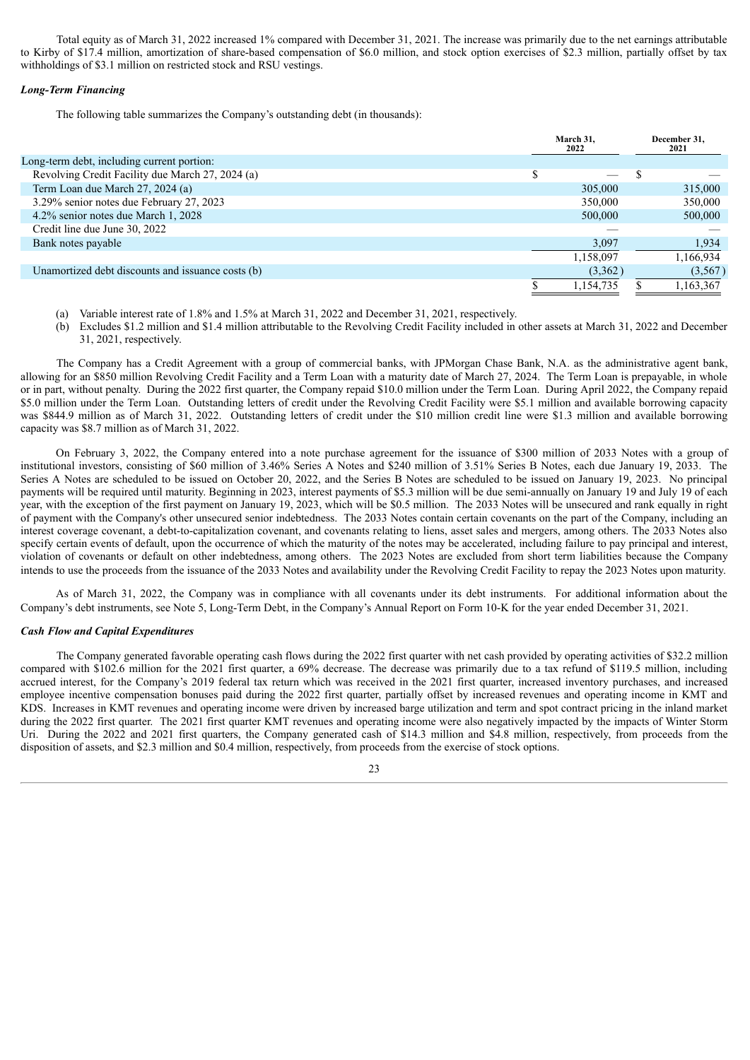Total equity as of March 31, 2022 increased 1% compared with December 31, 2021. The increase was primarily due to the net earnings attributable to Kirby of $17.4 million, amortization of share-based compensation of $6.0 million, and stock option exercises of $2.3 million, partially offset by tax withholdings of $3.1 million on restricted stock and RSU vestings.

***Long-Term Financing***

The following table summarizes the Company's outstanding debt (in thousands):

| | March 31, 2022 | December 31, 2021 |
|---|---|---|
| Long-term debt, including current portion: | | |
| Revolving Credit Facility due March 27, 2024 (a) | $ — | $ — |
| Term Loan due March 27, 2024 (a) | 305,000 | 315,000 |
| 3.29% senior notes due February 27, 2023 | 350,000 | 350,000 |
| 4.2% senior notes due March 1, 2028 | 500,000 | 500,000 |
| Credit line due June 30, 2022 | — | — |
| Bank notes payable | 3,097 | 1,934 |
| | 1,158,097 | 1,166,934 |
| Unamortized debt discounts and issuance costs (b) | (3,362) | (3,567) |
| | $ 1,154,735 | $ 1,163,367 |

(a) Variable interest rate of 1.8% and 1.5% at March 31, 2022 and December 31, 2021, respectively.

(b) Excludes $1.2 million and $1.4 million attributable to the Revolving Credit Facility included in other assets at March 31, 2022 and December 31, 2021, respectively.

The Company has a Credit Agreement with a group of commercial banks, with JPMorgan Chase Bank, N.A. as the administrative agent bank, allowing for an $850 million Revolving Credit Facility and a Term Loan with a maturity date of March 27, 2024. The Term Loan is prepayable, in whole or in part, without penalty. During the 2022 first quarter, the Company repaid $10.0 million under the Term Loan. During April 2022, the Company repaid $5.0 million under the Term Loan. Outstanding letters of credit under the Revolving Credit Facility were $5.1 million and available borrowing capacity was $844.9 million as of March 31, 2022. Outstanding letters of credit under the $10 million credit line were $1.3 million and available borrowing capacity was $8.7 million as of March 31, 2022.

On February 3, 2022, the Company entered into a note purchase agreement for the issuance of $300 million of 2033 Notes with a group of institutional investors, consisting of $60 million of 3.46% Series A Notes and $240 million of 3.51% Series B Notes, each due January 19, 2033. The Series A Notes are scheduled to be issued on October 20, 2022, and the Series B Notes are scheduled to be issued on January 19, 2023. No principal payments will be required until maturity. Beginning in 2023, interest payments of $5.3 million will be due semi-annually on January 19 and July 19 of each year, with the exception of the first payment on January 19, 2023, which will be $0.5 million. The 2033 Notes will be unsecured and rank equally in right of payment with the Company's other unsecured senior indebtedness. The 2033 Notes contain certain covenants on the part of the Company, including an interest coverage covenant, a debt-to-capitalization covenant, and covenants relating to liens, asset sales and mergers, among others. The 2033 Notes also specify certain events of default, upon the occurrence of which the maturity of the notes may be accelerated, including failure to pay principal and interest, violation of covenants or default on other indebtedness, among others. The 2023 Notes are excluded from short term liabilities because the Company intends to use the proceeds from the issuance of the 2033 Notes and availability under the Revolving Credit Facility to repay the 2023 Notes upon maturity.

As of March 31, 2022, the Company was in compliance with all covenants under its debt instruments. For additional information about the Company's debt instruments, see Note 5, Long-Term Debt, in the Company's Annual Report on Form 10-K for the year ended December 31, 2021.

***Cash Flow and Capital Expenditures***

The Company generated favorable operating cash flows during the 2022 first quarter with net cash provided by operating activities of $32.2 million compared with $102.6 million for the 2021 first quarter, a 69% decrease. The decrease was primarily due to a tax refund of $119.5 million, including accrued interest, for the Company's 2019 federal tax return which was received in the 2021 first quarter, increased inventory purchases, and increased employee incentive compensation bonuses paid during the 2022 first quarter, partially offset by increased revenues and operating income in KMT and KDS. Increases in KMT revenues and operating income were driven by increased barge utilization and term and spot contract pricing in the inland market during the 2022 first quarter. The 2021 first quarter KMT revenues and operating income were also negatively impacted by the impacts of Winter Storm Uri. During the 2022 and 2021 first quarters, the Company generated cash of $14.3 million and $4.8 million, respectively, from proceeds from the disposition of assets, and $2.3 million and $0.4 million, respectively, from proceeds from the exercise of stock options.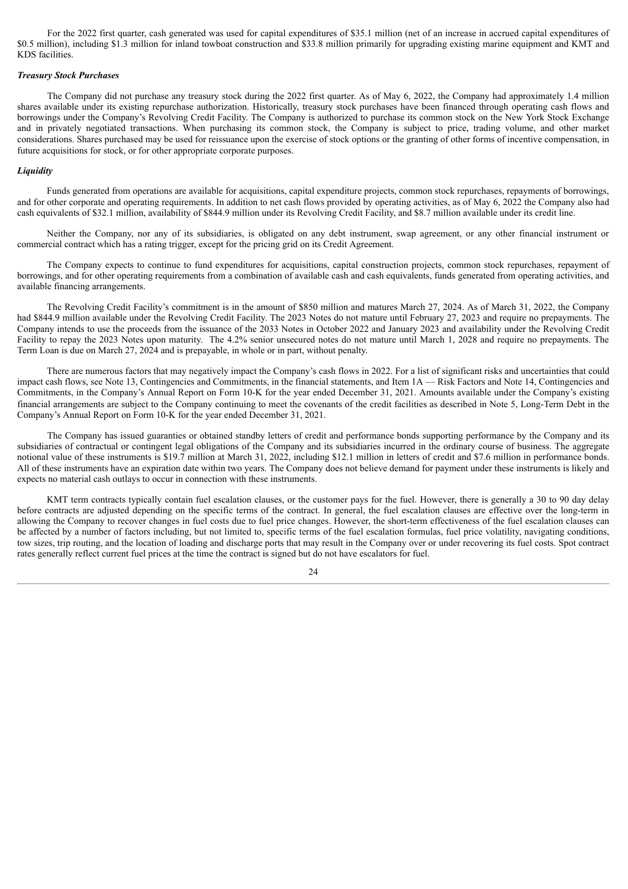For the 2022 first quarter, cash generated was used for capital expenditures of $35.1 million (net of an increase in accrued capital expenditures of $0.5 million), including $1.3 million for inland towboat construction and $33.8 million primarily for upgrading existing marine equipment and KMT and KDS facilities.

***Treasury Stock Purchases***

The Company did not purchase any treasury stock during the 2022 first quarter. As of May 6, 2022, the Company had approximately 1.4 million shares available under its existing repurchase authorization. Historically, treasury stock purchases have been financed through operating cash flows and borrowings under the Company's Revolving Credit Facility. The Company is authorized to purchase its common stock on the New York Stock Exchange and in privately negotiated transactions. When purchasing its common stock, the Company is subject to price, trading volume, and other market considerations. Shares purchased may be used for reissuance upon the exercise of stock options or the granting of other forms of incentive compensation, in future acquisitions for stock, or for other appropriate corporate purposes.

***Liquidity***

Funds generated from operations are available for acquisitions, capital expenditure projects, common stock repurchases, repayments of borrowings, and for other corporate and operating requirements. In addition to net cash flows provided by operating activities, as of May 6, 2022 the Company also had cash equivalents of $32.1 million, availability of $844.9 million under its Revolving Credit Facility, and $8.7 million available under its credit line.

Neither the Company, nor any of its subsidiaries, is obligated on any debt instrument, swap agreement, or any other financial instrument or commercial contract which has a rating trigger, except for the pricing grid on its Credit Agreement.

The Company expects to continue to fund expenditures for acquisitions, capital construction projects, common stock repurchases, repayment of borrowings, and for other operating requirements from a combination of available cash and cash equivalents, funds generated from operating activities, and available financing arrangements.

The Revolving Credit Facility's commitment is in the amount of $850 million and matures March 27, 2024. As of March 31, 2022, the Company had $844.9 million available under the Revolving Credit Facility. The 2023 Notes do not mature until February 27, 2023 and require no prepayments. The Company intends to use the proceeds from the issuance of the 2033 Notes in October 2022 and January 2023 and availability under the Revolving Credit Facility to repay the 2023 Notes upon maturity. The 4.2% senior unsecured notes do not mature until March 1, 2028 and require no prepayments. The Term Loan is due on March 27, 2024 and is prepayable, in whole or in part, without penalty.

There are numerous factors that may negatively impact the Company's cash flows in 2022. For a list of significant risks and uncertainties that could impact cash flows, see Note 13, Contingencies and Commitments, in the financial statements, and Item 1A — Risk Factors and Note 14, Contingencies and Commitments, in the Company's Annual Report on Form 10-K for the year ended December 31, 2021. Amounts available under the Company's existing financial arrangements are subject to the Company continuing to meet the covenants of the credit facilities as described in Note 5, Long-Term Debt in the Company's Annual Report on Form 10-K for the year ended December 31, 2021.

The Company has issued guaranties or obtained standby letters of credit and performance bonds supporting performance by the Company and its subsidiaries of contractual or contingent legal obligations of the Company and its subsidiaries incurred in the ordinary course of business. The aggregate notional value of these instruments is $19.7 million at March 31, 2022, including $12.1 million in letters of credit and $7.6 million in performance bonds. All of these instruments have an expiration date within two years. The Company does not believe demand for payment under these instruments is likely and expects no material cash outlays to occur in connection with these instruments.

KMT term contracts typically contain fuel escalation clauses, or the customer pays for the fuel. However, there is generally a 30 to 90 day delay before contracts are adjusted depending on the specific terms of the contract. In general, the fuel escalation clauses are effective over the long-term in allowing the Company to recover changes in fuel costs due to fuel price changes. However, the short-term effectiveness of the fuel escalation clauses can be affected by a number of factors including, but not limited to, specific terms of the fuel escalation formulas, fuel price volatility, navigating conditions, tow sizes, trip routing, and the location of loading and discharge ports that may result in the Company over or under recovering its fuel costs. Spot contract rates generally reflect current fuel prices at the time the contract is signed but do not have escalators for fuel.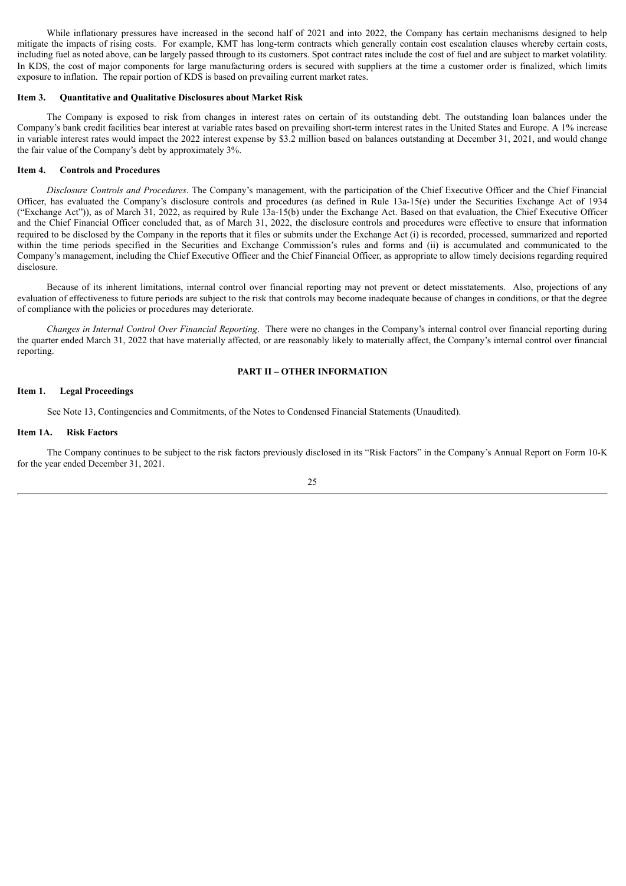While inflationary pressures have increased in the second half of 2021 and into 2022, the Company has certain mechanisms designed to help mitigate the impacts of rising costs. For example, KMT has long-term contracts which generally contain cost escalation clauses whereby certain costs, including fuel as noted above, can be largely passed through to its customers. Spot contract rates include the cost of fuel and are subject to market volatility. In KDS, the cost of major components for large manufacturing orders is secured with suppliers at the time a customer order is finalized, which limits exposure to inflation. The repair portion of KDS is based on prevailing current market rates.

### Item 3. Quantitative and Qualitative Disclosures about Market Risk

The Company is exposed to risk from changes in interest rates on certain of its outstanding debt. The outstanding loan balances under the Company's bank credit facilities bear interest at variable rates based on prevailing short-term interest rates in the United States and Europe. A 1% increase in variable interest rates would impact the 2022 interest expense by $3.2 million based on balances outstanding at December 31, 2021, and would change the fair value of the Company's debt by approximately 3%.

### Item 4. Controls and Procedures

*Disclosure Controls and Procedures*. The Company's management, with the participation of the Chief Executive Officer and the Chief Financial Officer, has evaluated the Company's disclosure controls and procedures (as defined in Rule 13a-15(e) under the Securities Exchange Act of 1934 ("Exchange Act")), as of March 31, 2022, as required by Rule 13a-15(b) under the Exchange Act. Based on that evaluation, the Chief Executive Officer and the Chief Financial Officer concluded that, as of March 31, 2022, the disclosure controls and procedures were effective to ensure that information required to be disclosed by the Company in the reports that it files or submits under the Exchange Act (i) is recorded, processed, summarized and reported within the time periods specified in the Securities and Exchange Commission's rules and forms and (ii) is accumulated and communicated to the Company's management, including the Chief Executive Officer and the Chief Financial Officer, as appropriate to allow timely decisions regarding required disclosure.

Because of its inherent limitations, internal control over financial reporting may not prevent or detect misstatements. Also, projections of any evaluation of effectiveness to future periods are subject to the risk that controls may become inadequate because of changes in conditions, or that the degree of compliance with the policies or procedures may deteriorate.

*Changes in Internal Control Over Financial Reporting*. There were no changes in the Company's internal control over financial reporting during the quarter ended March 31, 2022 that have materially affected, or are reasonably likely to materially affect, the Company's internal control over financial reporting.

## PART II – OTHER INFORMATION

### Item 1. Legal Proceedings

See Note 13, Contingencies and Commitments, of the Notes to Condensed Financial Statements (Unaudited).

### Item 1A. Risk Factors

The Company continues to be subject to the risk factors previously disclosed in its "Risk Factors" in the Company's Annual Report on Form 10-K for the year ended December 31, 2021.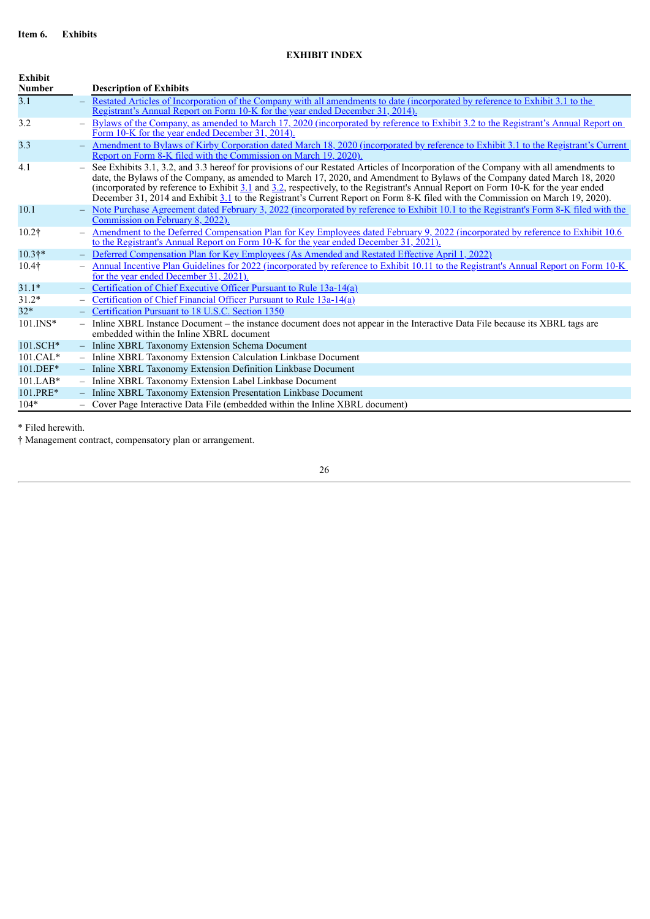**Item 6. Exhibits**

**EXHIBIT INDEX**

| Exhibit Number | | Description of Exhibits |
|---|---|---|
| 3.1 | – | Restated Articles of Incorporation of the Company with all amendments to date (incorporated by reference to Exhibit 3.1 to the Registrant's Annual Report on Form 10-K for the year ended December 31, 2014). |
| 3.2 | – | Bylaws of the Company, as amended to March 17, 2020 (incorporated by reference to Exhibit 3.2 to the Registrant's Annual Report on Form 10-K for the year ended December 31, 2014). |
| 3.3 | – | Amendment to Bylaws of Kirby Corporation dated March 18, 2020 (incorporated by reference to Exhibit 3.1 to the Registrant's Current Report on Form 8-K filed with the Commission on March 19, 2020). |
| 4.1 | – | See Exhibits 3.1, 3.2, and 3.3 hereof for provisions of our Restated Articles of Incorporation of the Company with all amendments to date, the Bylaws of the Company, as amended to March 17, 2020, and Amendment to Bylaws of the Company dated March 18, 2020 (incorporated by reference to Exhibit 3.1 and 3.2, respectively, to the Registrant's Annual Report on Form 10-K for the year ended December 31, 2014 and Exhibit 3.1 to the Registrant's Current Report on Form 8-K filed with the Commission on March 19, 2020). |
| 10.1 | – | Note Purchase Agreement dated February 3, 2022 (incorporated by reference to Exhibit 10.1 to the Registrant's Form 8-K filed with the Commission on February 8, 2022). |
| 10.2† | – | Amendment to the Deferred Compensation Plan for Key Employees dated February 9, 2022 (incorporated by reference to Exhibit 10.6 to the Registrant's Annual Report on Form 10-K for the year ended December 31, 2021). |
| 10.3†* | – | Deferred Compensation Plan for Key Employees (As Amended and Restated Effective April 1, 2022) |
| 10.4† | – | Annual Incentive Plan Guidelines for 2022 (incorporated by reference to Exhibit 10.11 to the Registrant's Annual Report on Form 10-K for the year ended December 31, 2021). |
| 31.1* | – | Certification of Chief Executive Officer Pursuant to Rule 13a-14(a) |
| 31.2* | – | Certification of Chief Financial Officer Pursuant to Rule 13a-14(a) |
| 32* | – | Certification Pursuant to 18 U.S.C. Section 1350 |
| 101.INS* | – | Inline XBRL Instance Document – the instance document does not appear in the Interactive Data File because its XBRL tags are embedded within the Inline XBRL document |
| 101.SCH* | – | Inline XBRL Taxonomy Extension Schema Document |
| 101.CAL* | – | Inline XBRL Taxonomy Extension Calculation Linkbase Document |
| 101.DEF* | – | Inline XBRL Taxonomy Extension Definition Linkbase Document |
| 101.LAB* | – | Inline XBRL Taxonomy Extension Label Linkbase Document |
| 101.PRE* | – | Inline XBRL Taxonomy Extension Presentation Linkbase Document |
| 104* | – | Cover Page Interactive Data File (embedded within the Inline XBRL document) |

\* Filed herewith.

† Management contract, compensatory plan or arrangement.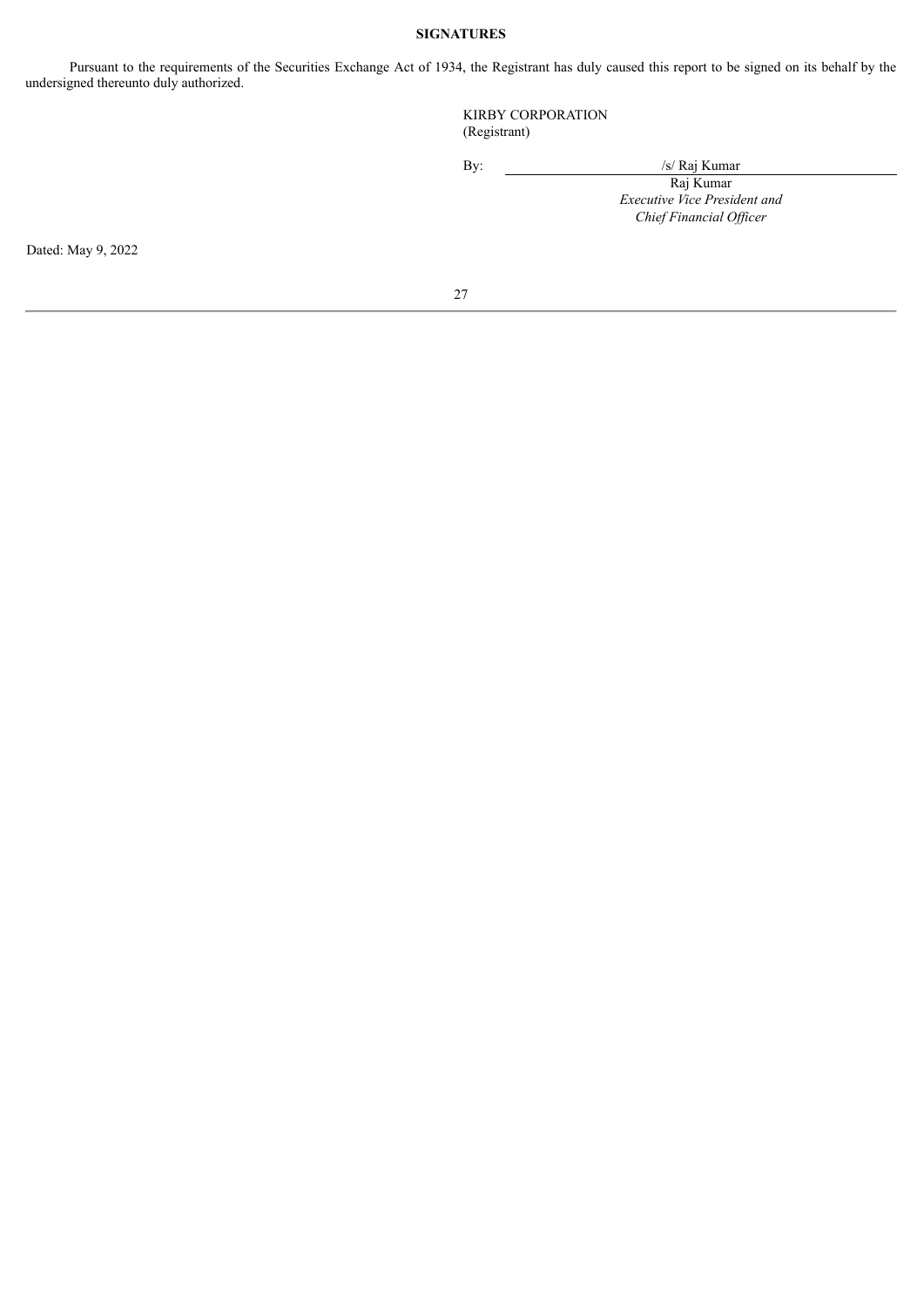**SIGNATURES**

Pursuant to the requirements of the Securities Exchange Act of 1934, the Registrant has duly caused this report to be signed on its behalf by the undersigned thereunto duly authorized.

KIRBY CORPORATION
(Registrant)

By: /s/ Raj Kumar
Raj Kumar
*Executive Vice President and*
*Chief Financial Officer*

Dated: May 9, 2022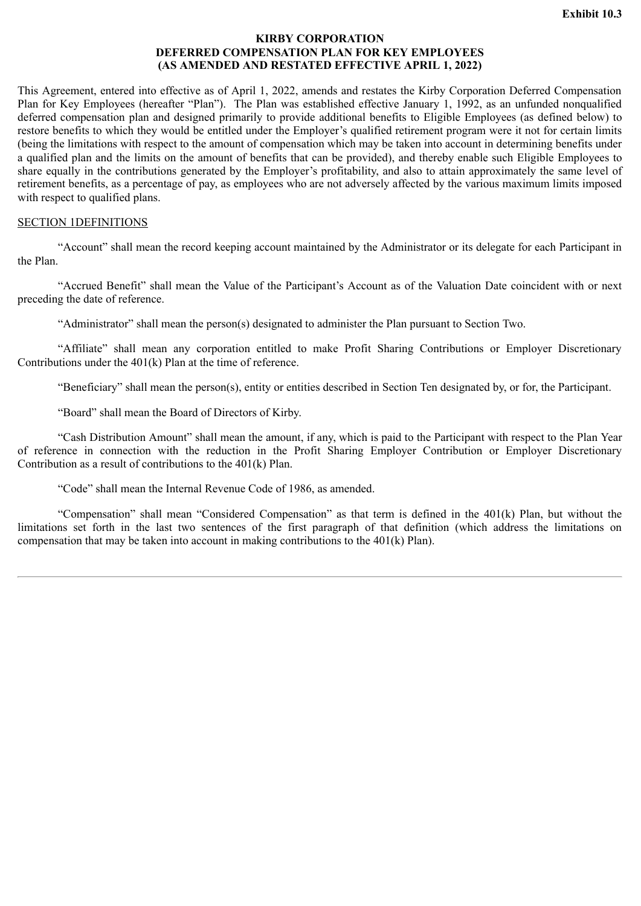**Exhibit 10.3**

**KIRBY CORPORATION**
**DEFERRED COMPENSATION PLAN FOR KEY EMPLOYEES**
**(AS AMENDED AND RESTATED EFFECTIVE APRIL 1, 2022)**

This Agreement, entered into effective as of April 1, 2022, amends and restates the Kirby Corporation Deferred Compensation Plan for Key Employees (hereafter "Plan"). The Plan was established effective January 1, 1992, as an unfunded nonqualified deferred compensation plan and designed primarily to provide additional benefits to Eligible Employees (as defined below) to restore benefits to which they would be entitled under the Employer's qualified retirement program were it not for certain limits (being the limitations with respect to the amount of compensation which may be taken into account in determining benefits under a qualified plan and the limits on the amount of benefits that can be provided), and thereby enable such Eligible Employees to share equally in the contributions generated by the Employer's profitability, and also to attain approximately the same level of retirement benefits, as a percentage of pay, as employees who are not adversely affected by the various maximum limits imposed with respect to qualified plans.

SECTION 1DEFINITIONS

"Account" shall mean the record keeping account maintained by the Administrator or its delegate for each Participant in the Plan.

"Accrued Benefit" shall mean the Value of the Participant's Account as of the Valuation Date coincident with or next preceding the date of reference.

"Administrator" shall mean the person(s) designated to administer the Plan pursuant to Section Two.

"Affiliate" shall mean any corporation entitled to make Profit Sharing Contributions or Employer Discretionary Contributions under the 401(k) Plan at the time of reference.

"Beneficiary" shall mean the person(s), entity or entities described in Section Ten designated by, or for, the Participant.

"Board" shall mean the Board of Directors of Kirby.

"Cash Distribution Amount" shall mean the amount, if any, which is paid to the Participant with respect to the Plan Year of reference in connection with the reduction in the Profit Sharing Employer Contribution or Employer Discretionary Contribution as a result of contributions to the 401(k) Plan.

"Code" shall mean the Internal Revenue Code of 1986, as amended.

"Compensation" shall mean "Considered Compensation" as that term is defined in the 401(k) Plan, but without the limitations set forth in the last two sentences of the first paragraph of that definition (which address the limitations on compensation that may be taken into account in making contributions to the 401(k) Plan).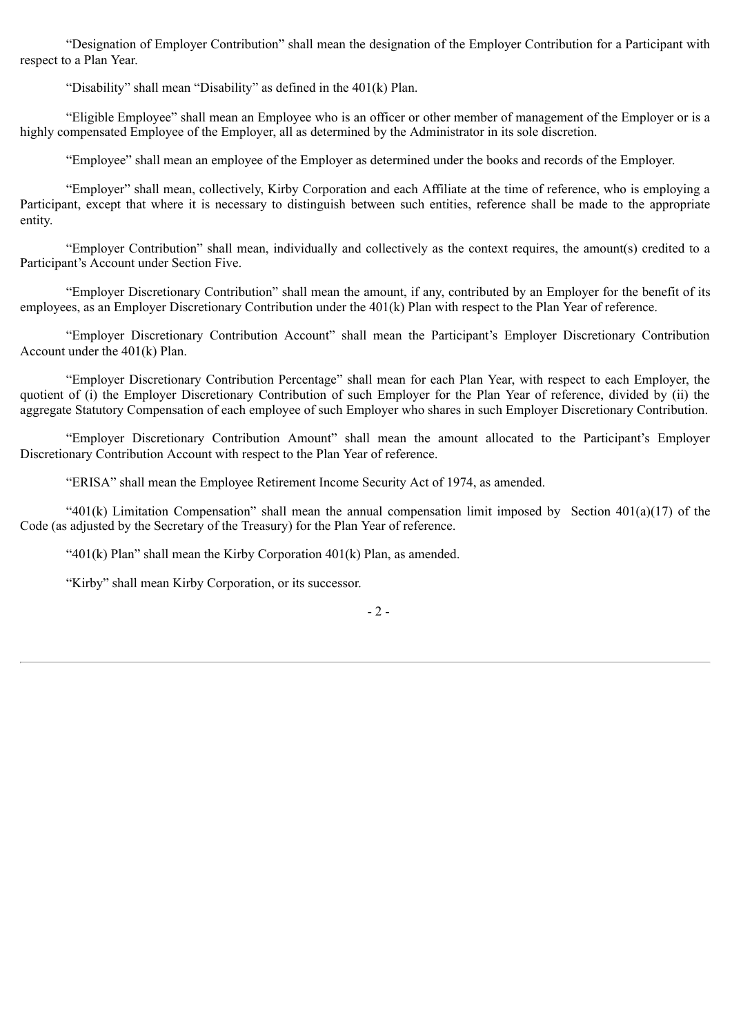"Designation of Employer Contribution" shall mean the designation of the Employer Contribution for a Participant with respect to a Plan Year.

"Disability" shall mean "Disability" as defined in the 401(k) Plan.

"Eligible Employee" shall mean an Employee who is an officer or other member of management of the Employer or is a highly compensated Employee of the Employer, all as determined by the Administrator in its sole discretion.

"Employee" shall mean an employee of the Employer as determined under the books and records of the Employer.

"Employer" shall mean, collectively, Kirby Corporation and each Affiliate at the time of reference, who is employing a Participant, except that where it is necessary to distinguish between such entities, reference shall be made to the appropriate entity.

"Employer Contribution" shall mean, individually and collectively as the context requires, the amount(s) credited to a Participant's Account under Section Five.

"Employer Discretionary Contribution" shall mean the amount, if any, contributed by an Employer for the benefit of its employees, as an Employer Discretionary Contribution under the 401(k) Plan with respect to the Plan Year of reference.

"Employer Discretionary Contribution Account" shall mean the Participant's Employer Discretionary Contribution Account under the 401(k) Plan.

"Employer Discretionary Contribution Percentage" shall mean for each Plan Year, with respect to each Employer, the quotient of (i) the Employer Discretionary Contribution of such Employer for the Plan Year of reference, divided by (ii) the aggregate Statutory Compensation of each employee of such Employer who shares in such Employer Discretionary Contribution.

"Employer Discretionary Contribution Amount" shall mean the amount allocated to the Participant's Employer Discretionary Contribution Account with respect to the Plan Year of reference.

"ERISA" shall mean the Employee Retirement Income Security Act of 1974, as amended.

"401(k) Limitation Compensation" shall mean the annual compensation limit imposed by Section 401(a)(17) of the Code (as adjusted by the Secretary of the Treasury) for the Plan Year of reference.

"401(k) Plan" shall mean the Kirby Corporation 401(k) Plan, as amended.

"Kirby" shall mean Kirby Corporation, or its successor.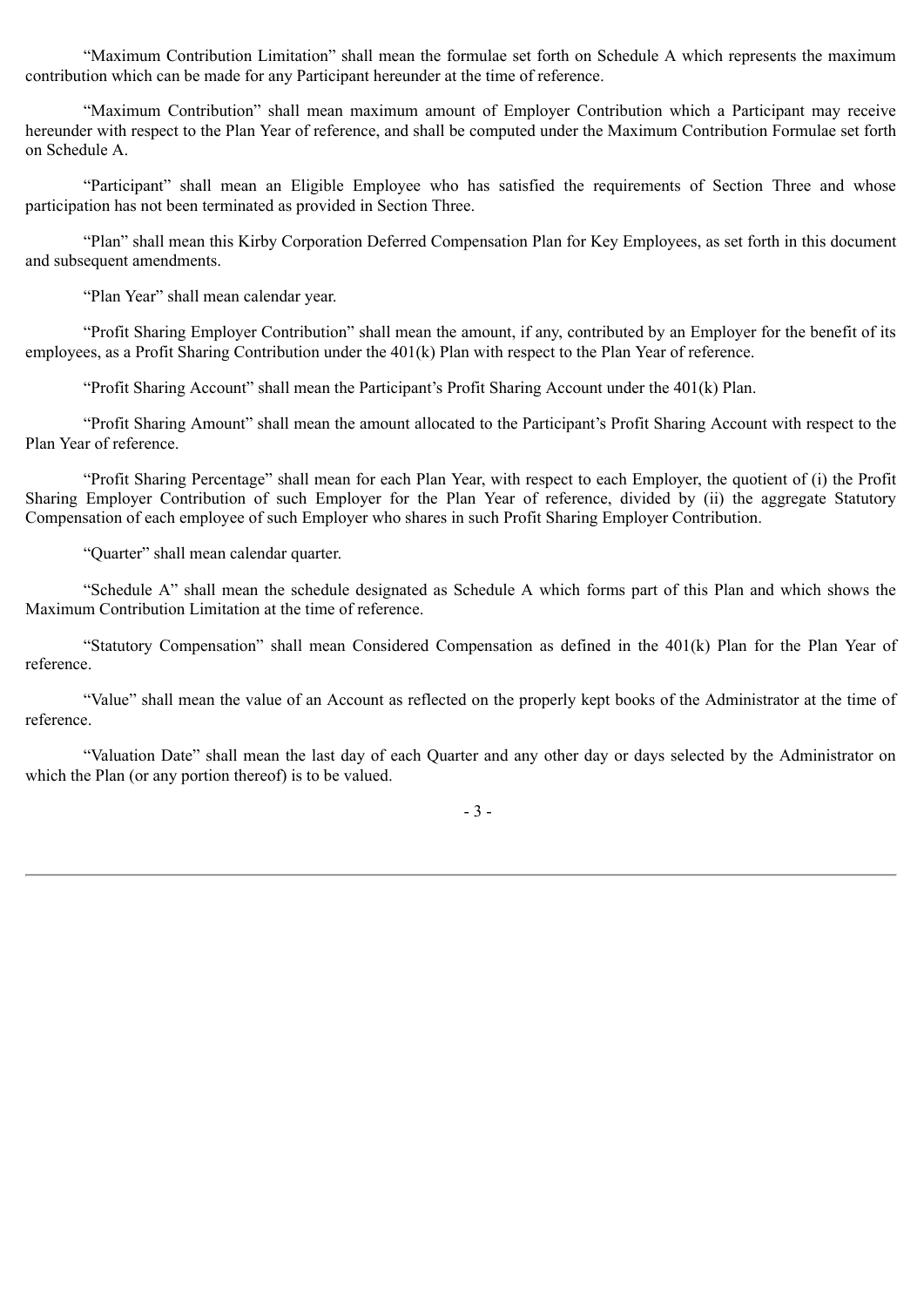"Maximum Contribution Limitation" shall mean the formulae set forth on Schedule A which represents the maximum contribution which can be made for any Participant hereunder at the time of reference.

"Maximum Contribution" shall mean maximum amount of Employer Contribution which a Participant may receive hereunder with respect to the Plan Year of reference, and shall be computed under the Maximum Contribution Formulae set forth on Schedule A.

"Participant" shall mean an Eligible Employee who has satisfied the requirements of Section Three and whose participation has not been terminated as provided in Section Three.

"Plan" shall mean this Kirby Corporation Deferred Compensation Plan for Key Employees, as set forth in this document and subsequent amendments.

"Plan Year" shall mean calendar year.

"Profit Sharing Employer Contribution" shall mean the amount, if any, contributed by an Employer for the benefit of its employees, as a Profit Sharing Contribution under the 401(k) Plan with respect to the Plan Year of reference.

"Profit Sharing Account" shall mean the Participant's Profit Sharing Account under the 401(k) Plan.

"Profit Sharing Amount" shall mean the amount allocated to the Participant's Profit Sharing Account with respect to the Plan Year of reference.

"Profit Sharing Percentage" shall mean for each Plan Year, with respect to each Employer, the quotient of (i) the Profit Sharing Employer Contribution of such Employer for the Plan Year of reference, divided by (ii) the aggregate Statutory Compensation of each employee of such Employer who shares in such Profit Sharing Employer Contribution.

"Quarter" shall mean calendar quarter.

"Schedule A" shall mean the schedule designated as Schedule A which forms part of this Plan and which shows the Maximum Contribution Limitation at the time of reference.

"Statutory Compensation" shall mean Considered Compensation as defined in the 401(k) Plan for the Plan Year of reference.

"Value" shall mean the value of an Account as reflected on the properly kept books of the Administrator at the time of reference.

"Valuation Date" shall mean the last day of each Quarter and any other day or days selected by the Administrator on which the Plan (or any portion thereof) is to be valued.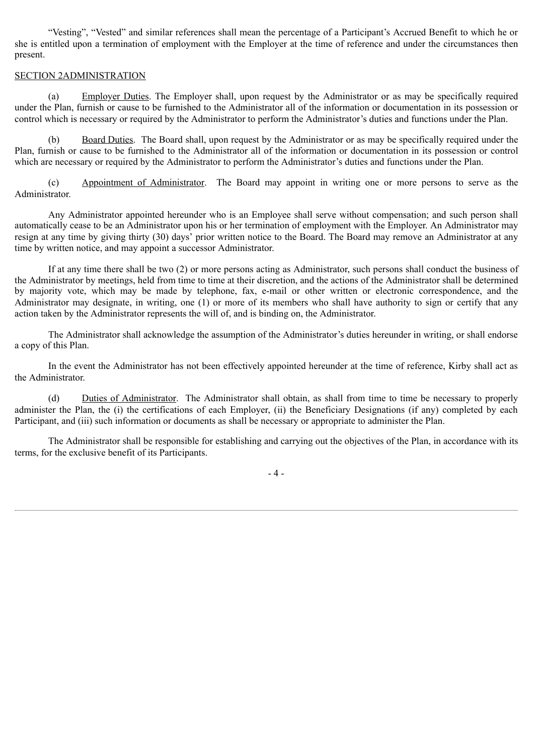"Vesting", "Vested" and similar references shall mean the percentage of a Participant's Accrued Benefit to which he or she is entitled upon a termination of employment with the Employer at the time of reference and under the circumstances then present.

SECTION 2ADMINISTRATION

(a) Employer Duties. The Employer shall, upon request by the Administrator or as may be specifically required under the Plan, furnish or cause to be furnished to the Administrator all of the information or documentation in its possession or control which is necessary or required by the Administrator to perform the Administrator's duties and functions under the Plan.

(b) Board Duties. The Board shall, upon request by the Administrator or as may be specifically required under the Plan, furnish or cause to be furnished to the Administrator all of the information or documentation in its possession or control which are necessary or required by the Administrator to perform the Administrator's duties and functions under the Plan.

(c) Appointment of Administrator. The Board may appoint in writing one or more persons to serve as the Administrator.

Any Administrator appointed hereunder who is an Employee shall serve without compensation; and such person shall automatically cease to be an Administrator upon his or her termination of employment with the Employer. An Administrator may resign at any time by giving thirty (30) days' prior written notice to the Board. The Board may remove an Administrator at any time by written notice, and may appoint a successor Administrator.

If at any time there shall be two (2) or more persons acting as Administrator, such persons shall conduct the business of the Administrator by meetings, held from time to time at their discretion, and the actions of the Administrator shall be determined by majority vote, which may be made by telephone, fax, e-mail or other written or electronic correspondence, and the Administrator may designate, in writing, one (1) or more of its members who shall have authority to sign or certify that any action taken by the Administrator represents the will of, and is binding on, the Administrator.

The Administrator shall acknowledge the assumption of the Administrator's duties hereunder in writing, or shall endorse a copy of this Plan.

In the event the Administrator has not been effectively appointed hereunder at the time of reference, Kirby shall act as the Administrator.

(d) Duties of Administrator. The Administrator shall obtain, as shall from time to time be necessary to properly administer the Plan, the (i) the certifications of each Employer, (ii) the Beneficiary Designations (if any) completed by each Participant, and (iii) such information or documents as shall be necessary or appropriate to administer the Plan.

The Administrator shall be responsible for establishing and carrying out the objectives of the Plan, in accordance with its terms, for the exclusive benefit of its Participants.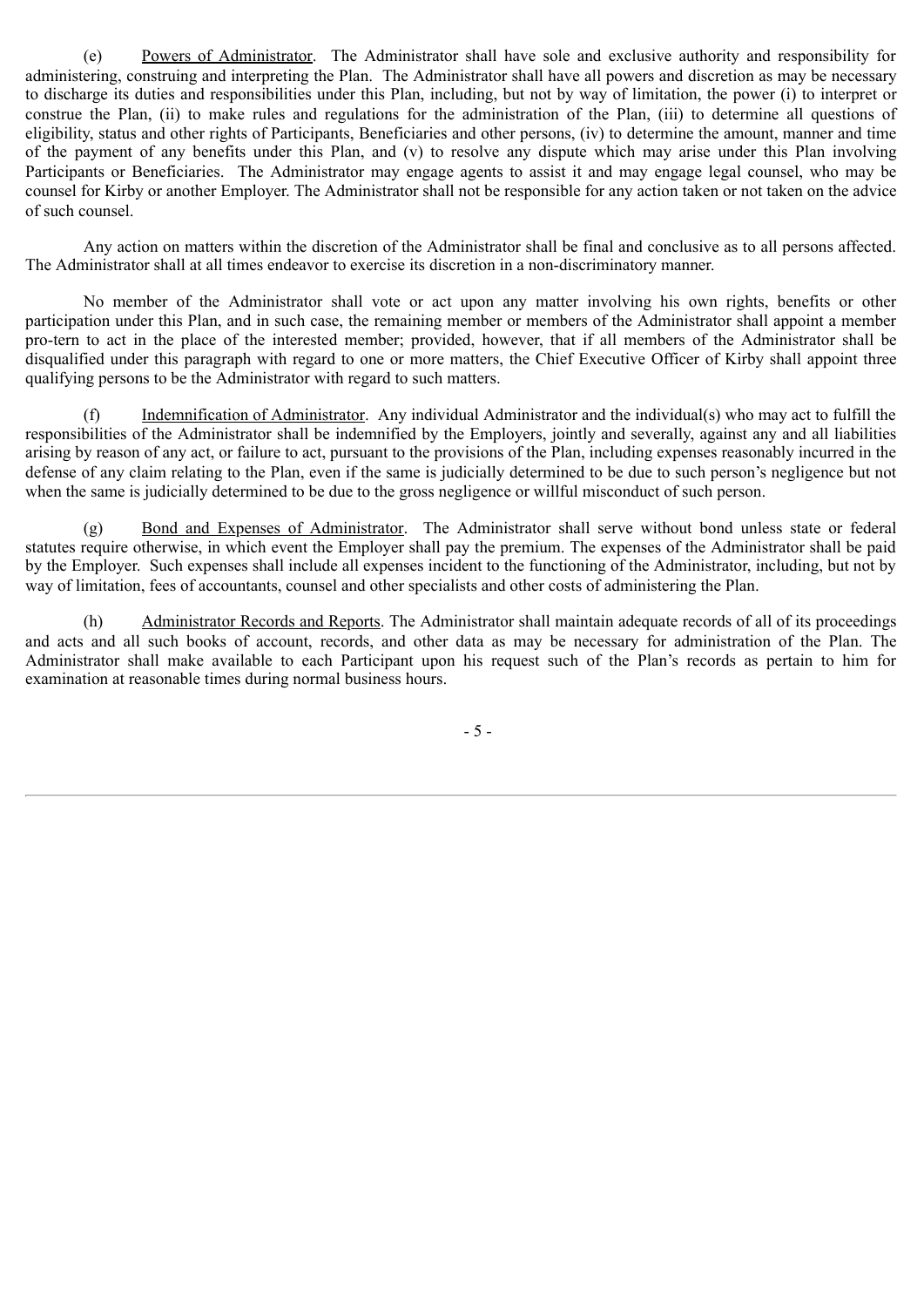(e) Powers of Administrator. The Administrator shall have sole and exclusive authority and responsibility for administering, construing and interpreting the Plan. The Administrator shall have all powers and discretion as may be necessary to discharge its duties and responsibilities under this Plan, including, but not by way of limitation, the power (i) to interpret or construe the Plan, (ii) to make rules and regulations for the administration of the Plan, (iii) to determine all questions of eligibility, status and other rights of Participants, Beneficiaries and other persons, (iv) to determine the amount, manner and time of the payment of any benefits under this Plan, and (v) to resolve any dispute which may arise under this Plan involving Participants or Beneficiaries. The Administrator may engage agents to assist it and may engage legal counsel, who may be counsel for Kirby or another Employer. The Administrator shall not be responsible for any action taken or not taken on the advice of such counsel.

Any action on matters within the discretion of the Administrator shall be final and conclusive as to all persons affected. The Administrator shall at all times endeavor to exercise its discretion in a non-discriminatory manner.

No member of the Administrator shall vote or act upon any matter involving his own rights, benefits or other participation under this Plan, and in such case, the remaining member or members of the Administrator shall appoint a member pro-tern to act in the place of the interested member; provided, however, that if all members of the Administrator shall be disqualified under this paragraph with regard to one or more matters, the Chief Executive Officer of Kirby shall appoint three qualifying persons to be the Administrator with regard to such matters.

(f) Indemnification of Administrator. Any individual Administrator and the individual(s) who may act to fulfill the responsibilities of the Administrator shall be indemnified by the Employers, jointly and severally, against any and all liabilities arising by reason of any act, or failure to act, pursuant to the provisions of the Plan, including expenses reasonably incurred in the defense of any claim relating to the Plan, even if the same is judicially determined to be due to such person's negligence but not when the same is judicially determined to be due to the gross negligence or willful misconduct of such person.

(g) Bond and Expenses of Administrator. The Administrator shall serve without bond unless state or federal statutes require otherwise, in which event the Employer shall pay the premium. The expenses of the Administrator shall be paid by the Employer. Such expenses shall include all expenses incident to the functioning of the Administrator, including, but not by way of limitation, fees of accountants, counsel and other specialists and other costs of administering the Plan.

(h) Administrator Records and Reports. The Administrator shall maintain adequate records of all of its proceedings and acts and all such books of account, records, and other data as may be necessary for administration of the Plan. The Administrator shall make available to each Participant upon his request such of the Plan's records as pertain to him for examination at reasonable times during normal business hours.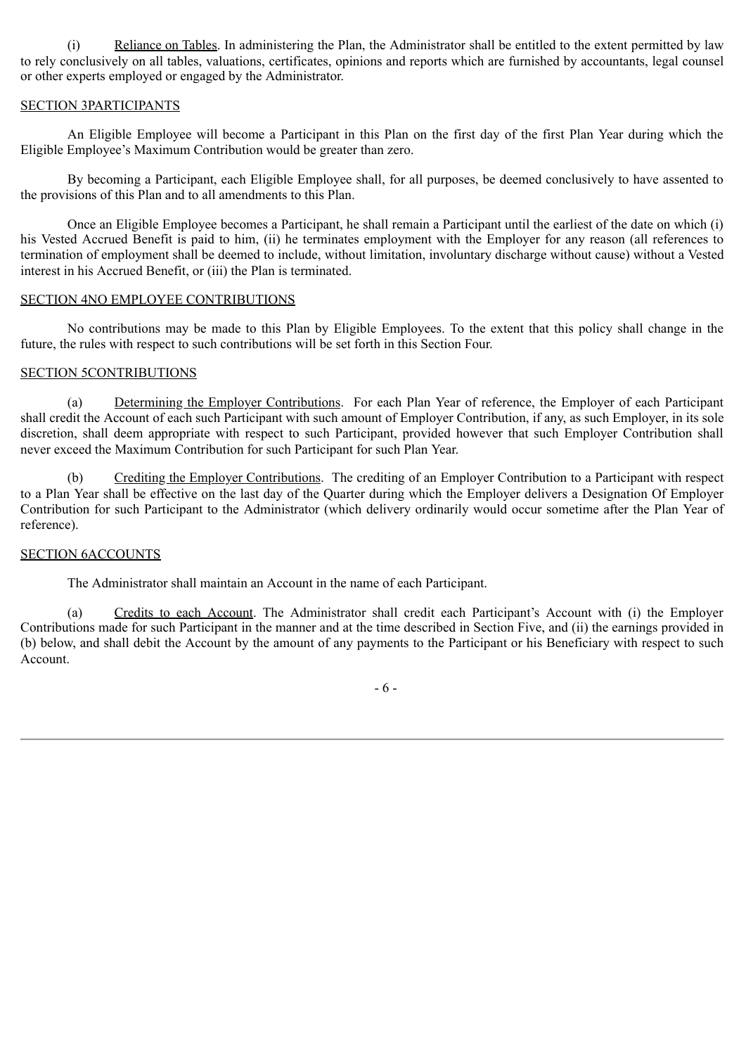(i) Reliance on Tables. In administering the Plan, the Administrator shall be entitled to the extent permitted by law to rely conclusively on all tables, valuations, certificates, opinions and reports which are furnished by accountants, legal counsel or other experts employed or engaged by the Administrator.

## SECTION 3PARTICIPANTS

An Eligible Employee will become a Participant in this Plan on the first day of the first Plan Year during which the Eligible Employee's Maximum Contribution would be greater than zero.

By becoming a Participant, each Eligible Employee shall, for all purposes, be deemed conclusively to have assented to the provisions of this Plan and to all amendments to this Plan.

Once an Eligible Employee becomes a Participant, he shall remain a Participant until the earliest of the date on which (i) his Vested Accrued Benefit is paid to him, (ii) he terminates employment with the Employer for any reason (all references to termination of employment shall be deemed to include, without limitation, involuntary discharge without cause) without a Vested interest in his Accrued Benefit, or (iii) the Plan is terminated.

## SECTION 4NO EMPLOYEE CONTRIBUTIONS

No contributions may be made to this Plan by Eligible Employees. To the extent that this policy shall change in the future, the rules with respect to such contributions will be set forth in this Section Four.

## SECTION 5CONTRIBUTIONS

(a) Determining the Employer Contributions. For each Plan Year of reference, the Employer of each Participant shall credit the Account of each such Participant with such amount of Employer Contribution, if any, as such Employer, in its sole discretion, shall deem appropriate with respect to such Participant, provided however that such Employer Contribution shall never exceed the Maximum Contribution for such Participant for such Plan Year.

(b) Crediting the Employer Contributions. The crediting of an Employer Contribution to a Participant with respect to a Plan Year shall be effective on the last day of the Quarter during which the Employer delivers a Designation Of Employer Contribution for such Participant to the Administrator (which delivery ordinarily would occur sometime after the Plan Year of reference).

## SECTION 6ACCOUNTS

The Administrator shall maintain an Account in the name of each Participant.

(a) Credits to each Account. The Administrator shall credit each Participant's Account with (i) the Employer Contributions made for such Participant in the manner and at the time described in Section Five, and (ii) the earnings provided in (b) below, and shall debit the Account by the amount of any payments to the Participant or his Beneficiary with respect to such Account.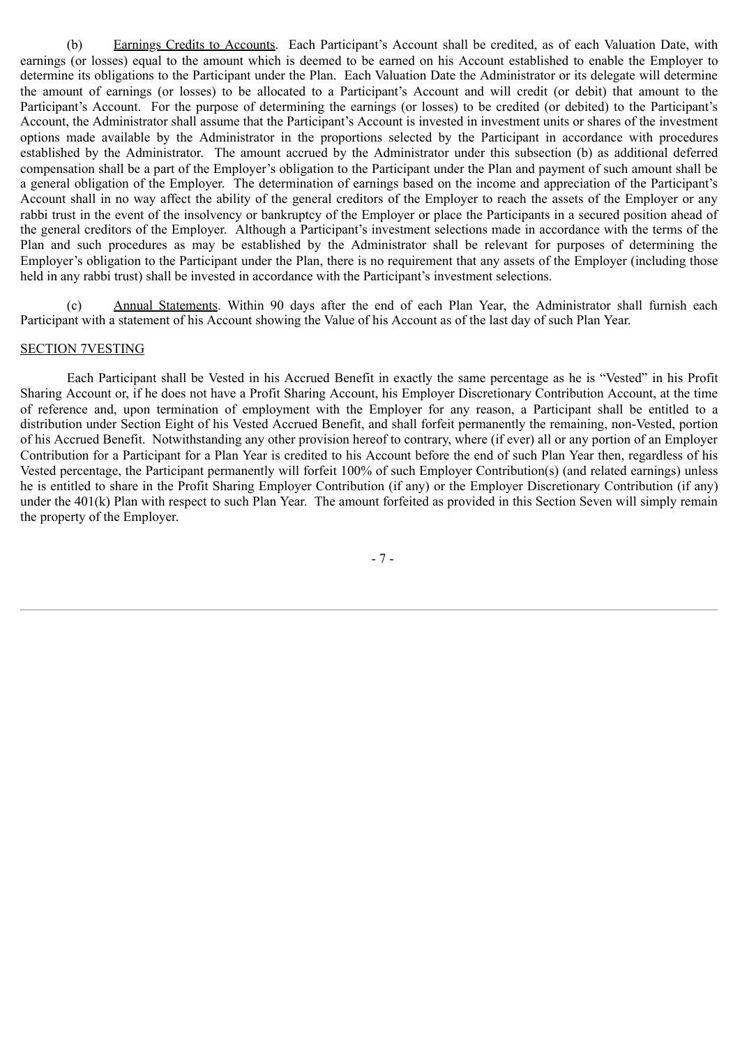(b) Earnings Credits to Accounts. Each Participant's Account shall be credited, as of each Valuation Date, with earnings (or losses) equal to the amount which is deemed to be earned on his Account established to enable the Employer to determine its obligations to the Participant under the Plan. Each Valuation Date the Administrator or its delegate will determine the amount of earnings (or losses) to be allocated to a Participant's Account and will credit (or debit) that amount to the Participant's Account. For the purpose of determining the earnings (or losses) to be credited (or debited) to the Participant's Account, the Administrator shall assume that the Participant's Account is invested in investment units or shares of the investment options made available by the Administrator in the proportions selected by the Participant in accordance with procedures established by the Administrator. The amount accrued by the Administrator under this subsection (b) as additional deferred compensation shall be a part of the Employer's obligation to the Participant under the Plan and payment of such amount shall be a general obligation of the Employer. The determination of earnings based on the income and appreciation of the Participant's Account shall in no way affect the ability of the general creditors of the Employer to reach the assets of the Employer or any rabbi trust in the event of the insolvency or bankruptcy of the Employer or place the Participants in a secured position ahead of the general creditors of the Employer. Although a Participant's investment selections made in accordance with the terms of the Plan and such procedures as may be established by the Administrator shall be relevant for purposes of determining the Employer's obligation to the Participant under the Plan, there is no requirement that any assets of the Employer (including those held in any rabbi trust) shall be invested in accordance with the Participant's investment selections.

(c) Annual Statements. Within 90 days after the end of each Plan Year, the Administrator shall furnish each Participant with a statement of his Account showing the Value of his Account as of the last day of such Plan Year.

SECTION 7VESTING

Each Participant shall be Vested in his Accrued Benefit in exactly the same percentage as he is "Vested" in his Profit Sharing Account or, if he does not have a Profit Sharing Account, his Employer Discretionary Contribution Account, at the time of reference and, upon termination of employment with the Employer for any reason, a Participant shall be entitled to a distribution under Section Eight of his Vested Accrued Benefit, and shall forfeit permanently the remaining, non-Vested, portion of his Accrued Benefit. Notwithstanding any other provision hereof to contrary, where (if ever) all or any portion of an Employer Contribution for a Participant for a Plan Year is credited to his Account before the end of such Plan Year then, regardless of his Vested percentage, the Participant permanently will forfeit 100% of such Employer Contribution(s) (and related earnings) unless he is entitled to share in the Profit Sharing Employer Contribution (if any) or the Employer Discretionary Contribution (if any) under the 401(k) Plan with respect to such Plan Year. The amount forfeited as provided in this Section Seven will simply remain the property of the Employer.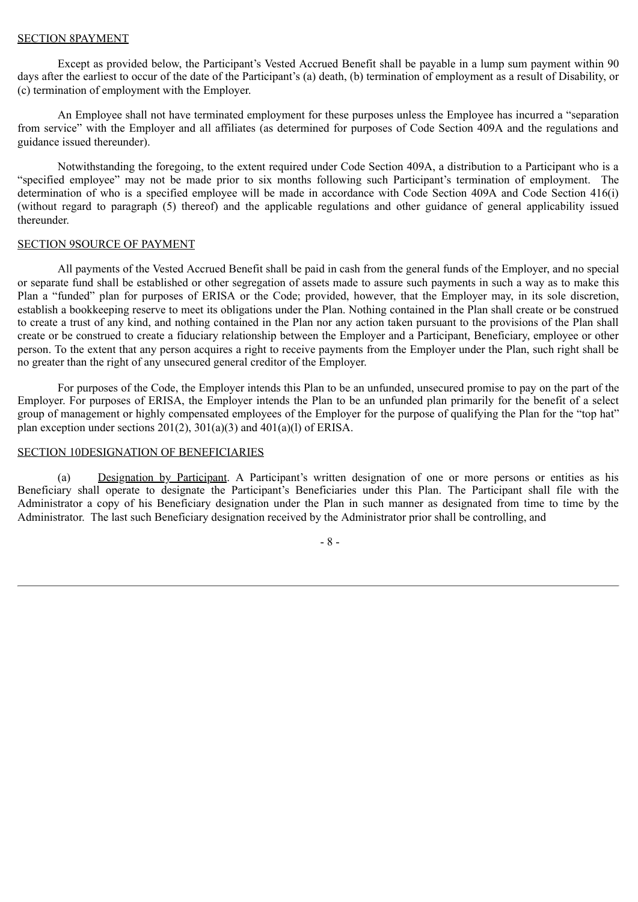SECTION 8PAYMENT

Except as provided below, the Participant's Vested Accrued Benefit shall be payable in a lump sum payment within 90 days after the earliest to occur of the date of the Participant's (a) death, (b) termination of employment as a result of Disability, or (c) termination of employment with the Employer.

An Employee shall not have terminated employment for these purposes unless the Employee has incurred a "separation from service" with the Employer and all affiliates (as determined for purposes of Code Section 409A and the regulations and guidance issued thereunder).

Notwithstanding the foregoing, to the extent required under Code Section 409A, a distribution to a Participant who is a "specified employee" may not be made prior to six months following such Participant's termination of employment. The determination of who is a specified employee will be made in accordance with Code Section 409A and Code Section 416(i) (without regard to paragraph (5) thereof) and the applicable regulations and other guidance of general applicability issued thereunder.

SECTION 9SOURCE OF PAYMENT

All payments of the Vested Accrued Benefit shall be paid in cash from the general funds of the Employer, and no special or separate fund shall be established or other segregation of assets made to assure such payments in such a way as to make this Plan a "funded" plan for purposes of ERISA or the Code; provided, however, that the Employer may, in its sole discretion, establish a bookkeeping reserve to meet its obligations under the Plan. Nothing contained in the Plan shall create or be construed to create a trust of any kind, and nothing contained in the Plan nor any action taken pursuant to the provisions of the Plan shall create or be construed to create a fiduciary relationship between the Employer and a Participant, Beneficiary, employee or other person. To the extent that any person acquires a right to receive payments from the Employer under the Plan, such right shall be no greater than the right of any unsecured general creditor of the Employer.

For purposes of the Code, the Employer intends this Plan to be an unfunded, unsecured promise to pay on the part of the Employer. For purposes of ERISA, the Employer intends the Plan to be an unfunded plan primarily for the benefit of a select group of management or highly compensated employees of the Employer for the purpose of qualifying the Plan for the "top hat" plan exception under sections 201(2), 301(a)(3) and 401(a)(l) of ERISA.

SECTION 10DESIGNATION OF BENEFICIARIES

(a) Designation by Participant. A Participant's written designation of one or more persons or entities as his Beneficiary shall operate to designate the Participant's Beneficiaries under this Plan. The Participant shall file with the Administrator a copy of his Beneficiary designation under the Plan in such manner as designated from time to time by the Administrator. The last such Beneficiary designation received by the Administrator prior shall be controlling, and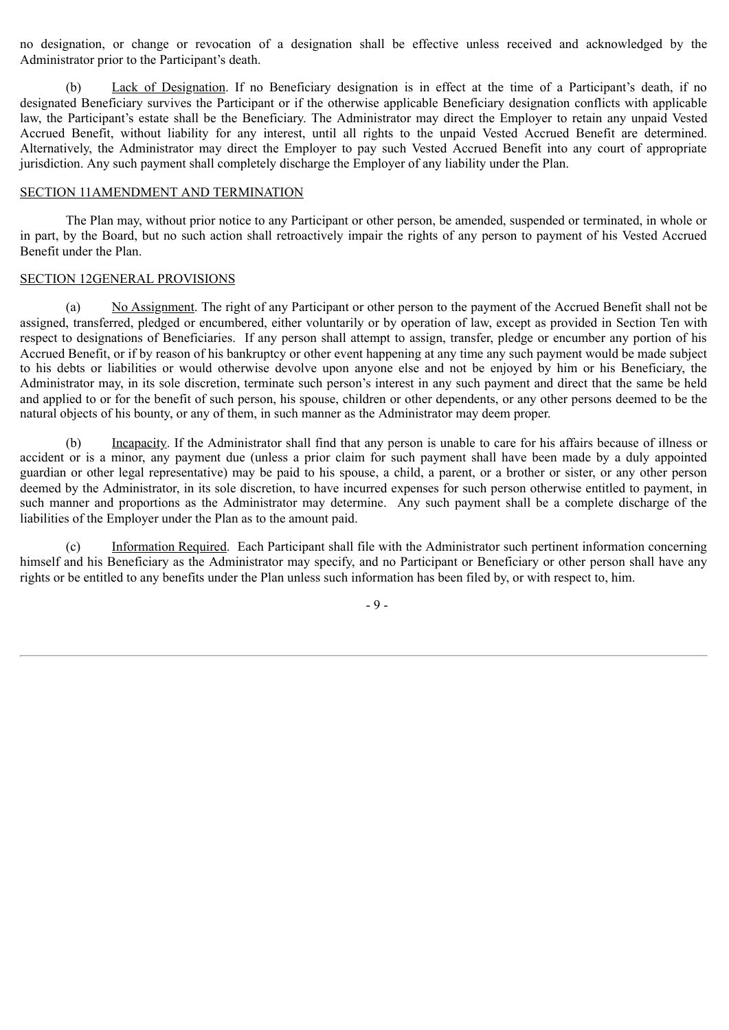no designation, or change or revocation of a designation shall be effective unless received and acknowledged by the Administrator prior to the Participant's death.

(b) Lack of Designation. If no Beneficiary designation is in effect at the time of a Participant's death, if no designated Beneficiary survives the Participant or if the otherwise applicable Beneficiary designation conflicts with applicable law, the Participant's estate shall be the Beneficiary. The Administrator may direct the Employer to retain any unpaid Vested Accrued Benefit, without liability for any interest, until all rights to the unpaid Vested Accrued Benefit are determined. Alternatively, the Administrator may direct the Employer to pay such Vested Accrued Benefit into any court of appropriate jurisdiction. Any such payment shall completely discharge the Employer of any liability under the Plan.

## SECTION 11AMENDMENT AND TERMINATION

The Plan may, without prior notice to any Participant or other person, be amended, suspended or terminated, in whole or in part, by the Board, but no such action shall retroactively impair the rights of any person to payment of his Vested Accrued Benefit under the Plan.

## SECTION 12GENERAL PROVISIONS

(a) No Assignment. The right of any Participant or other person to the payment of the Accrued Benefit shall not be assigned, transferred, pledged or encumbered, either voluntarily or by operation of law, except as provided in Section Ten with respect to designations of Beneficiaries. If any person shall attempt to assign, transfer, pledge or encumber any portion of his Accrued Benefit, or if by reason of his bankruptcy or other event happening at any time any such payment would be made subject to his debts or liabilities or would otherwise devolve upon anyone else and not be enjoyed by him or his Beneficiary, the Administrator may, in its sole discretion, terminate such person's interest in any such payment and direct that the same be held and applied to or for the benefit of such person, his spouse, children or other dependents, or any other persons deemed to be the natural objects of his bounty, or any of them, in such manner as the Administrator may deem proper.

(b) Incapacity. If the Administrator shall find that any person is unable to care for his affairs because of illness or accident or is a minor, any payment due (unless a prior claim for such payment shall have been made by a duly appointed guardian or other legal representative) may be paid to his spouse, a child, a parent, or a brother or sister, or any other person deemed by the Administrator, in its sole discretion, to have incurred expenses for such person otherwise entitled to payment, in such manner and proportions as the Administrator may determine. Any such payment shall be a complete discharge of the liabilities of the Employer under the Plan as to the amount paid.

(c) Information Required. Each Participant shall file with the Administrator such pertinent information concerning himself and his Beneficiary as the Administrator may specify, and no Participant or Beneficiary or other person shall have any rights or be entitled to any benefits under the Plan unless such information has been filed by, or with respect to, him.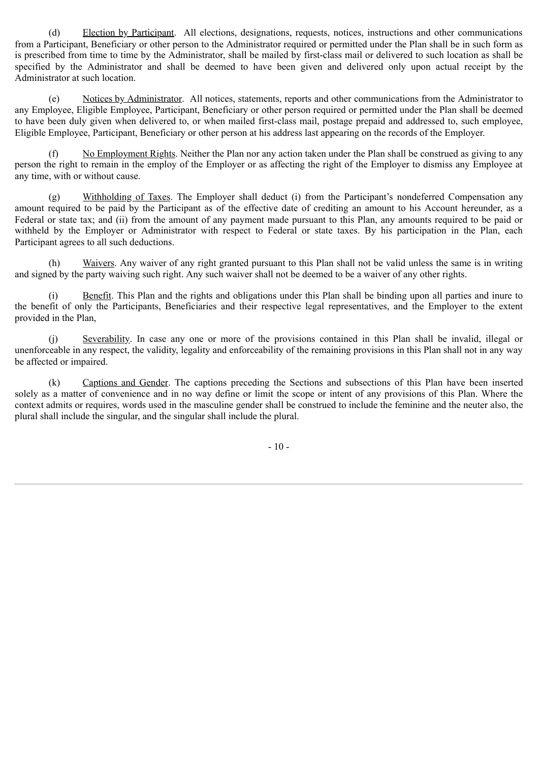(d) Election by Participant. All elections, designations, requests, notices, instructions and other communications from a Participant, Beneficiary or other person to the Administrator required or permitted under the Plan shall be in such form as is prescribed from time to time by the Administrator, shall be mailed by first-class mail or delivered to such location as shall be specified by the Administrator and shall be deemed to have been given and delivered only upon actual receipt by the Administrator at such location.

(e) Notices by Administrator. All notices, statements, reports and other communications from the Administrator to any Employee, Eligible Employee, Participant, Beneficiary or other person required or permitted under the Plan shall be deemed to have been duly given when delivered to, or when mailed first-class mail, postage prepaid and addressed to, such employee, Eligible Employee, Participant, Beneficiary or other person at his address last appearing on the records of the Employer.

(f) No Employment Rights. Neither the Plan nor any action taken under the Plan shall be construed as giving to any person the right to remain in the employ of the Employer or as affecting the right of the Employer to dismiss any Employee at any time, with or without cause.

(g) Withholding of Taxes. The Employer shall deduct (i) from the Participant's nondeferred Compensation any amount required to be paid by the Participant as of the effective date of crediting an amount to his Account hereunder, as a Federal or state tax; and (ii) from the amount of any payment made pursuant to this Plan, any amounts required to be paid or withheld by the Employer or Administrator with respect to Federal or state taxes. By his participation in the Plan, each Participant agrees to all such deductions.

(h) Waivers. Any waiver of any right granted pursuant to this Plan shall not be valid unless the same is in writing and signed by the party waiving such right. Any such waiver shall not be deemed to be a waiver of any other rights.

(i) Benefit. This Plan and the rights and obligations under this Plan shall be binding upon all parties and inure to the benefit of only the Participants, Beneficiaries and their respective legal representatives, and the Employer to the extent provided in the Plan,

(j) Severability. In case any one or more of the provisions contained in this Plan shall be invalid, illegal or unenforceable in any respect, the validity, legality and enforceability of the remaining provisions in this Plan shall not in any way be affected or impaired.

(k) Captions and Gender. The captions preceding the Sections and subsections of this Plan have been inserted solely as a matter of convenience and in no way define or limit the scope or intent of any provisions of this Plan. Where the context admits or requires, words used in the masculine gender shall be construed to include the feminine and the neuter also, the plural shall include the singular, and the singular shall include the plural.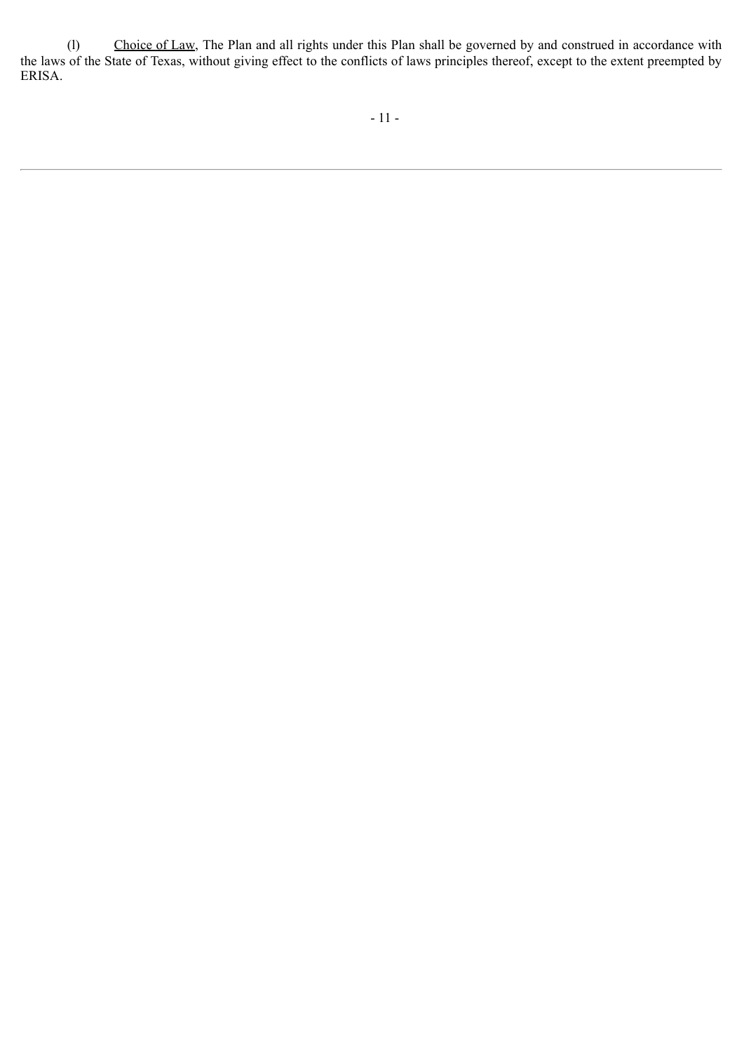(l) Choice of Law, The Plan and all rights under this Plan shall be governed by and construed in accordance with the laws of the State of Texas, without giving effect to the conflicts of laws principles thereof, except to the extent preempted by ERISA.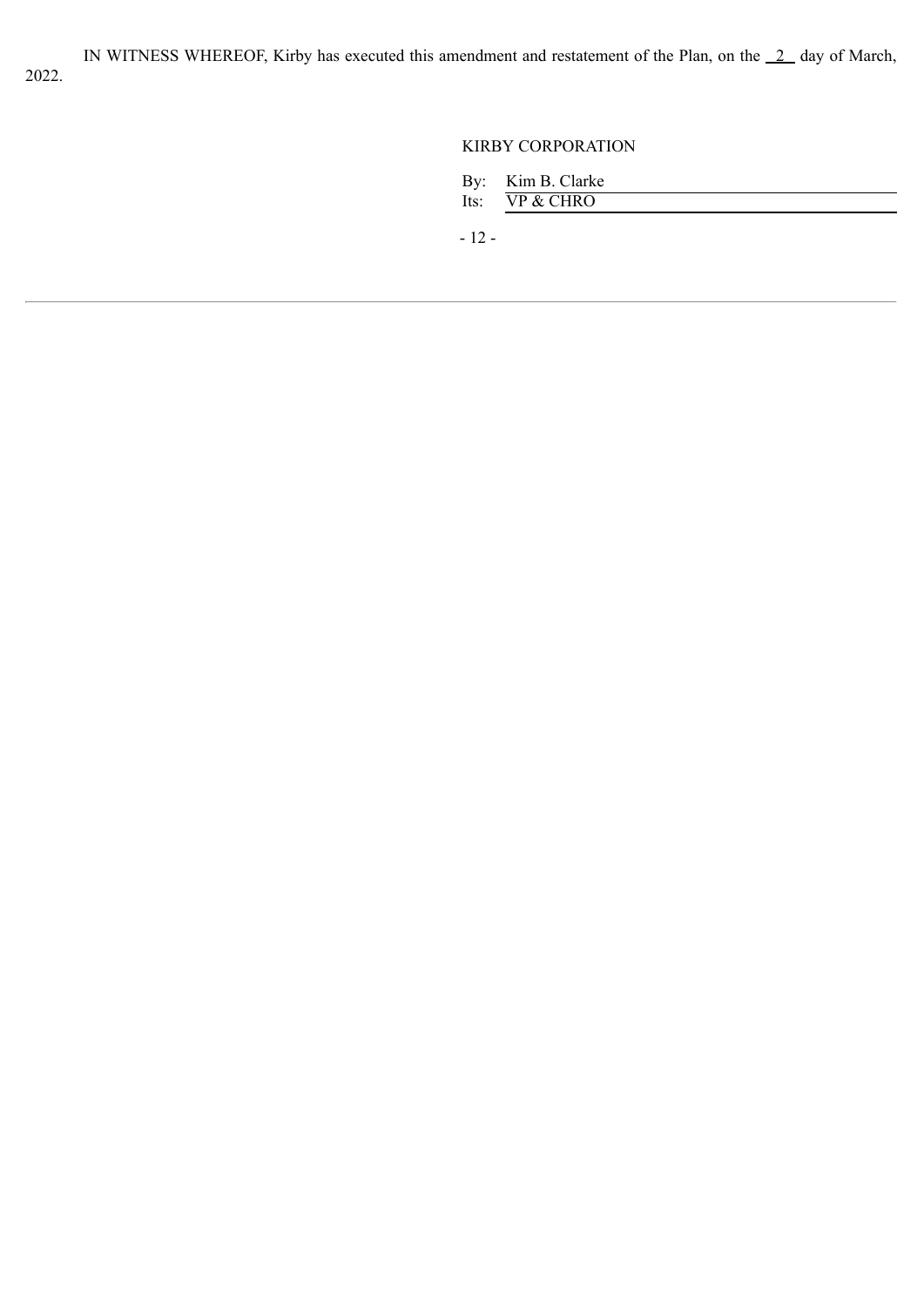IN WITNESS WHEREOF, Kirby has executed this amendment and restatement of the Plan, on the 2 day of March, 2022.

KIRBY CORPORATION

By: Kim B. Clarke
Its: VP & CHRO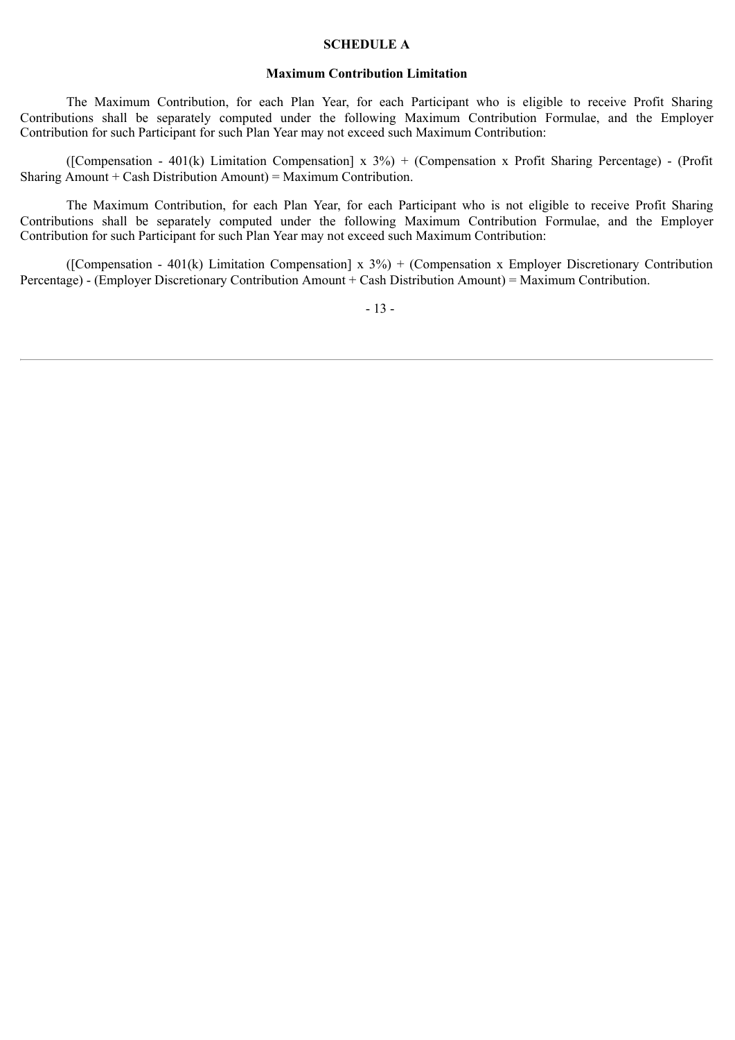## SCHEDULE A

### Maximum Contribution Limitation

The Maximum Contribution, for each Plan Year, for each Participant who is eligible to receive Profit Sharing Contributions shall be separately computed under the following Maximum Contribution Formulae, and the Employer Contribution for such Participant for such Plan Year may not exceed such Maximum Contribution:

([Compensation - 401(k) Limitation Compensation] x 3%) + (Compensation x Profit Sharing Percentage) - (Profit Sharing Amount + Cash Distribution Amount) = Maximum Contribution.

The Maximum Contribution, for each Plan Year, for each Participant who is not eligible to receive Profit Sharing Contributions shall be separately computed under the following Maximum Contribution Formulae, and the Employer Contribution for such Participant for such Plan Year may not exceed such Maximum Contribution:

([Compensation - 401(k) Limitation Compensation] x 3%) + (Compensation x Employer Discretionary Contribution Percentage) - (Employer Discretionary Contribution Amount + Cash Distribution Amount) = Maximum Contribution.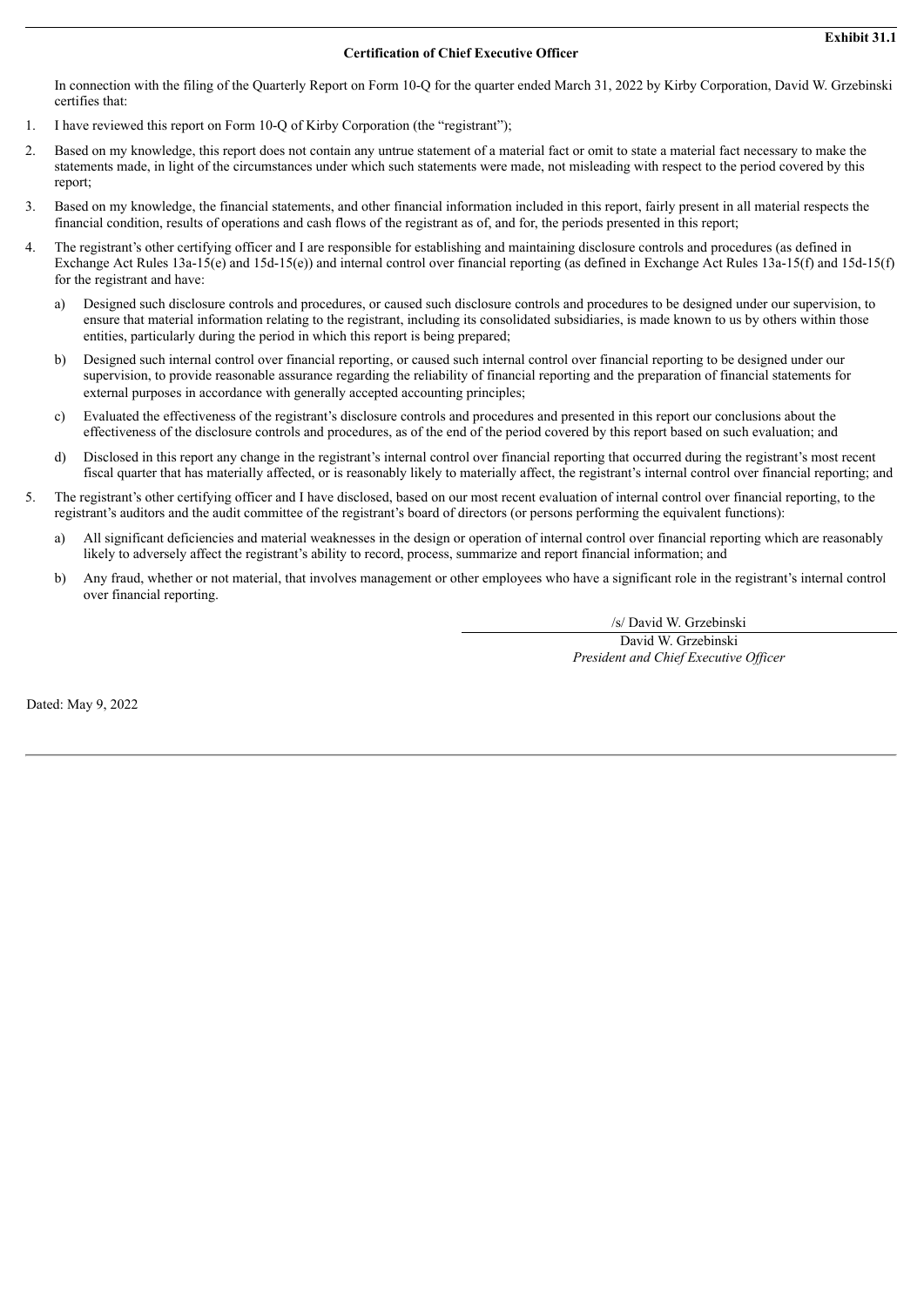**Exhibit 31.1**

**Certification of Chief Executive Officer**

In connection with the filing of the Quarterly Report on Form 10-Q for the quarter ended March 31, 2022 by Kirby Corporation, David W. Grzebinski certifies that:

1. I have reviewed this report on Form 10-Q of Kirby Corporation (the "registrant");
2. Based on my knowledge, this report does not contain any untrue statement of a material fact or omit to state a material fact necessary to make the statements made, in light of the circumstances under which such statements were made, not misleading with respect to the period covered by this report;
3. Based on my knowledge, the financial statements, and other financial information included in this report, fairly present in all material respects the financial condition, results of operations and cash flows of the registrant as of, and for, the periods presented in this report;
4. The registrant's other certifying officer and I are responsible for establishing and maintaining disclosure controls and procedures (as defined in Exchange Act Rules 13a-15(e) and 15d-15(e)) and internal control over financial reporting (as defined in Exchange Act Rules 13a-15(f) and 15d-15(f) for the registrant and have:
   a) Designed such disclosure controls and procedures, or caused such disclosure controls and procedures to be designed under our supervision, to ensure that material information relating to the registrant, including its consolidated subsidiaries, is made known to us by others within those entities, particularly during the period in which this report is being prepared;
   b) Designed such internal control over financial reporting, or caused such internal control over financial reporting to be designed under our supervision, to provide reasonable assurance regarding the reliability of financial reporting and the preparation of financial statements for external purposes in accordance with generally accepted accounting principles;
   c) Evaluated the effectiveness of the registrant's disclosure controls and procedures and presented in this report our conclusions about the effectiveness of the disclosure controls and procedures, as of the end of the period covered by this report based on such evaluation; and
   d) Disclosed in this report any change in the registrant's internal control over financial reporting that occurred during the registrant's most recent fiscal quarter that has materially affected, or is reasonably likely to materially affect, the registrant's internal control over financial reporting; and
5. The registrant's other certifying officer and I have disclosed, based on our most recent evaluation of internal control over financial reporting, to the registrant's auditors and the audit committee of the registrant's board of directors (or persons performing the equivalent functions):
   a) All significant deficiencies and material weaknesses in the design or operation of internal control over financial reporting which are reasonably likely to adversely affect the registrant's ability to record, process, summarize and report financial information; and
   b) Any fraud, whether or not material, that involves management or other employees who have a significant role in the registrant's internal control over financial reporting.

/s/ David W. Grzebinski

David W. Grzebinski
*President and Chief Executive Officer*

Dated: May 9, 2022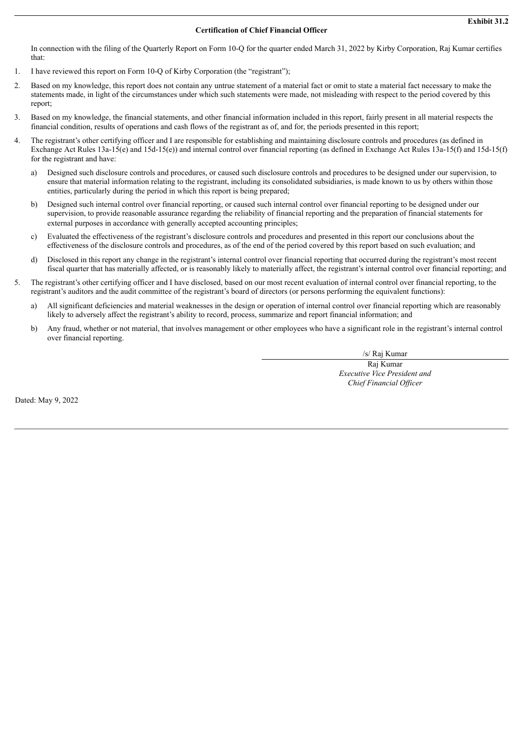**Exhibit 31.2**

**Certification of Chief Financial Officer**

In connection with the filing of the Quarterly Report on Form 10-Q for the quarter ended March 31, 2022 by Kirby Corporation, Raj Kumar certifies that:

1. I have reviewed this report on Form 10-Q of Kirby Corporation (the "registrant");
2. Based on my knowledge, this report does not contain any untrue statement of a material fact or omit to state a material fact necessary to make the statements made, in light of the circumstances under which such statements were made, not misleading with respect to the period covered by this report;
3. Based on my knowledge, the financial statements, and other financial information included in this report, fairly present in all material respects the financial condition, results of operations and cash flows of the registrant as of, and for, the periods presented in this report;
4. The registrant's other certifying officer and I are responsible for establishing and maintaining disclosure controls and procedures (as defined in Exchange Act Rules 13a-15(e) and 15d-15(e)) and internal control over financial reporting (as defined in Exchange Act Rules 13a-15(f) and 15d-15(f) for the registrant and have:
   a) Designed such disclosure controls and procedures, or caused such disclosure controls and procedures to be designed under our supervision, to ensure that material information relating to the registrant, including its consolidated subsidiaries, is made known to us by others within those entities, particularly during the period in which this report is being prepared;
   b) Designed such internal control over financial reporting, or caused such internal control over financial reporting to be designed under our supervision, to provide reasonable assurance regarding the reliability of financial reporting and the preparation of financial statements for external purposes in accordance with generally accepted accounting principles;
   c) Evaluated the effectiveness of the registrant's disclosure controls and procedures and presented in this report our conclusions about the effectiveness of the disclosure controls and procedures, as of the end of the period covered by this report based on such evaluation; and
   d) Disclosed in this report any change in the registrant's internal control over financial reporting that occurred during the registrant's most recent fiscal quarter that has materially affected, or is reasonably likely to materially affect, the registrant's internal control over financial reporting; and
5. The registrant's other certifying officer and I have disclosed, based on our most recent evaluation of internal control over financial reporting, to the registrant's auditors and the audit committee of the registrant's board of directors (or persons performing the equivalent functions):
   a) All significant deficiencies and material weaknesses in the design or operation of internal control over financial reporting which are reasonably likely to adversely affect the registrant's ability to record, process, summarize and report financial information; and
   b) Any fraud, whether or not material, that involves management or other employees who have a significant role in the registrant's internal control over financial reporting.

/s/ Raj Kumar

Raj Kumar
*Executive Vice President and*
*Chief Financial Officer*

Dated: May 9, 2022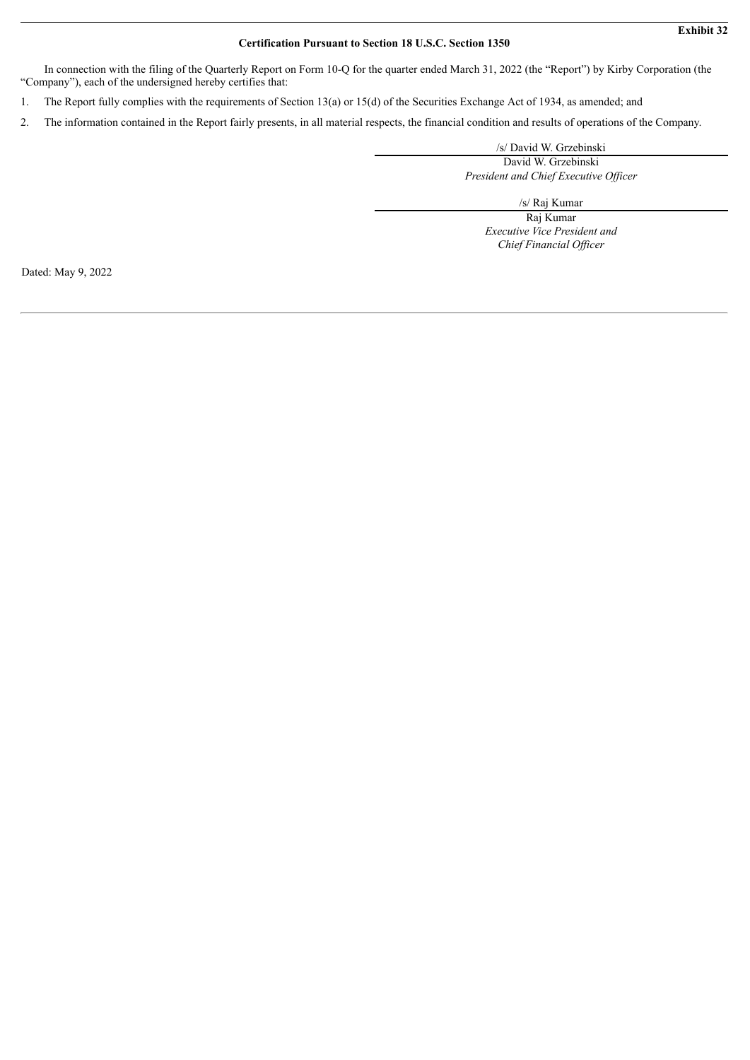**Exhibit 32**

**Certification Pursuant to Section 18 U.S.C. Section 1350**

In connection with the filing of the Quarterly Report on Form 10-Q for the quarter ended March 31, 2022 (the “Report”) by Kirby Corporation (the “Company”), each of the undersigned hereby certifies that:

1. The Report fully complies with the requirements of Section 13(a) or 15(d) of the Securities Exchange Act of 1934, as amended; and

2. The information contained in the Report fairly presents, in all material respects, the financial condition and results of operations of the Company.

/s/ David W. Grzebinski

David W. Grzebinski
*President and Chief Executive Officer*

/s/ Raj Kumar

Raj Kumar
*Executive Vice President and*
*Chief Financial Officer*

Dated: May 9, 2022